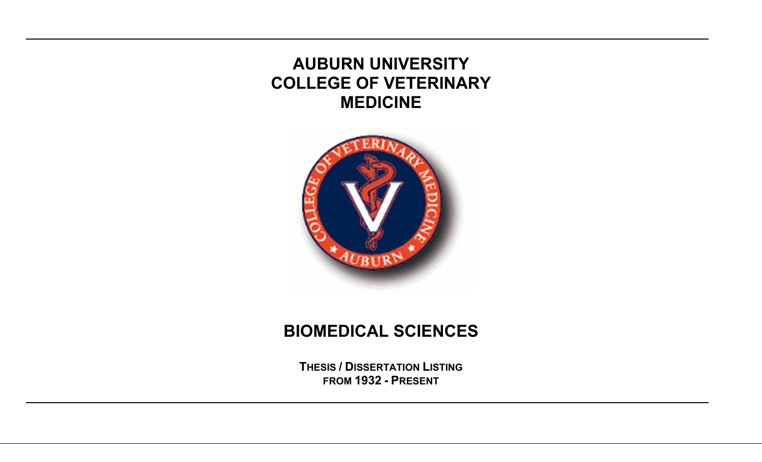# AUBURN UNIVERSITY COLLEGE OF VETERINARY MEDICINE

## BIOMEDICAL SCIENCES

**THESIS / DISSERTATION LISTING**
**FROM 1932 - PRESENT**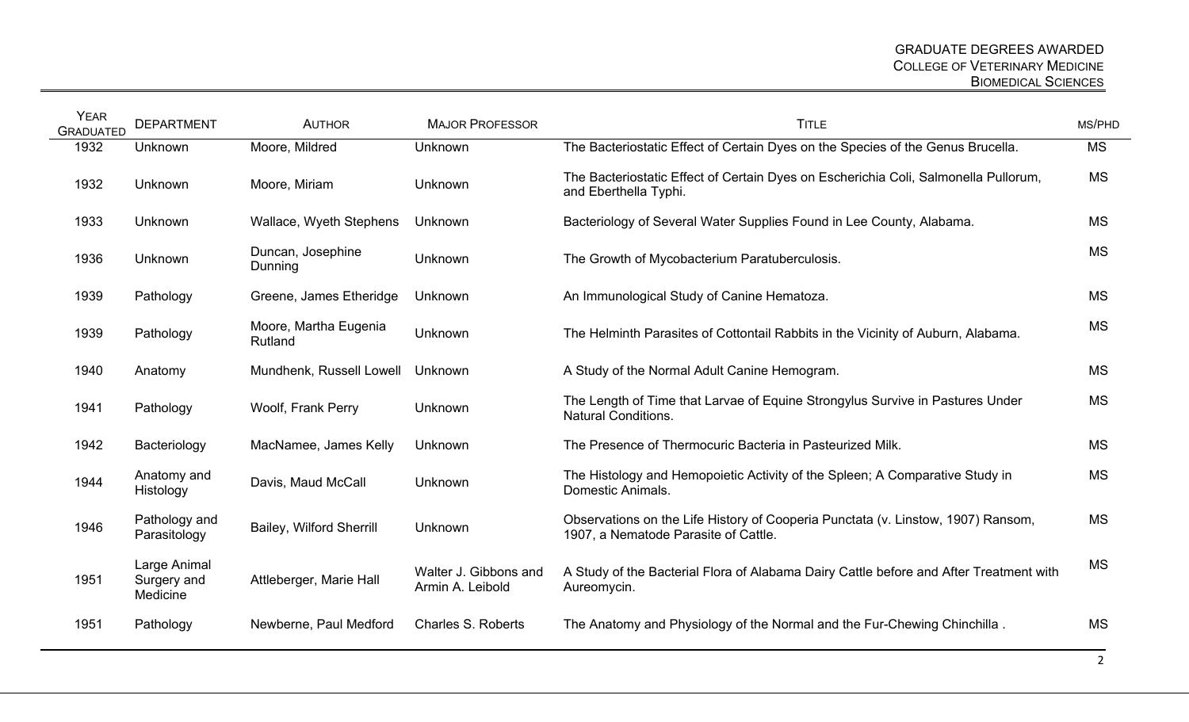| Year Graduated | Department | Author | Major Professor | Title | MS/PHD |
|---|---|---|---|---|---|
| 1932 | Unknown | Moore, Mildred | Unknown | The Bacteriostatic Effect of Certain Dyes on the Species of the Genus Brucella. | MS |
| 1932 | Unknown | Moore, Miriam | Unknown | The Bacteriostatic Effect of Certain Dyes on Escherichia Coli, Salmonella Pullorum, and Eberthella Typhi. | MS |
| 1933 | Unknown | Wallace, Wyeth Stephens | Unknown | Bacteriology of Several Water Supplies Found in Lee County, Alabama. | MS |
| 1936 | Unknown | Duncan, Josephine Dunning | Unknown | The Growth of Mycobacterium Paratuberculosis. | MS |
| 1939 | Pathology | Greene, James Etheridge | Unknown | An Immunological Study of Canine Hematoza. | MS |
| 1939 | Pathology | Moore, Martha Eugenia Rutland | Unknown | The Helminth Parasites of Cottontail Rabbits in the Vicinity of Auburn, Alabama. | MS |
| 1940 | Anatomy | Mundhenk, Russell Lowell | Unknown | A Study of the Normal Adult Canine Hemogram. | MS |
| 1941 | Pathology | Woolf, Frank Perry | Unknown | The Length of Time that Larvae of Equine Strongylus Survive in Pastures Under Natural Conditions. | MS |
| 1942 | Bacteriology | MacNamee, James Kelly | Unknown | The Presence of Thermocuric Bacteria in Pasteurized Milk. | MS |
| 1944 | Anatomy and Histology | Davis, Maud McCall | Unknown | The Histology and Hemopoietic Activity of the Spleen; A Comparative Study in Domestic Animals. | MS |
| 1946 | Pathology and Parasitology | Bailey, Wilford Sherrill | Unknown | Observations on the Life History of Cooperia Punctata (v. Linstow, 1907) Ransom, 1907, a Nematode Parasite of Cattle. | MS |
| 1951 | Large Animal Surgery and Medicine | Attleberger, Marie Hall | Walter J. Gibbons and Armin A. Leibold | A Study of the Bacterial Flora of Alabama Dairy Cattle before and After Treatment with Aureomycin. | MS |
| 1951 | Pathology | Newberne, Paul Medford | Charles S. Roberts | The Anatomy and Physiology of the Normal and the Fur-Chewing Chinchilla . | MS |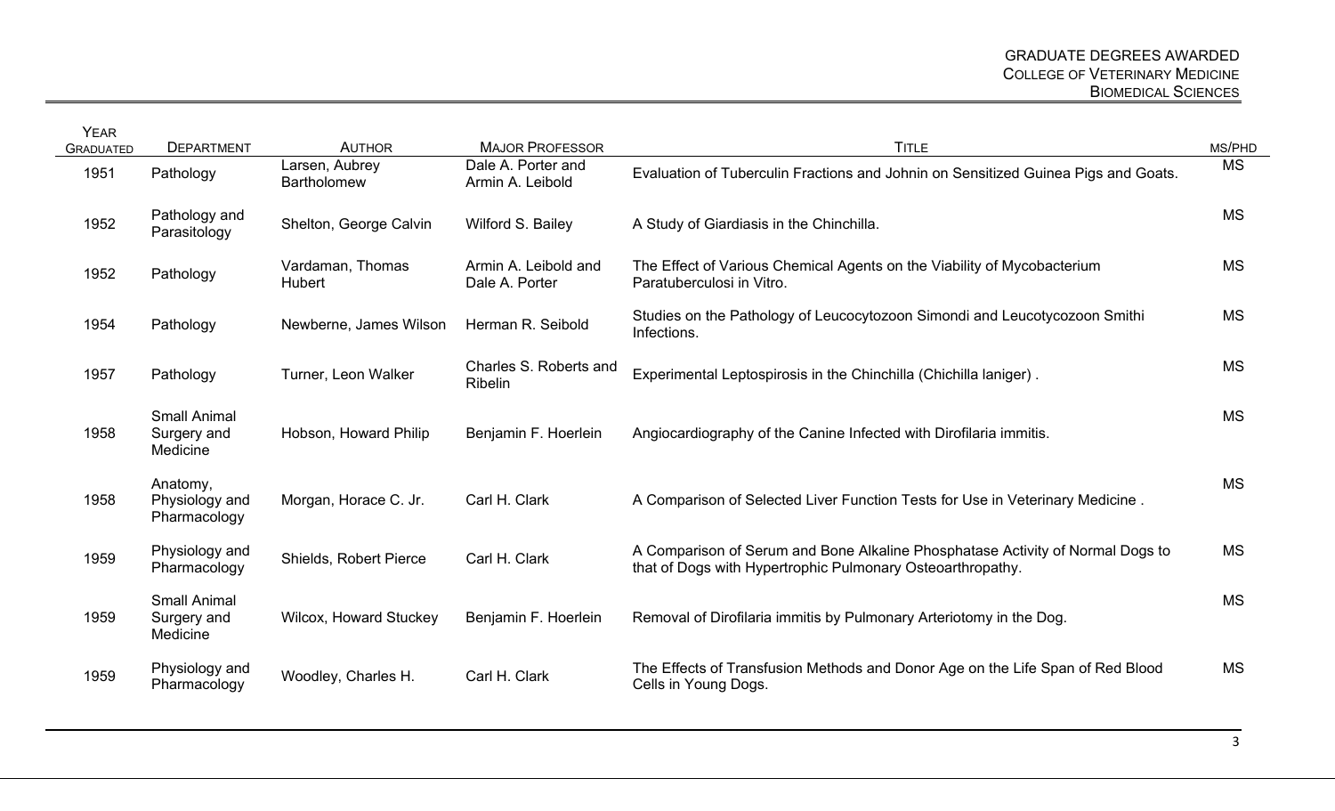| Year Graduated | Department | Author | Major Professor | Title | MS/PhD |
|---|---|---|---|---|---|
| 1951 | Pathology | Larsen, Aubrey Bartholomew | Dale A. Porter and Armin A. Leibold | Evaluation of Tuberculin Fractions and Johnin on Sensitized Guinea Pigs and Goats. | MS |
| 1952 | Pathology and Parasitology | Shelton, George Calvin | Wilford S. Bailey | A Study of Giardiasis in the Chinchilla. | MS |
| 1952 | Pathology | Vardaman, Thomas Hubert | Armin A. Leibold and Dale A. Porter | The Effect of Various Chemical Agents on the Viability of Mycobacterium Paratuberculosi in Vitro. | MS |
| 1954 | Pathology | Newberne, James Wilson | Herman R. Seibold | Studies on the Pathology of Leucocytozoon Simondi and Leucotycozoon Smithi Infections. | MS |
| 1957 | Pathology | Turner, Leon Walker | Charles S. Roberts and Ribelin | Experimental Leptospirosis in the Chinchilla (Chichilla laniger) . | MS |
| 1958 | Small Animal Surgery and Medicine | Hobson, Howard Philip | Benjamin F. Hoerlein | Angiocardiography of the Canine Infected with Dirofilaria immitis. | MS |
| 1958 | Anatomy, Physiology and Pharmacology | Morgan, Horace C. Jr. | Carl H. Clark | A Comparison of Selected Liver Function Tests for Use in Veterinary Medicine . | MS |
| 1959 | Physiology and Pharmacology | Shields, Robert Pierce | Carl H. Clark | A Comparison of Serum and Bone Alkaline Phosphatase Activity of Normal Dogs to that of Dogs with Hypertrophic Pulmonary Osteoarthropathy. | MS |
| 1959 | Small Animal Surgery and Medicine | Wilcox, Howard Stuckey | Benjamin F. Hoerlein | Removal of Dirofilaria immitis by Pulmonary Arteriotomy in the Dog. | MS |
| 1959 | Physiology and Pharmacology | Woodley, Charles H. | Carl H. Clark | The Effects of Transfusion Methods and Donor Age on the Life Span of Red Blood Cells in Young Dogs. | MS |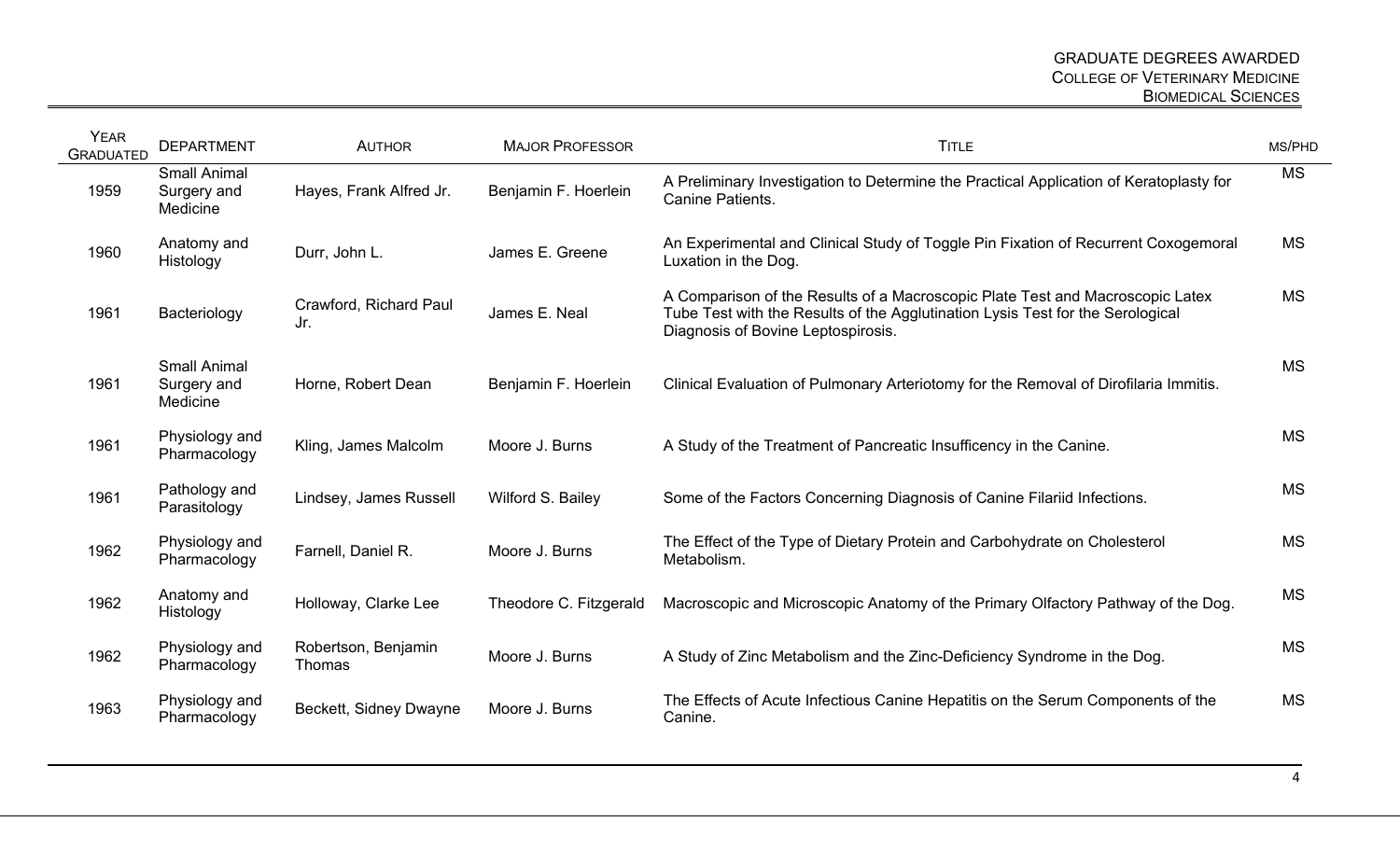| Year Graduated | Department | Author | Major Professor | Title | MS/PhD |
|---|---|---|---|---|---|
| 1959 | Small Animal Surgery and Medicine | Hayes, Frank Alfred Jr. | Benjamin F. Hoerlein | A Preliminary Investigation to Determine the Practical Application of Keratoplasty for Canine Patients. | MS |
| 1960 | Anatomy and Histology | Durr, John L. | James E. Greene | An Experimental and Clinical Study of Toggle Pin Fixation of Recurrent Coxogemoral Luxation in the Dog. | MS |
| 1961 | Bacteriology | Crawford, Richard Paul Jr. | James E. Neal | A Comparison of the Results of a Macroscopic Plate Test and Macroscopic Latex Tube Test with the Results of the Agglutination Lysis Test for the Serological Diagnosis of Bovine Leptospirosis. | MS |
| 1961 | Small Animal Surgery and Medicine | Horne, Robert Dean | Benjamin F. Hoerlein | Clinical Evaluation of Pulmonary Arteriotomy for the Removal of Dirofilaria Immitis. | MS |
| 1961 | Physiology and Pharmacology | Kling, James Malcolm | Moore J. Burns | A Study of the Treatment of Pancreatic Insufficency in the Canine. | MS |
| 1961 | Pathology and Parasitology | Lindsey, James Russell | Wilford S. Bailey | Some of the Factors Concerning Diagnosis of Canine Filariid Infections. | MS |
| 1962 | Physiology and Pharmacology | Farnell, Daniel R. | Moore J. Burns | The Effect of the Type of Dietary Protein and Carbohydrate on Cholesterol Metabolism. | MS |
| 1962 | Anatomy and Histology | Holloway, Clarke Lee | Theodore C. Fitzgerald | Macroscopic and Microscopic Anatomy of the Primary Olfactory Pathway of the Dog. | MS |
| 1962 | Physiology and Pharmacology | Robertson, Benjamin Thomas | Moore J. Burns | A Study of Zinc Metabolism and the Zinc-Deficiency Syndrome in the Dog. | MS |
| 1963 | Physiology and Pharmacology | Beckett, Sidney Dwayne | Moore J. Burns | The Effects of Acute Infectious Canine Hepatitis on the Serum Components of the Canine. | MS |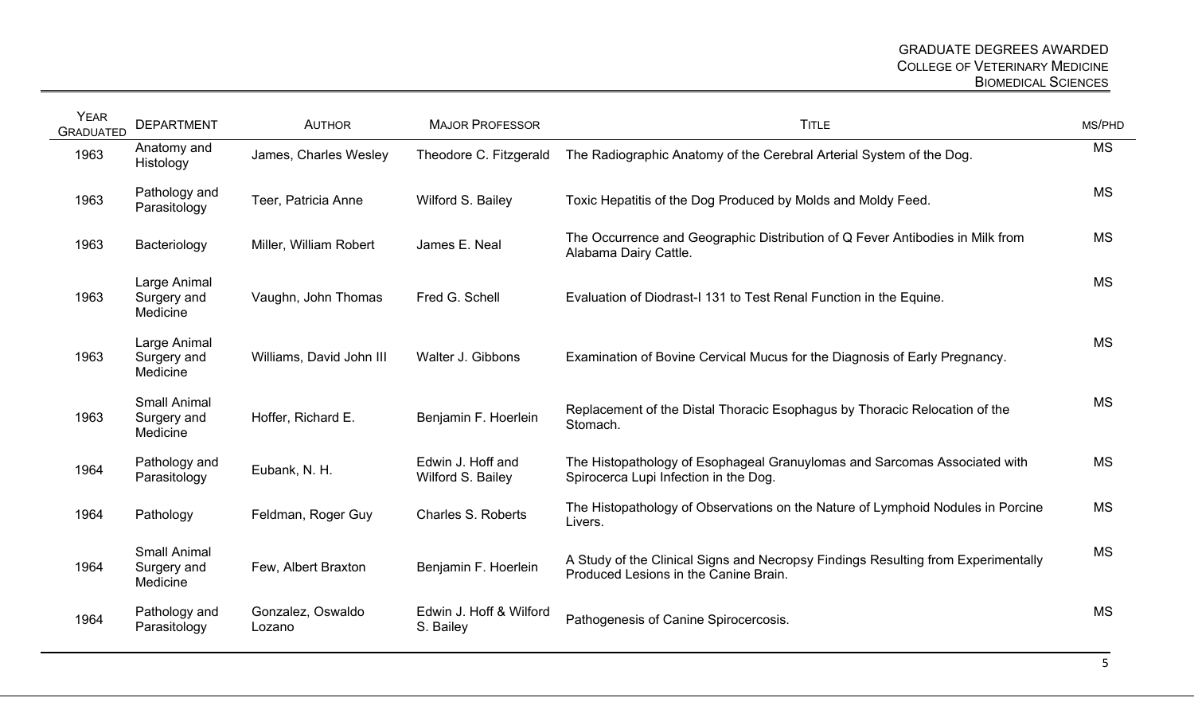| Year Graduated | Department | Author | Major Professor | Title | MS/PHD |
|---|---|---|---|---|---|
| 1963 | Anatomy and Histology | James, Charles Wesley | Theodore C. Fitzgerald | The Radiographic Anatomy of the Cerebral Arterial System of the Dog. | MS |
| 1963 | Pathology and Parasitology | Teer, Patricia Anne | Wilford S. Bailey | Toxic Hepatitis of the Dog Produced by Molds and Moldy Feed. | MS |
| 1963 | Bacteriology | Miller, William Robert | James E. Neal | The Occurrence and Geographic Distribution of Q Fever Antibodies in Milk from Alabama Dairy Cattle. | MS |
| 1963 | Large Animal Surgery and Medicine | Vaughn, John Thomas | Fred G. Schell | Evaluation of Diodrast-I 131 to Test Renal Function in the Equine. | MS |
| 1963 | Large Animal Surgery and Medicine | Williams, David John III | Walter J. Gibbons | Examination of Bovine Cervical Mucus for the Diagnosis of Early Pregnancy. | MS |
| 1963 | Small Animal Surgery and Medicine | Hoffer, Richard E. | Benjamin F. Hoerlein | Replacement of the Distal Thoracic Esophagus by Thoracic Relocation of the Stomach. | MS |
| 1964 | Pathology and Parasitology | Eubank, N. H. | Edwin J. Hoff and Wilford S. Bailey | The Histopathology of Esophageal Granuylomas and Sarcomas Associated with Spirocerca Lupi Infection in the Dog. | MS |
| 1964 | Pathology | Feldman, Roger Guy | Charles S. Roberts | The Histopathology of Observations on the Nature of Lymphoid Nodules in Porcine Livers. | MS |
| 1964 | Small Animal Surgery and Medicine | Few, Albert Braxton | Benjamin F. Hoerlein | A Study of the Clinical Signs and Necropsy Findings Resulting from Experimentally Produced Lesions in the Canine Brain. | MS |
| 1964 | Pathology and Parasitology | Gonzalez, Oswaldo Lozano | Edwin J. Hoff & Wilford S. Bailey | Pathogenesis of Canine Spirocercosis. | MS |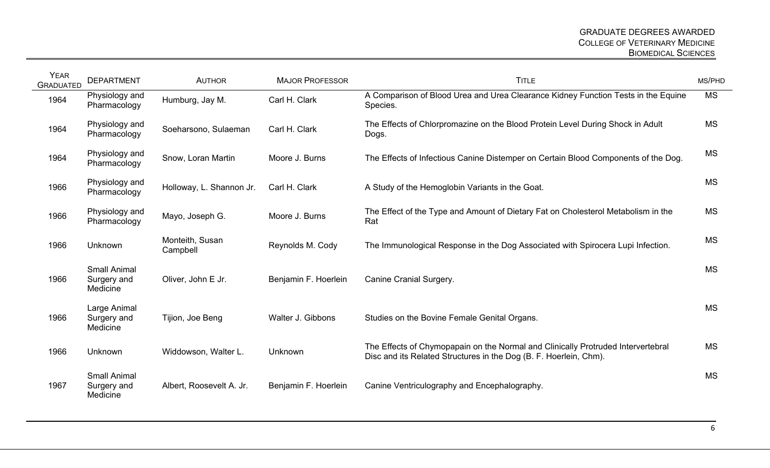| Year Graduated | Department | Author | Major Professor | Title | MS/PhD |
|---|---|---|---|---|---|
| 1964 | Physiology and Pharmacology | Humburg, Jay M. | Carl H. Clark | A Comparison of Blood Urea and Urea Clearance Kidney Function Tests in the Equine Species. | MS |
| 1964 | Physiology and Pharmacology | Soeharsono, Sulaeman | Carl H. Clark | The Effects of Chlorpromazine on the Blood Protein Level During Shock in Adult Dogs. | MS |
| 1964 | Physiology and Pharmacology | Snow, Loran Martin | Moore J. Burns | The Effects of Infectious Canine Distemper on Certain Blood Components of the Dog. | MS |
| 1966 | Physiology and Pharmacology | Holloway, L. Shannon Jr. | Carl H. Clark | A Study of the Hemoglobin Variants in the Goat. | MS |
| 1966 | Physiology and Pharmacology | Mayo, Joseph G. | Moore J. Burns | The Effect of the Type and Amount of Dietary Fat on Cholesterol Metabolism in the Rat | MS |
| 1966 | Unknown | Monteith, Susan Campbell | Reynolds M. Cody | The Immunological Response in the Dog Associated with Spirocera Lupi Infection. | MS |
| 1966 | Small Animal Surgery and Medicine | Oliver, John E Jr. | Benjamin F. Hoerlein | Canine Cranial Surgery. | MS |
| 1966 | Large Animal Surgery and Medicine | Tijion, Joe Beng | Walter J. Gibbons | Studies on the Bovine Female Genital Organs. | MS |
| 1966 | Unknown | Widdowson, Walter L. | Unknown | The Effects of Chymopapain on the Normal and Clinically Protruded Intervertebral Disc and its Related Structures in the Dog (B. F. Hoerlein, Chm). | MS |
| 1967 | Small Animal Surgery and Medicine | Albert, Roosevelt A. Jr. | Benjamin F. Hoerlein | Canine Ventriculography and Encephalography. | MS |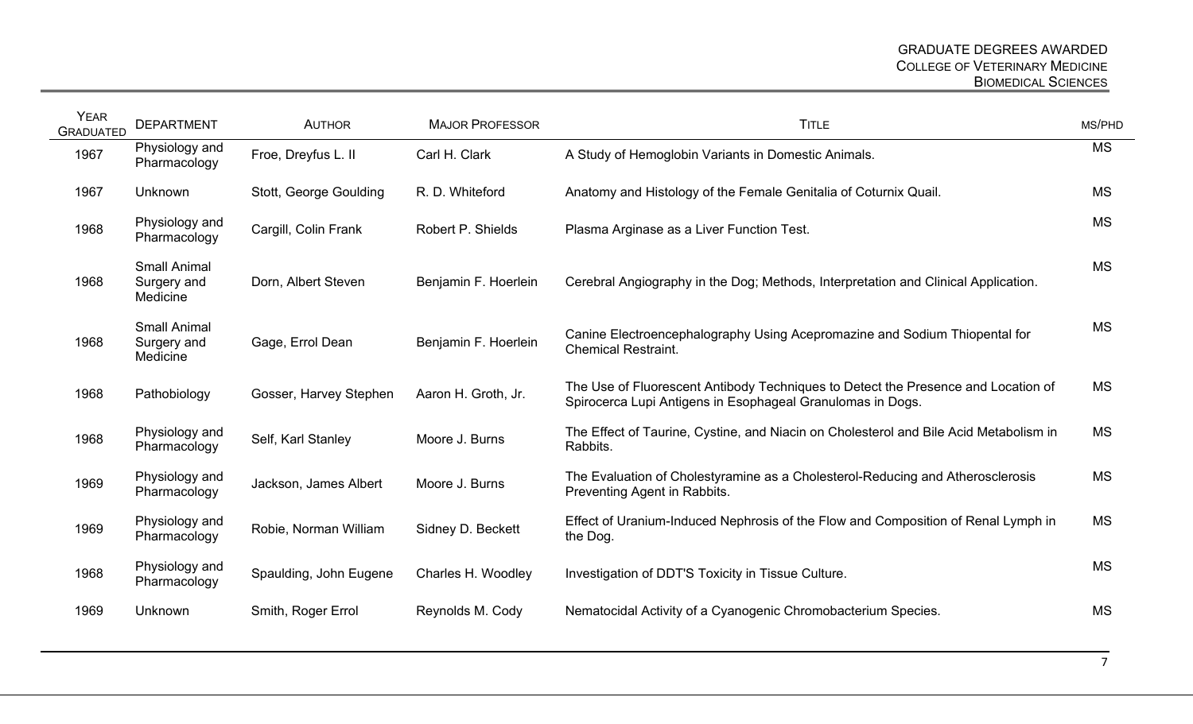| Year Graduated | Department | Author | Major Professor | Title | MS/PhD |
|---|---|---|---|---|---|
| 1967 | Physiology and Pharmacology | Froe, Dreyfus L. II | Carl H. Clark | A Study of Hemoglobin Variants in Domestic Animals. | MS |
| 1967 | Unknown | Stott, George Goulding | R. D. Whiteford | Anatomy and Histology of the Female Genitalia of Coturnix Quail. | MS |
| 1968 | Physiology and Pharmacology | Cargill, Colin Frank | Robert P. Shields | Plasma Arginase as a Liver Function Test. | MS |
| 1968 | Small Animal Surgery and Medicine | Dorn, Albert Steven | Benjamin F. Hoerlein | Cerebral Angiography in the Dog; Methods, Interpretation and Clinical Application. | MS |
| 1968 | Small Animal Surgery and Medicine | Gage, Errol Dean | Benjamin F. Hoerlein | Canine Electroencephalography Using Acepromazine and Sodium Thiopental for Chemical Restraint. | MS |
| 1968 | Pathobiology | Gosser, Harvey Stephen | Aaron H. Groth, Jr. | The Use of Fluorescent Antibody Techniques to Detect the Presence and Location of Spirocerca Lupi Antigens in Esophageal Granulomas in Dogs. | MS |
| 1968 | Physiology and Pharmacology | Self, Karl Stanley | Moore J. Burns | The Effect of Taurine, Cystine, and Niacin on Cholesterol and Bile Acid Metabolism in Rabbits. | MS |
| 1969 | Physiology and Pharmacology | Jackson, James Albert | Moore J. Burns | The Evaluation of Cholestyramine as a Cholesterol-Reducing and Atherosclerosis Preventing Agent in Rabbits. | MS |
| 1969 | Physiology and Pharmacology | Robie, Norman William | Sidney D. Beckett | Effect of Uranium-Induced Nephrosis of the Flow and Composition of Renal Lymph in the Dog. | MS |
| 1968 | Physiology and Pharmacology | Spaulding, John Eugene | Charles H. Woodley | Investigation of DDT'S Toxicity in Tissue Culture. | MS |
| 1969 | Unknown | Smith, Roger Errol | Reynolds M. Cody | Nematocidal Activity of a Cyanogenic Chromobacterium Species. | MS |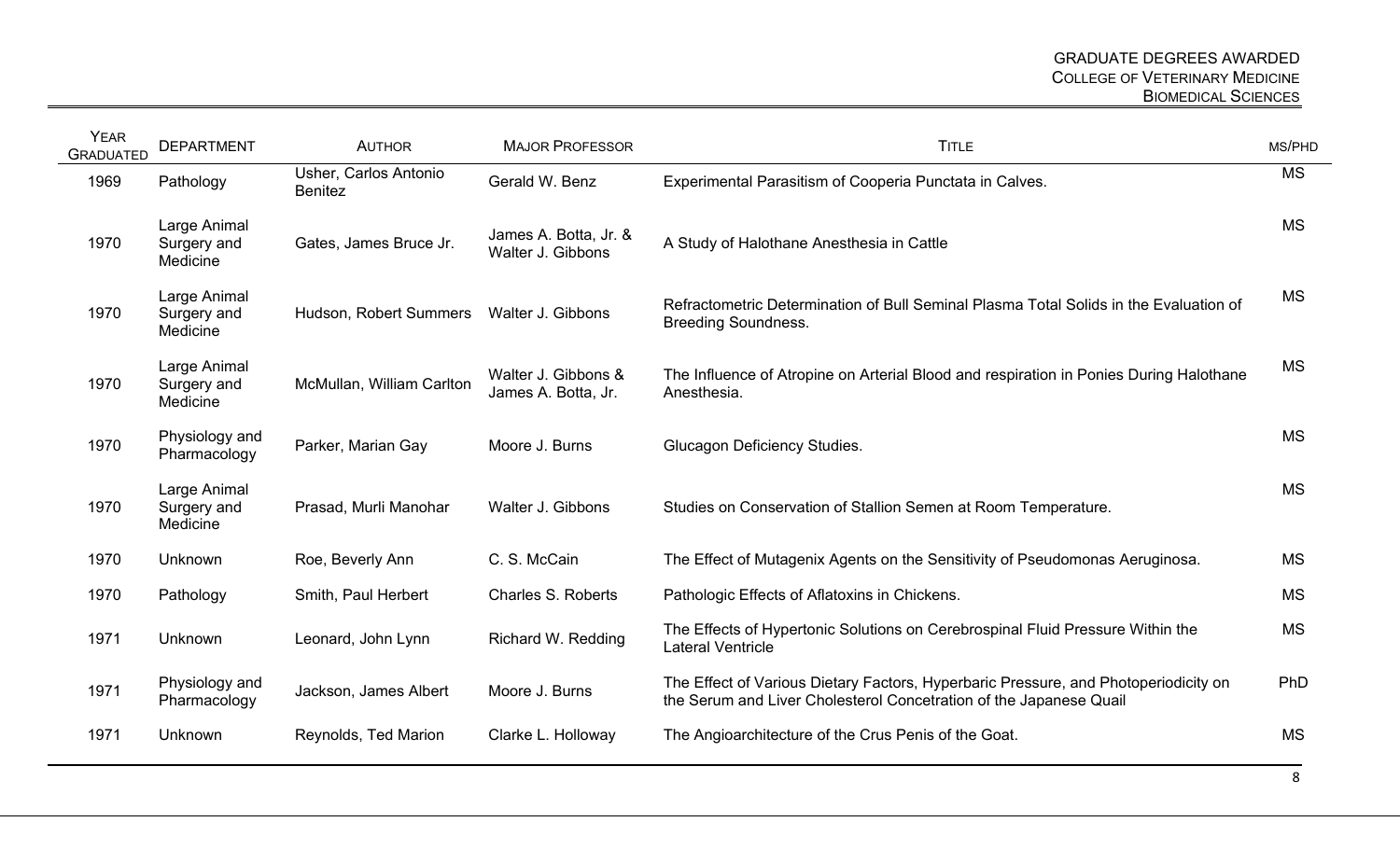| Year Graduated | Department | Author | Major Professor | Title | MS/PhD |
|---|---|---|---|---|---|
| 1969 | Pathology | Usher, Carlos Antonio Benitez | Gerald W. Benz | Experimental Parasitism of Cooperia Punctata in Calves. | MS |
| 1970 | Large Animal Surgery and Medicine | Gates, James Bruce Jr. | James A. Botta, Jr. & Walter J. Gibbons | A Study of Halothane Anesthesia in Cattle | MS |
| 1970 | Large Animal Surgery and Medicine | Hudson, Robert Summers | Walter J. Gibbons | Refractometric Determination of Bull Seminal Plasma Total Solids in the Evaluation of Breeding Soundness. | MS |
| 1970 | Large Animal Surgery and Medicine | McMullan, William Carlton | Walter J. Gibbons & James A. Botta, Jr. | The Influence of Atropine on Arterial Blood and respiration in Ponies During Halothane Anesthesia. | MS |
| 1970 | Physiology and Pharmacology | Parker, Marian Gay | Moore J. Burns | Glucagon Deficiency Studies. | MS |
| 1970 | Large Animal Surgery and Medicine | Prasad, Murli Manohar | Walter J. Gibbons | Studies on Conservation of Stallion Semen at Room Temperature. | MS |
| 1970 | Unknown | Roe, Beverly Ann | C. S. McCain | The Effect of Mutagenix Agents on the Sensitivity of Pseudomonas Aeruginosa. | MS |
| 1970 | Pathology | Smith, Paul Herbert | Charles S. Roberts | Pathologic Effects of Aflatoxins in Chickens. | MS |
| 1971 | Unknown | Leonard, John Lynn | Richard W. Redding | The Effects of Hypertonic Solutions on Cerebrospinal Fluid Pressure Within the Lateral Ventricle | MS |
| 1971 | Physiology and Pharmacology | Jackson, James Albert | Moore J. Burns | The Effect of Various Dietary Factors, Hyperbaric Pressure, and Photoperiodicity on the Serum and Liver Cholesterol Concetration of the Japanese Quail | PhD |
| 1971 | Unknown | Reynolds, Ted Marion | Clarke L. Holloway | The Angioarchitecture of the Crus Penis of the Goat. | MS |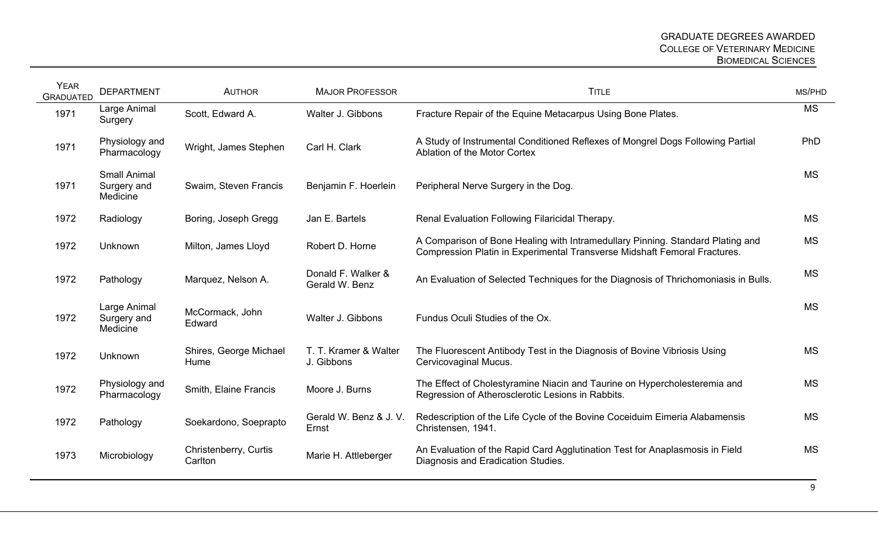| Year Graduated | Department | Author | Major Professor | Title | MS/PhD |
|---|---|---|---|---|---|
| 1971 | Large Animal Surgery | Scott, Edward A. | Walter J. Gibbons | Fracture Repair of the Equine Metacarpus Using Bone Plates. | MS |
| 1971 | Physiology and Pharmacology | Wright, James Stephen | Carl H. Clark | A Study of Instrumental Conditioned Reflexes of Mongrel Dogs Following Partial Ablation of the Motor Cortex | PhD |
| 1971 | Small Animal Surgery and Medicine | Swaim, Steven Francis | Benjamin F. Hoerlein | Peripheral Nerve Surgery in the Dog. | MS |
| 1972 | Radiology | Boring, Joseph Gregg | Jan E. Bartels | Renal Evaluation Following Filaricidal Therapy. | MS |
| 1972 | Unknown | Milton, James Lloyd | Robert D. Horne | A Comparison of Bone Healing with Intramedullary Pinning. Standard Plating and Compression Platin in Experimental Transverse Midshaft Femoral Fractures. | MS |
| 1972 | Pathology | Marquez, Nelson A. | Donald F. Walker & Gerald W. Benz | An Evaluation of Selected Techniques for the Diagnosis of Thrichomoniasis in Bulls. | MS |
| 1972 | Large Animal Surgery and Medicine | McCormack, John Edward | Walter J. Gibbons | Fundus Oculi Studies of the Ox. | MS |
| 1972 | Unknown | Shires, George Michael Hume | T. T. Kramer & Walter J. Gibbons | The Fluorescent Antibody Test in the Diagnosis of Bovine Vibriosis Using Cervicovaginal Mucus. | MS |
| 1972 | Physiology and Pharmacology | Smith, Elaine Francis | Moore J. Burns | The Effect of Cholestyramine Niacin and Taurine on Hypercholesteremia and Regression of Atherosclerotic Lesions in Rabbits. | MS |
| 1972 | Pathology | Soekardono, Soeprapto | Gerald W. Benz & J. V. Ernst | Redescription of the Life Cycle of the Bovine Coceiduim Eimeria Alabamensis Christensen, 1941. | MS |
| 1973 | Microbiology | Christenberry, Curtis Carlton | Marie H. Attleberger | An Evaluation of the Rapid Card Agglutination Test for Anaplasmosis in Field Diagnosis and Eradication Studies. | MS |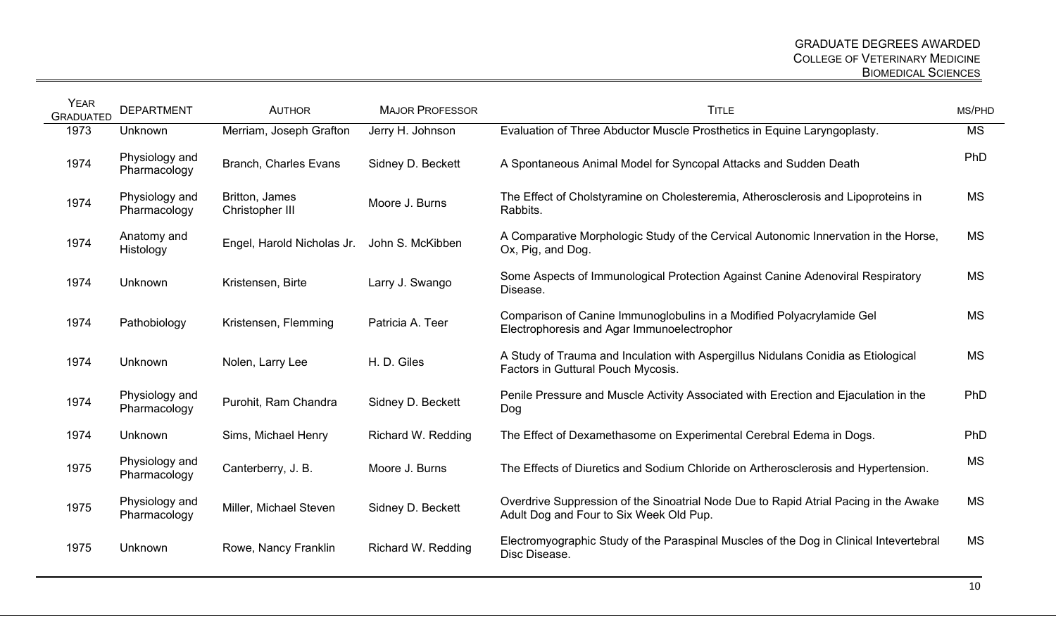| Year Graduated | Department | Author | Major Professor | Title | MS/PhD |
|---|---|---|---|---|---|
| 1973 | Unknown | Merriam, Joseph Grafton | Jerry H. Johnson | Evaluation of Three Abductor Muscle Prosthetics in Equine Laryngoplasty. | MS |
| 1974 | Physiology and Pharmacology | Branch, Charles Evans | Sidney D. Beckett | A Spontaneous Animal Model for Syncopal Attacks and Sudden Death | PhD |
| 1974 | Physiology and Pharmacology | Britton, James Christopher III | Moore J. Burns | The Effect of Cholstyramine on Cholesteremia, Atherosclerosis and Lipoproteins in Rabbits. | MS |
| 1974 | Anatomy and Histology | Engel, Harold Nicholas Jr. | John S. McKibben | A Comparative Morphologic Study of the Cervical Autonomic Innervation in the Horse, Ox, Pig, and Dog. | MS |
| 1974 | Unknown | Kristensen, Birte | Larry J. Swango | Some Aspects of Immunological Protection Against Canine Adenoviral Respiratory Disease. | MS |
| 1974 | Pathobiology | Kristensen, Flemming | Patricia A. Teer | Comparison of Canine Immunoglobulins in a Modified Polyacrylamide Gel Electrophoresis and Agar Immunoelectrophor | MS |
| 1974 | Unknown | Nolen, Larry Lee | H. D. Giles | A Study of Trauma and Inculation with Aspergillus Nidulans Conidia as Etiological Factors in Guttural Pouch Mycosis. | MS |
| 1974 | Physiology and Pharmacology | Purohit, Ram Chandra | Sidney D. Beckett | Penile Pressure and Muscle Activity Associated with Erection and Ejaculation in the Dog | PhD |
| 1974 | Unknown | Sims, Michael Henry | Richard W. Redding | The Effect of Dexamethasome on Experimental Cerebral Edema in Dogs. | PhD |
| 1975 | Physiology and Pharmacology | Canterberry, J. B. | Moore J. Burns | The Effects of Diuretics and Sodium Chloride on Artherosclerosis and Hypertension. | MS |
| 1975 | Physiology and Pharmacology | Miller, Michael Steven | Sidney D. Beckett | Overdrive Suppression of the Sinoatrial Node Due to Rapid Atrial Pacing in the Awake Adult Dog and Four to Six Week Old Pup. | MS |
| 1975 | Unknown | Rowe, Nancy Franklin | Richard W. Redding | Electromyographic Study of the Paraspinal Muscles of the Dog in Clinical Intevertebral Disc Disease. | MS |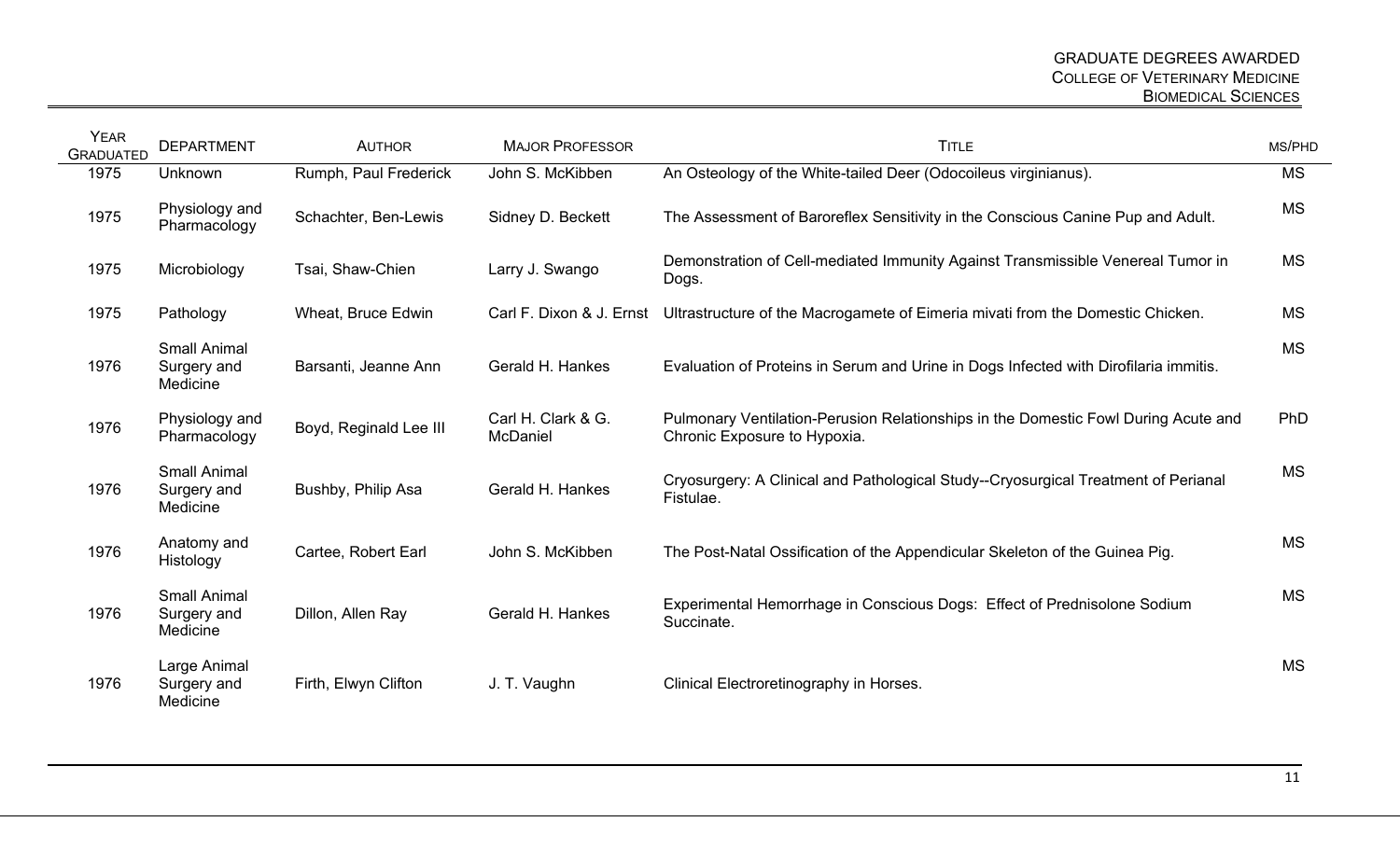| YEAR GRADUATED | DEPARTMENT | AUTHOR | MAJOR PROFESSOR | TITLE | MS/PHD |
|---|---|---|---|---|---|
| 1975 | Unknown | Rumph, Paul Frederick | John S. McKibben | An Osteology of the White-tailed Deer (Odocoileus virginianus). | MS |
| 1975 | Physiology and Pharmacology | Schachter, Ben-Lewis | Sidney D. Beckett | The Assessment of Baroreflex Sensitivity in the Conscious Canine Pup and Adult. | MS |
| 1975 | Microbiology | Tsai, Shaw-Chien | Larry J. Swango | Demonstration of Cell-mediated Immunity Against Transmissible Venereal Tumor in Dogs. | MS |
| 1975 | Pathology | Wheat, Bruce Edwin | Carl F. Dixon & J. Ernst | Ultrastructure of the Macrogamete of Eimeria mivati from the Domestic Chicken. | MS |
| 1976 | Small Animal Surgery and Medicine | Barsanti, Jeanne Ann | Gerald H. Hankes | Evaluation of Proteins in Serum and Urine in Dogs Infected with Dirofilaria immitis. | MS |
| 1976 | Physiology and Pharmacology | Boyd, Reginald Lee III | Carl H. Clark & G. McDaniel | Pulmonary Ventilation-Perusion Relationships in the Domestic Fowl During Acute and Chronic Exposure to Hypoxia. | PhD |
| 1976 | Small Animal Surgery and Medicine | Bushby, Philip Asa | Gerald H. Hankes | Cryosurgery: A Clinical and Pathological Study--Cryosurgical Treatment of Perianal Fistulae. | MS |
| 1976 | Anatomy and Histology | Cartee, Robert Earl | John S. McKibben | The Post-Natal Ossification of the Appendicular Skeleton of the Guinea Pig. | MS |
| 1976 | Small Animal Surgery and Medicine | Dillon, Allen Ray | Gerald H. Hankes | Experimental Hemorrhage in Conscious Dogs: Effect of Prednisolone Sodium Succinate. | MS |
| 1976 | Large Animal Surgery and Medicine | Firth, Elwyn Clifton | J. T. Vaughn | Clinical Electroretinography in Horses. | MS |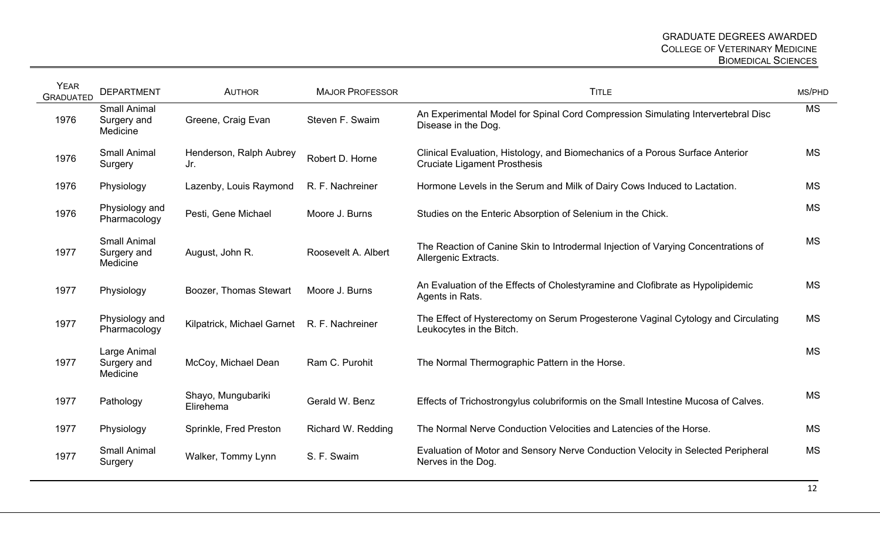| Year Graduated | Department | Author | Major Professor | Title | MS/PhD |
|---|---|---|---|---|---|
| 1976 | Small Animal Surgery and Medicine | Greene, Craig Evan | Steven F. Swaim | An Experimental Model for Spinal Cord Compression Simulating Intervertebral Disc Disease in the Dog. | MS |
| 1976 | Small Animal Surgery | Henderson, Ralph Aubrey Jr. | Robert D. Horne | Clinical Evaluation, Histology, and Biomechanics of a Porous Surface Anterior Cruciate Ligament Prosthesis | MS |
| 1976 | Physiology | Lazenby, Louis Raymond | R. F. Nachreiner | Hormone Levels in the Serum and Milk of Dairy Cows Induced to Lactation. | MS |
| 1976 | Physiology and Pharmacology | Pesti, Gene Michael | Moore J. Burns | Studies on the Enteric Absorption of Selenium in the Chick. | MS |
| 1977 | Small Animal Surgery and Medicine | August, John R. | Roosevelt A. Albert | The Reaction of Canine Skin to Introdermal Injection of Varying Concentrations of Allergenic Extracts. | MS |
| 1977 | Physiology | Boozer, Thomas Stewart | Moore J. Burns | An Evaluation of the Effects of Cholestyramine and Clofibrate as Hypolipidemic Agents in Rats. | MS |
| 1977 | Physiology and Pharmacology | Kilpatrick, Michael Garnet | R. F. Nachreiner | The Effect of Hysterectomy on Serum Progesterone Vaginal Cytology and Circulating Leukocytes in the Bitch. | MS |
| 1977 | Large Animal Surgery and Medicine | McCoy, Michael Dean | Ram C. Purohit | The Normal Thermographic Pattern in the Horse. | MS |
| 1977 | Pathology | Shayo, Mungubariki Elirehema | Gerald W. Benz | Effects of Trichostrongylus colubriformis on the Small Intestine Mucosa of Calves. | MS |
| 1977 | Physiology | Sprinkle, Fred Preston | Richard W. Redding | The Normal Nerve Conduction Velocities and Latencies of the Horse. | MS |
| 1977 | Small Animal Surgery | Walker, Tommy Lynn | S. F. Swaim | Evaluation of Motor and Sensory Nerve Conduction Velocity in Selected Peripheral Nerves in the Dog. | MS |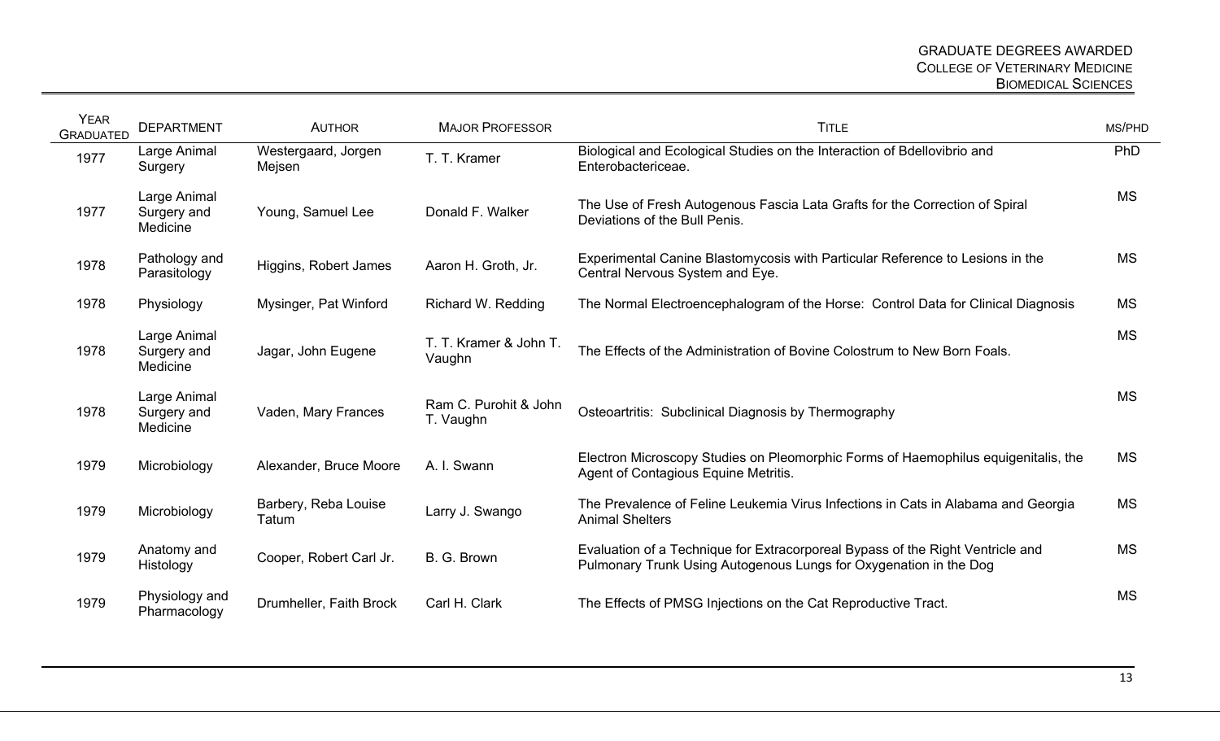| Year Graduated | Department | Author | Major Professor | Title | MS/PhD |
|---|---|---|---|---|---|
| 1977 | Large Animal Surgery | Westergaard, Jorgen Mejsen | T. T. Kramer | Biological and Ecological Studies on the Interaction of Bdellovibrio and Enterobactericeae. | PhD |
| 1977 | Large Animal Surgery and Medicine | Young, Samuel Lee | Donald F. Walker | The Use of Fresh Autogenous Fascia Lata Grafts for the Correction of Spiral Deviations of the Bull Penis. | MS |
| 1978 | Pathology and Parasitology | Higgins, Robert James | Aaron H. Groth, Jr. | Experimental Canine Blastomycosis with Particular Reference to Lesions in the Central Nervous System and Eye. | MS |
| 1978 | Physiology | Mysinger, Pat Winford | Richard W. Redding | The Normal Electroencephalogram of the Horse: Control Data for Clinical Diagnosis | MS |
| 1978 | Large Animal Surgery and Medicine | Jagar, John Eugene | T. T. Kramer & John T. Vaughn | The Effects of the Administration of Bovine Colostrum to New Born Foals. | MS |
| 1978 | Large Animal Surgery and Medicine | Vaden, Mary Frances | Ram C. Purohit & John T. Vaughn | Osteoartritis: Subclinical Diagnosis by Thermography | MS |
| 1979 | Microbiology | Alexander, Bruce Moore | A. I. Swann | Electron Microscopy Studies on Pleomorphic Forms of Haemophilus equigenitalis, the Agent of Contagious Equine Metritis. | MS |
| 1979 | Microbiology | Barbery, Reba Louise Tatum | Larry J. Swango | The Prevalence of Feline Leukemia Virus Infections in Cats in Alabama and Georgia Animal Shelters | MS |
| 1979 | Anatomy and Histology | Cooper, Robert Carl Jr. | B. G. Brown | Evaluation of a Technique for Extracorporeal Bypass of the Right Ventricle and Pulmonary Trunk Using Autogenous Lungs for Oxygenation in the Dog | MS |
| 1979 | Physiology and Pharmacology | Drumheller, Faith Brock | Carl H. Clark | The Effects of PMSG Injections on the Cat Reproductive Tract. | MS |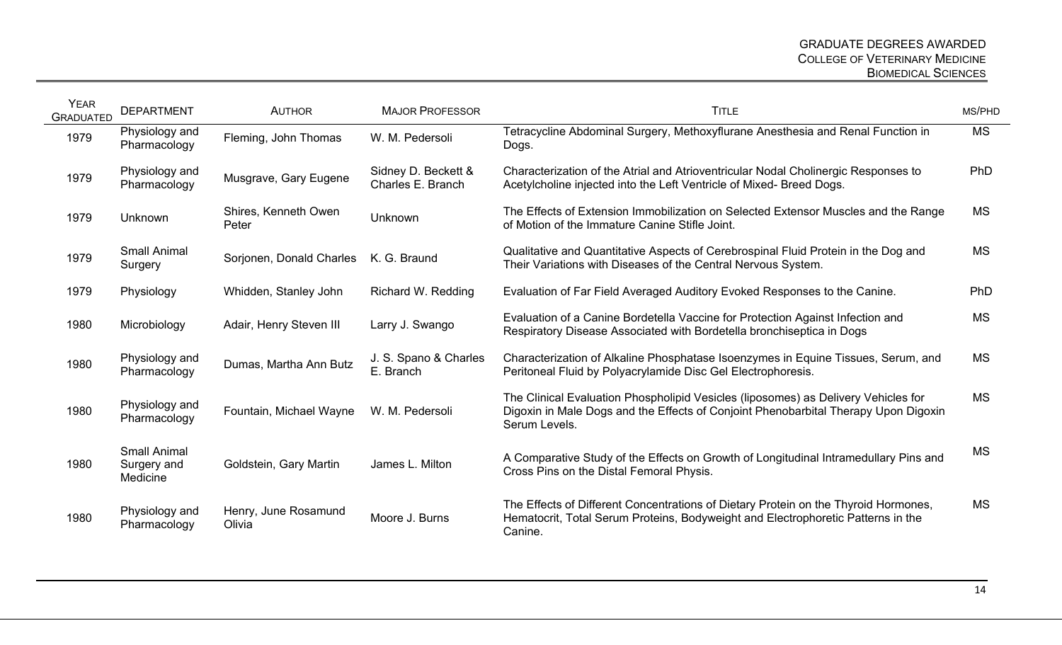| YEAR GRADUATED | DEPARTMENT | AUTHOR | MAJOR PROFESSOR | TITLE | MS/PHD |
|---|---|---|---|---|---|
| 1979 | Physiology and Pharmacology | Fleming, John Thomas | W. M. Pedersoli | Tetracycline Abdominal Surgery, Methoxyflurane Anesthesia and Renal Function in Dogs. | MS |
| 1979 | Physiology and Pharmacology | Musgrave, Gary Eugene | Sidney D. Beckett & Charles E. Branch | Characterization of the Atrial and Atrioventricular Nodal Cholinergic Responses to Acetylcholine injected into the Left Ventricle of Mixed- Breed Dogs. | PhD |
| 1979 | Unknown | Shires, Kenneth Owen Peter | Unknown | The Effects of Extension Immobilization on Selected Extensor Muscles and the Range of Motion of the Immature Canine Stifle Joint. | MS |
| 1979 | Small Animal Surgery | Sorjonen, Donald Charles | K. G. Braund | Qualitative and Quantitative Aspects of Cerebrospinal Fluid Protein in the Dog and Their Variations with Diseases of the Central Nervous System. | MS |
| 1979 | Physiology | Whidden, Stanley John | Richard W. Redding | Evaluation of Far Field Averaged Auditory Evoked Responses to the Canine. | PhD |
| 1980 | Microbiology | Adair, Henry Steven III | Larry J. Swango | Evaluation of a Canine Bordetella Vaccine for Protection Against Infection and Respiratory Disease Associated with Bordetella bronchiseptica in Dogs | MS |
| 1980 | Physiology and Pharmacology | Dumas, Martha Ann Butz | J. S. Spano & Charles E. Branch | Characterization of Alkaline Phosphatase Isoenzymes in Equine Tissues, Serum, and Peritoneal Fluid by Polyacrylamide Disc Gel Electrophoresis. | MS |
| 1980 | Physiology and Pharmacology | Fountain, Michael Wayne | W. M. Pedersoli | The Clinical Evaluation Phospholipid Vesicles (liposomes) as Delivery Vehicles for Digoxin in Male Dogs and the Effects of Conjoint Phenobarbital Therapy Upon Digoxin Serum Levels. | MS |
| 1980 | Small Animal Surgery and Medicine | Goldstein, Gary Martin | James L. Milton | A Comparative Study of the Effects on Growth of Longitudinal Intramedullary Pins and Cross Pins on the Distal Femoral Physis. | MS |
| 1980 | Physiology and Pharmacology | Henry, June Rosamund Olivia | Moore J. Burns | The Effects of Different Concentrations of Dietary Protein on the Thyroid Hormones, Hematocrit, Total Serum Proteins, Bodyweight and Electrophoretic Patterns in the Canine. | MS |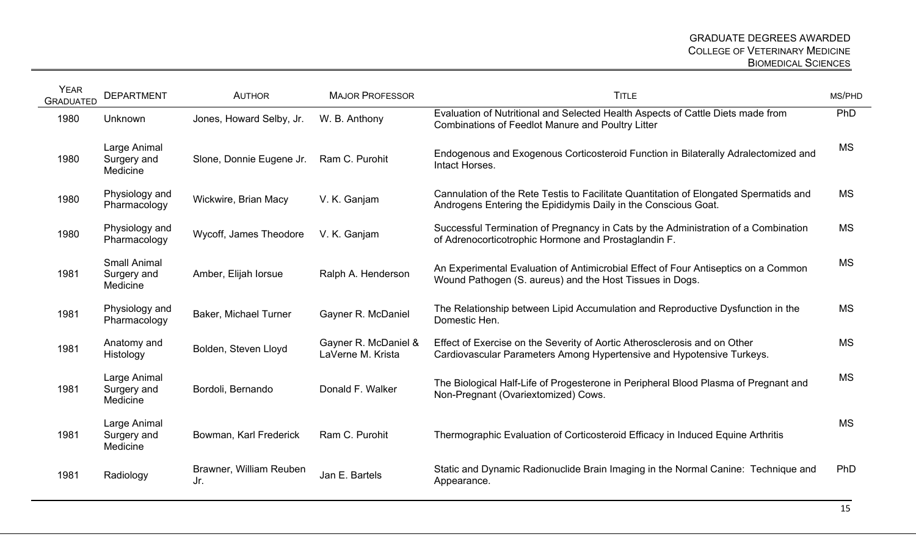| Year Graduated | Department | Author | Major Professor | Title | MS/PhD |
|---|---|---|---|---|---|
| 1980 | Unknown | Jones, Howard Selby, Jr. | W. B. Anthony | Evaluation of Nutritional and Selected Health Aspects of Cattle Diets made from Combinations of Feedlot Manure and Poultry Litter | PhD |
| 1980 | Large Animal Surgery and Medicine | Slone, Donnie Eugene Jr. | Ram C. Purohit | Endogenous and Exogenous Corticosteroid Function in Bilaterally Adralectomized and Intact Horses. | MS |
| 1980 | Physiology and Pharmacology | Wickwire, Brian Macy | V. K. Ganjam | Cannulation of the Rete Testis to Facilitate Quantitation of Elongated Spermatids and Androgens Entering the Epididymis Daily in the Conscious Goat. | MS |
| 1980 | Physiology and Pharmacology | Wycoff, James Theodore | V. K. Ganjam | Successful Termination of Pregnancy in Cats by the Administration of a Combination of Adrenocorticotrophic Hormone and Prostaglandin F. | MS |
| 1981 | Small Animal Surgery and Medicine | Amber, Elijah Iorsue | Ralph A. Henderson | An Experimental Evaluation of Antimicrobial Effect of Four Antiseptics on a Common Wound Pathogen (S. aureus) and the Host Tissues in Dogs. | MS |
| 1981 | Physiology and Pharmacology | Baker, Michael Turner | Gayner R. McDaniel | The Relationship between Lipid Accumulation and Reproductive Dysfunction in the Domestic Hen. | MS |
| 1981 | Anatomy and Histology | Bolden, Steven Lloyd | Gayner R. McDaniel & LaVerne M. Krista | Effect of Exercise on the Severity of Aortic Atherosclerosis and on Other Cardiovascular Parameters Among Hypertensive and Hypotensive Turkeys. | MS |
| 1981 | Large Animal Surgery and Medicine | Bordoli, Bernando | Donald F. Walker | The Biological Half-Life of Progesterone in Peripheral Blood Plasma of Pregnant and Non-Pregnant (Ovariextomized) Cows. | MS |
| 1981 | Large Animal Surgery and Medicine | Bowman, Karl Frederick | Ram C. Purohit | Thermographic Evaluation of Corticosteroid Efficacy in Induced Equine Arthritis | MS |
| 1981 | Radiology | Brawner, William Reuben Jr. | Jan E. Bartels | Static and Dynamic Radionuclide Brain Imaging in the Normal Canine: Technique and Appearance. | PhD |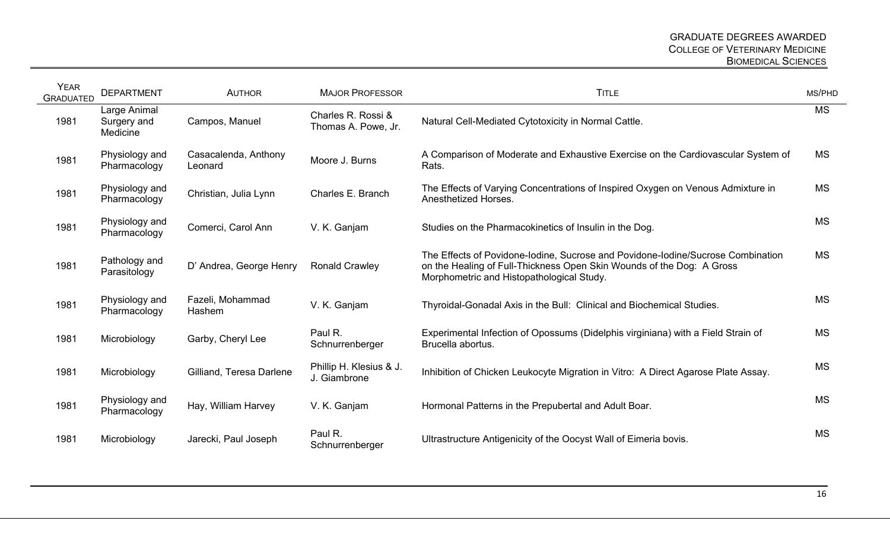| Year Graduated | Department | Author | Major Professor | Title | MS/PhD |
|---|---|---|---|---|---|
| 1981 | Large Animal Surgery and Medicine | Campos, Manuel | Charles R. Rossi & Thomas A. Powe, Jr. | Natural Cell-Mediated Cytotoxicity in Normal Cattle. | MS |
| 1981 | Physiology and Pharmacology | Casacalenda, Anthony Leonard | Moore J. Burns | A Comparison of Moderate and Exhaustive Exercise on the Cardiovascular System of Rats. | MS |
| 1981 | Physiology and Pharmacology | Christian, Julia Lynn | Charles E. Branch | The Effects of Varying Concentrations of Inspired Oxygen on Venous Admixture in Anesthetized Horses. | MS |
| 1981 | Physiology and Pharmacology | Comerci, Carol Ann | V. K. Ganjam | Studies on the Pharmacokinetics of Insulin in the Dog. | MS |
| 1981 | Pathology and Parasitology | D' Andrea, George Henry | Ronald Crawley | The Effects of Povidone-Iodine, Sucrose and Povidone-Iodine/Sucrose Combination on the Healing of Full-Thickness Open Skin Wounds of the Dog: A Gross Morphometric and Histopathological Study. | MS |
| 1981 | Physiology and Pharmacology | Fazeli, Mohammad Hashem | V. K. Ganjam | Thyroidal-Gonadal Axis in the Bull: Clinical and Biochemical Studies. | MS |
| 1981 | Microbiology | Garby, Cheryl Lee | Paul R. Schnurrenberger | Experimental Infection of Opossums (Didelphis virginiana) with a Field Strain of Brucella abortus. | MS |
| 1981 | Microbiology | Gilliand, Teresa Darlene | Phillip H. Klesius & J. J. Giambrone | Inhibition of Chicken Leukocyte Migration in Vitro: A Direct Agarose Plate Assay. | MS |
| 1981 | Physiology and Pharmacology | Hay, William Harvey | V. K. Ganjam | Hormonal Patterns in the Prepubertal and Adult Boar. | MS |
| 1981 | Microbiology | Jarecki, Paul Joseph | Paul R. Schnurrenberger | Ultrastructure Antigenicity of the Oocyst Wall of Eimeria bovis. | MS |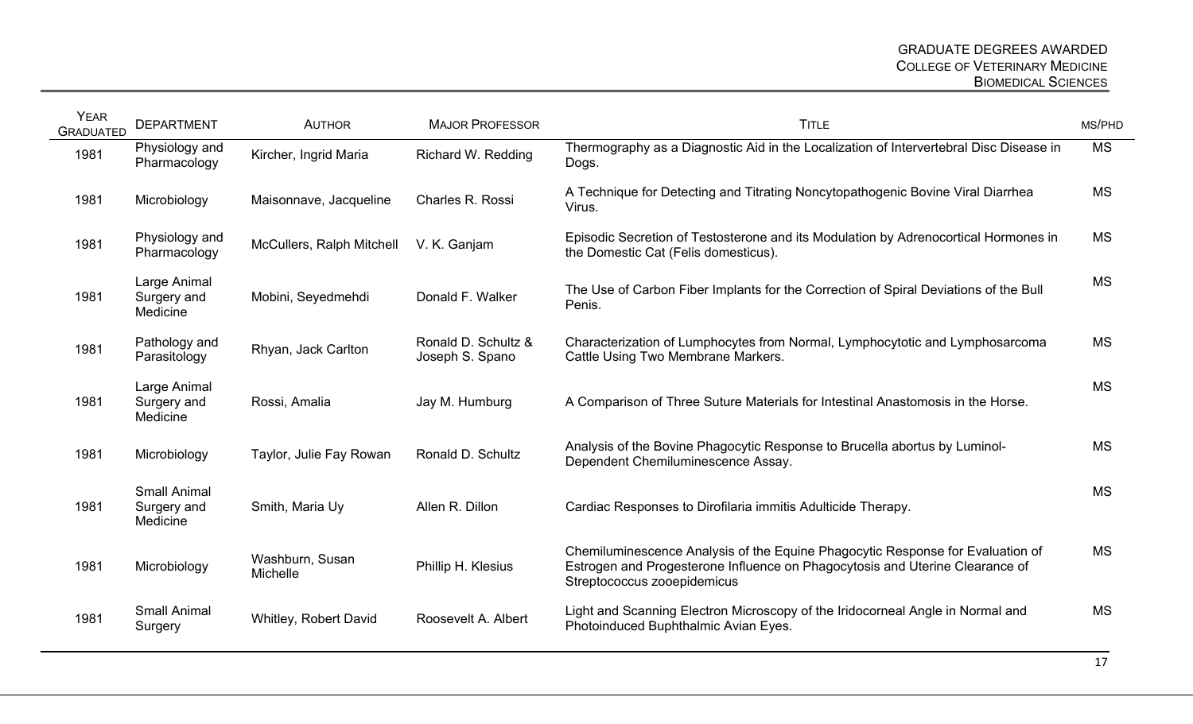| Year Graduated | Department | Author | Major Professor | Title | MS/PhD |
|---|---|---|---|---|---|
| 1981 | Physiology and Pharmacology | Kircher, Ingrid Maria | Richard W. Redding | Thermography as a Diagnostic Aid in the Localization of Intervertebral Disc Disease in Dogs. | MS |
| 1981 | Microbiology | Maisonnave, Jacqueline | Charles R. Rossi | A Technique for Detecting and Titrating Noncytopathogenic Bovine Viral Diarrhea Virus. | MS |
| 1981 | Physiology and Pharmacology | McCullers, Ralph Mitchell | V. K. Ganjam | Episodic Secretion of Testosterone and its Modulation by Adrenocortical Hormones in the Domestic Cat (Felis domesticus). | MS |
| 1981 | Large Animal Surgery and Medicine | Mobini, Seyedmehdi | Donald F. Walker | The Use of Carbon Fiber Implants for the Correction of Spiral Deviations of the Bull Penis. | MS |
| 1981 | Pathology and Parasitology | Rhyan, Jack Carlton | Ronald D. Schultz & Joseph S. Spano | Characterization of Lumphocytes from Normal, Lymphocytotic and Lymphosarcoma Cattle Using Two Membrane Markers. | MS |
| 1981 | Large Animal Surgery and Medicine | Rossi, Amalia | Jay M. Humburg | A Comparison of Three Suture Materials for Intestinal Anastomosis in the Horse. | MS |
| 1981 | Microbiology | Taylor, Julie Fay Rowan | Ronald D. Schultz | Analysis of the Bovine Phagocytic Response to Brucella abortus by Luminol-Dependent Chemiluminescence Assay. | MS |
| 1981 | Small Animal Surgery and Medicine | Smith, Maria Uy | Allen R. Dillon | Cardiac Responses to Dirofilaria immitis Adulticide Therapy. | MS |
| 1981 | Microbiology | Washburn, Susan Michelle | Phillip H. Klesius | Chemiluminescence Analysis of the Equine Phagocytic Response for Evaluation of Estrogen and Progesterone Influence on Phagocytosis and Uterine Clearance of Streptococcus zooepidemicus | MS |
| 1981 | Small Animal Surgery | Whitley, Robert David | Roosevelt A. Albert | Light and Scanning Electron Microscopy of the Iridocorneal Angle in Normal and Photoinduced Buphthalmic Avian Eyes. | MS |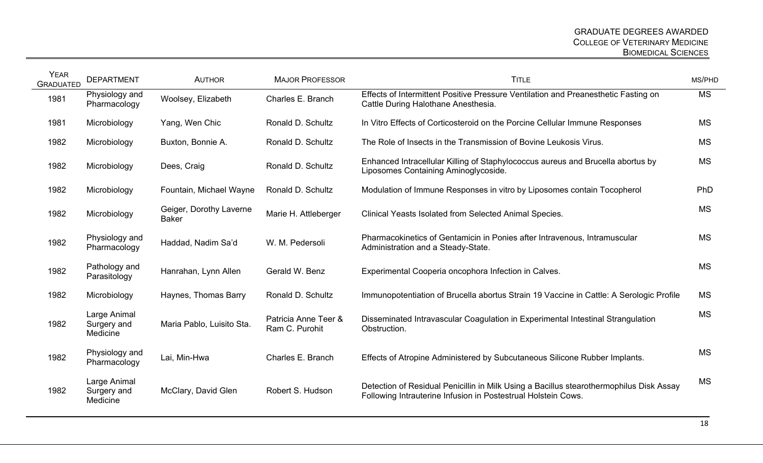| YEAR GRADUATED | DEPARTMENT | AUTHOR | MAJOR PROFESSOR | TITLE | MS/PHD |
|---|---|---|---|---|---|
| 1981 | Physiology and Pharmacology | Woolsey, Elizabeth | Charles E. Branch | Effects of Intermittent Positive Pressure Ventilation and Preanesthetic Fasting on Cattle During Halothane Anesthesia. | MS |
| 1981 | Microbiology | Yang, Wen Chic | Ronald D. Schultz | In Vitro Effects of Corticosteroid on the Porcine Cellular Immune Responses | MS |
| 1982 | Microbiology | Buxton, Bonnie A. | Ronald D. Schultz | The Role of Insects in the Transmission of Bovine Leukosis Virus. | MS |
| 1982 | Microbiology | Dees, Craig | Ronald D. Schultz | Enhanced Intracellular Killing of Staphylococcus aureus and Brucella abortus by Liposomes Containing Aminoglycoside. | MS |
| 1982 | Microbiology | Fountain, Michael Wayne | Ronald D. Schultz | Modulation of Immune Responses in vitro by Liposomes contain Tocopherol | PhD |
| 1982 | Microbiology | Geiger, Dorothy Laverne Baker | Marie H. Attleberger | Clinical Yeasts Isolated from Selected Animal Species. | MS |
| 1982 | Physiology and Pharmacology | Haddad, Nadim Sa'd | W. M. Pedersoli | Pharmacokinetics of Gentamicin in Ponies after Intravenous, Intramuscular Administration and a Steady-State. | MS |
| 1982 | Pathology and Parasitology | Hanrahan, Lynn Allen | Gerald W. Benz | Experimental Cooperia oncophora Infection in Calves. | MS |
| 1982 | Microbiology | Haynes, Thomas Barry | Ronald D. Schultz | Immunopotentiation of Brucella abortus Strain 19 Vaccine in Cattle: A Serologic Profile | MS |
| 1982 | Large Animal Surgery and Medicine | Maria Pablo, Luisito Sta. | Patricia Anne Teer & Ram C. Purohit | Disseminated Intravascular Coagulation in Experimental Intestinal Strangulation Obstruction. | MS |
| 1982 | Physiology and Pharmacology | Lai, Min-Hwa | Charles E. Branch | Effects of Atropine Administered by Subcutaneous Silicone Rubber Implants. | MS |
| 1982 | Large Animal Surgery and Medicine | McClary, David Glen | Robert S. Hudson | Detection of Residual Penicillin in Milk Using a Bacillus stearothermophilus Disk Assay Following Intrauterine Infusion in Postestrual Holstein Cows. | MS |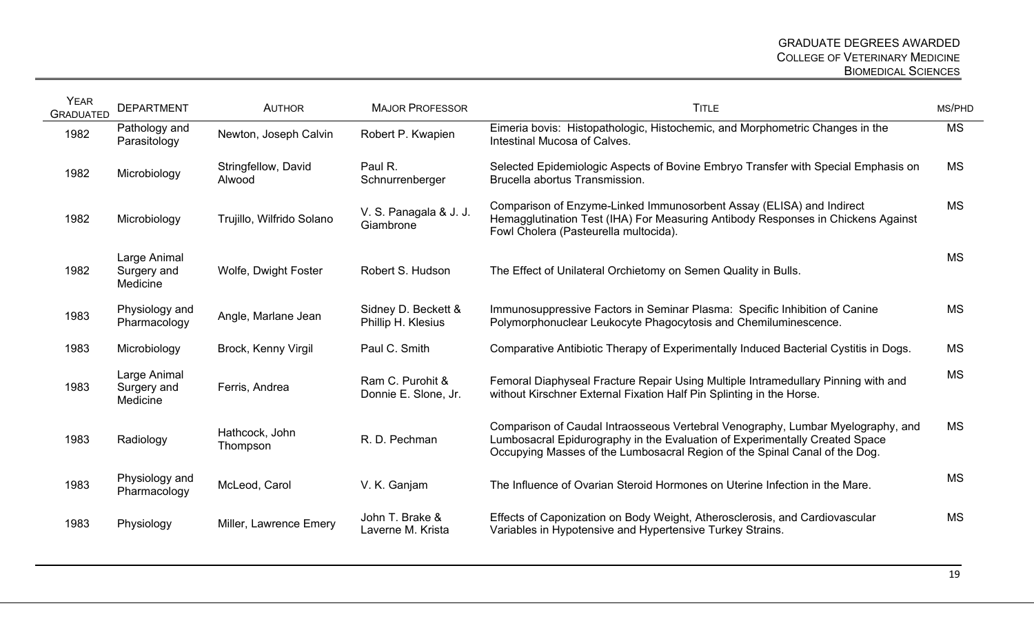| Year Graduated | Department | Author | Major Professor | Title | MS/PhD |
|---|---|---|---|---|---|
| 1982 | Pathology and Parasitology | Newton, Joseph Calvin | Robert P. Kwapien | Eimeria bovis: Histopathologic, Histochemic, and Morphometric Changes in the Intestinal Mucosa of Calves. | MS |
| 1982 | Microbiology | Stringfellow, David Alwood | Paul R. Schnurrenberger | Selected Epidemiologic Aspects of Bovine Embryo Transfer with Special Emphasis on Brucella abortus Transmission. | MS |
| 1982 | Microbiology | Trujillo, Wilfrido Solano | V. S. Panagala & J. J. Giambrone | Comparison of Enzyme-Linked Immunosorbent Assay (ELISA) and Indirect Hemagglutination Test (IHA) For Measuring Antibody Responses in Chickens Against Fowl Cholera (Pasteurella multocida). | MS |
| 1982 | Large Animal Surgery and Medicine | Wolfe, Dwight Foster | Robert S. Hudson | The Effect of Unilateral Orchietomy on Semen Quality in Bulls. | MS |
| 1983 | Physiology and Pharmacology | Angle, Marlane Jean | Sidney D. Beckett & Phillip H. Klesius | Immunosuppressive Factors in Seminar Plasma: Specific Inhibition of Canine Polymorphonuclear Leukocyte Phagocytosis and Chemiluminescence. | MS |
| 1983 | Microbiology | Brock, Kenny Virgil | Paul C. Smith | Comparative Antibiotic Therapy of Experimentally Induced Bacterial Cystitis in Dogs. | MS |
| 1983 | Large Animal Surgery and Medicine | Ferris, Andrea | Ram C. Purohit & Donnie E. Slone, Jr. | Femoral Diaphyseal Fracture Repair Using Multiple Intramedullary Pinning with and without Kirschner External Fixation Half Pin Splinting in the Horse. | MS |
| 1983 | Radiology | Hathcock, John Thompson | R. D. Pechman | Comparison of Caudal Intraosseous Vertebral Venography, Lumbar Myelography, and Lumbosacral Epidurography in the Evaluation of Experimentally Created Space Occupying Masses of the Lumbosacral Region of the Spinal Canal of the Dog. | MS |
| 1983 | Physiology and Pharmacology | McLeod, Carol | V. K. Ganjam | The Influence of Ovarian Steroid Hormones on Uterine Infection in the Mare. | MS |
| 1983 | Physiology | Miller, Lawrence Emery | John T. Brake & Laverne M. Krista | Effects of Caponization on Body Weight, Atherosclerosis, and Cardiovascular Variables in Hypotensive and Hypertensive Turkey Strains. | MS |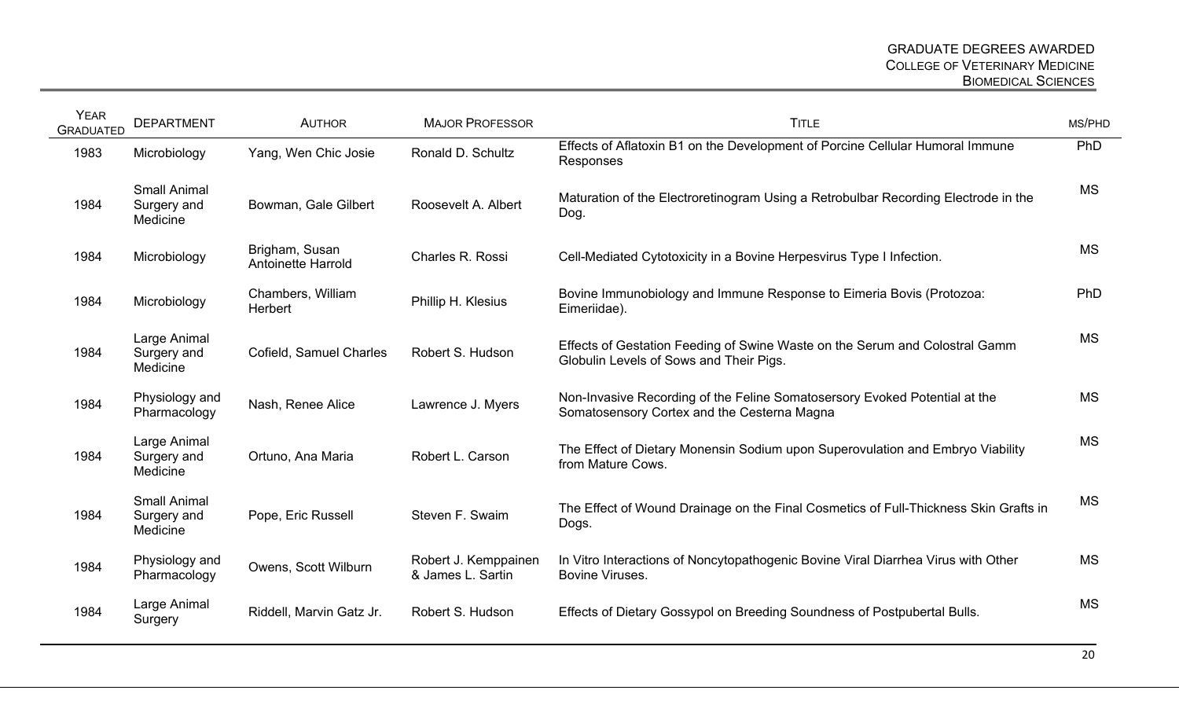| Year Graduated | Department | Author | Major Professor | Title | MS/PhD |
|---|---|---|---|---|---|
| 1983 | Microbiology | Yang, Wen Chic Josie | Ronald D. Schultz | Effects of Aflatoxin B1 on the Development of Porcine Cellular Humoral Immune Responses | PhD |
| 1984 | Small Animal Surgery and Medicine | Bowman, Gale Gilbert | Roosevelt A. Albert | Maturation of the Electroretinogram Using a Retrobulbar Recording Electrode in the Dog. | MS |
| 1984 | Microbiology | Brigham, Susan Antoinette Harrold | Charles R. Rossi | Cell-Mediated Cytotoxicity in a Bovine Herpesvirus Type I Infection. | MS |
| 1984 | Microbiology | Chambers, William Herbert | Phillip H. Klesius | Bovine Immunobiology and Immune Response to Eimeria Bovis (Protozoa: Eimeriidae). | PhD |
| 1984 | Large Animal Surgery and Medicine | Cofield, Samuel Charles | Robert S. Hudson | Effects of Gestation Feeding of Swine Waste on the Serum and Colostral Gamm Globulin Levels of Sows and Their Pigs. | MS |
| 1984 | Physiology and Pharmacology | Nash, Renee Alice | Lawrence J. Myers | Non-Invasive Recording of the Feline Somatosersory Evoked Potential at the Somatosensory Cortex and the Cesterna Magna | MS |
| 1984 | Large Animal Surgery and Medicine | Ortuno, Ana Maria | Robert L. Carson | The Effect of Dietary Monensin Sodium upon Superovulation and Embryo Viability from Mature Cows. | MS |
| 1984 | Small Animal Surgery and Medicine | Pope, Eric Russell | Steven F. Swaim | The Effect of Wound Drainage on the Final Cosmetics of Full-Thickness Skin Grafts in Dogs. | MS |
| 1984 | Physiology and Pharmacology | Owens, Scott Wilburn | Robert J. Kemppainen & James L. Sartin | In Vitro Interactions of Noncytopathogenic Bovine Viral Diarrhea Virus with Other Bovine Viruses. | MS |
| 1984 | Large Animal Surgery | Riddell, Marvin Gatz Jr. | Robert S. Hudson | Effects of Dietary Gossypol on Breeding Soundness of Postpubertal Bulls. | MS |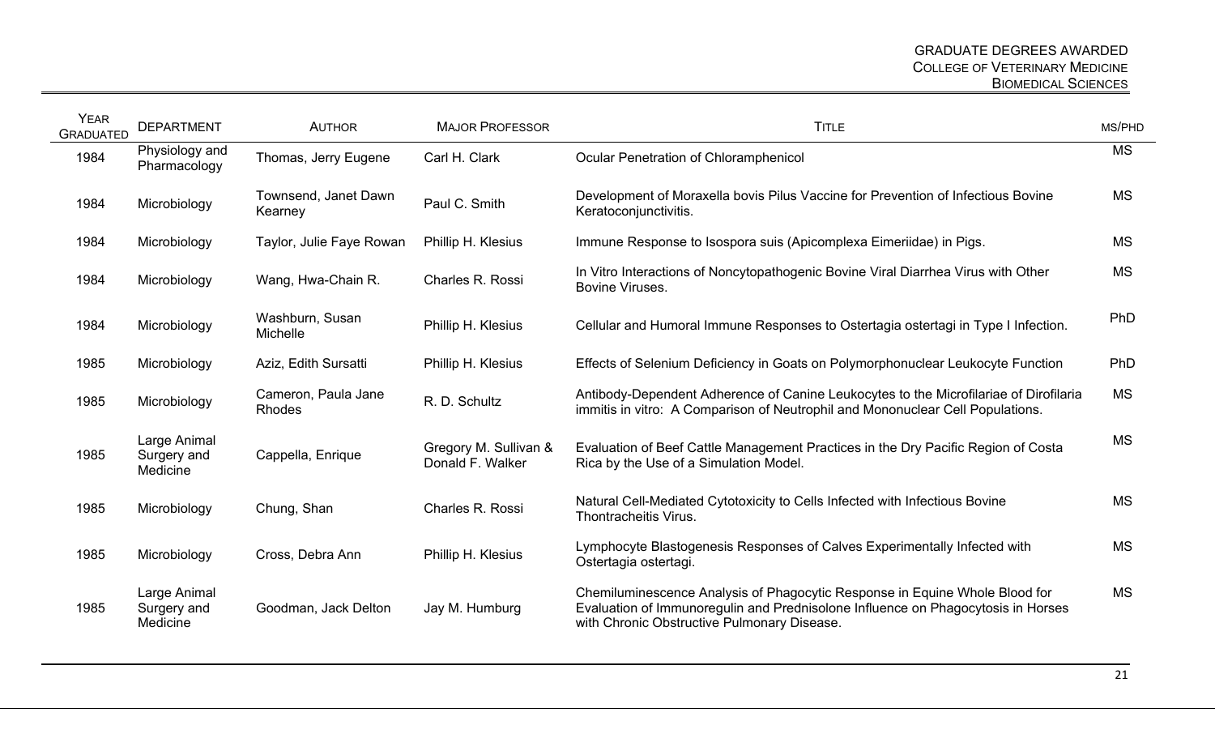| YEAR GRADUATED | DEPARTMENT | AUTHOR | MAJOR PROFESSOR | TITLE | MS/PHD |
|---|---|---|---|---|---|
| 1984 | Physiology and Pharmacology | Thomas, Jerry Eugene | Carl H. Clark | Ocular Penetration of Chloramphenicol | MS |
| 1984 | Microbiology | Townsend, Janet Dawn Kearney | Paul C. Smith | Development of Moraxella bovis Pilus Vaccine for Prevention of Infectious Bovine Keratoconjunctivitis. | MS |
| 1984 | Microbiology | Taylor, Julie Faye Rowan | Phillip H. Klesius | Immune Response to Isospora suis (Apicomplexa Eimeriidae) in Pigs. | MS |
| 1984 | Microbiology | Wang, Hwa-Chain R. | Charles R. Rossi | In Vitro Interactions of Noncytopathogenic Bovine Viral Diarrhea Virus with Other Bovine Viruses. | MS |
| 1984 | Microbiology | Washburn, Susan Michelle | Phillip H. Klesius | Cellular and Humoral Immune Responses to Ostertagia ostertagi in Type I Infection. | PhD |
| 1985 | Microbiology | Aziz, Edith Sursatti | Phillip H. Klesius | Effects of Selenium Deficiency in Goats on Polymorphonuclear Leukocyte Function | PhD |
| 1985 | Microbiology | Cameron, Paula Jane Rhodes | R. D. Schultz | Antibody-Dependent Adherence of Canine Leukocytes to the Microfilariae of Dirofilaria immitis in vitro: A Comparison of Neutrophil and Mononuclear Cell Populations. | MS |
| 1985 | Large Animal Surgery and Medicine | Cappella, Enrique | Gregory M. Sullivan & Donald F. Walker | Evaluation of Beef Cattle Management Practices in the Dry Pacific Region of Costa Rica by the Use of a Simulation Model. | MS |
| 1985 | Microbiology | Chung, Shan | Charles R. Rossi | Natural Cell-Mediated Cytotoxicity to Cells Infected with Infectious Bovine Thontracheitis Virus. | MS |
| 1985 | Microbiology | Cross, Debra Ann | Phillip H. Klesius | Lymphocyte Blastogenesis Responses of Calves Experimentally Infected with Ostertagia ostertagi. | MS |
| 1985 | Large Animal Surgery and Medicine | Goodman, Jack Delton | Jay M. Humburg | Chemiluminescence Analysis of Phagocytic Response in Equine Whole Blood for Evaluation of Immunoregulin and Prednisolone Influence on Phagocytosis in Horses with Chronic Obstructive Pulmonary Disease. | MS |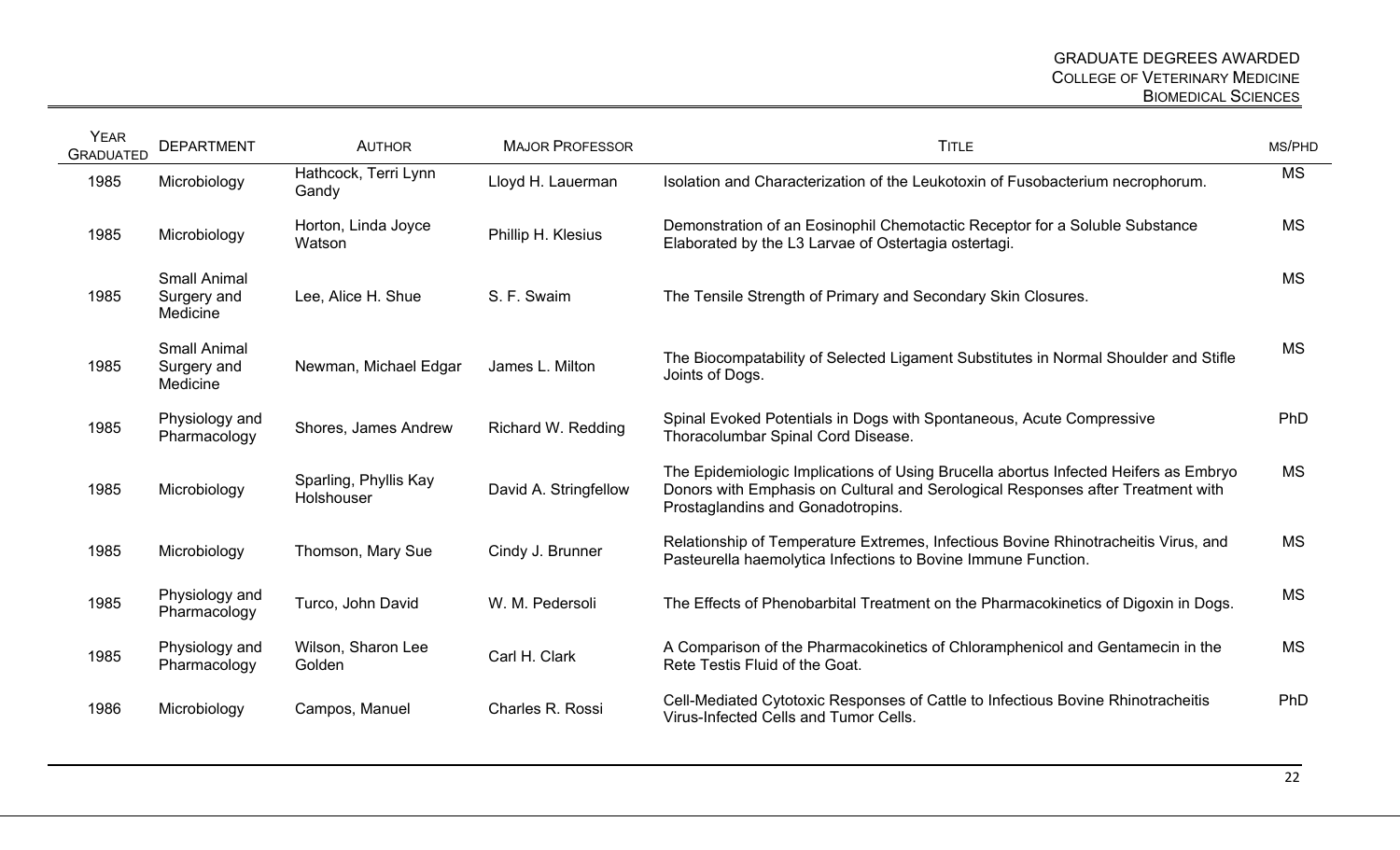| Year Graduated | Department | Author | Major Professor | Title | MS/PhD |
|---|---|---|---|---|---|
| 1985 | Microbiology | Hathcock, Terri Lynn Gandy | Lloyd H. Lauerman | Isolation and Characterization of the Leukotoxin of Fusobacterium necrophorum. | MS |
| 1985 | Microbiology | Horton, Linda Joyce Watson | Phillip H. Klesius | Demonstration of an Eosinophil Chemotactic Receptor for a Soluble Substance Elaborated by the L3 Larvae of Ostertagia ostertagi. | MS |
| 1985 | Small Animal Surgery and Medicine | Lee, Alice H. Shue | S. F. Swaim | The Tensile Strength of Primary and Secondary Skin Closures. | MS |
| 1985 | Small Animal Surgery and Medicine | Newman, Michael Edgar | James L. Milton | The Biocompatability of Selected Ligament Substitutes in Normal Shoulder and Stifle Joints of Dogs. | MS |
| 1985 | Physiology and Pharmacology | Shores, James Andrew | Richard W. Redding | Spinal Evoked Potentials in Dogs with Spontaneous, Acute Compressive Thoracolumbar Spinal Cord Disease. | PhD |
| 1985 | Microbiology | Sparling, Phyllis Kay Holshouser | David A. Stringfellow | The Epidemiologic Implications of Using Brucella abortus Infected Heifers as Embryo Donors with Emphasis on Cultural and Serological Responses after Treatment with Prostaglandins and Gonadotropins. | MS |
| 1985 | Microbiology | Thomson, Mary Sue | Cindy J. Brunner | Relationship of Temperature Extremes, Infectious Bovine Rhinotracheitis Virus, and Pasteurella haemolytica Infections to Bovine Immune Function. | MS |
| 1985 | Physiology and Pharmacology | Turco, John David | W. M. Pedersoli | The Effects of Phenobarbital Treatment on the Pharmacokinetics of Digoxin in Dogs. | MS |
| 1985 | Physiology and Pharmacology | Wilson, Sharon Lee Golden | Carl H. Clark | A Comparison of the Pharmacokinetics of Chloramphenicol and Gentamecin in the Rete Testis Fluid of the Goat. | MS |
| 1986 | Microbiology | Campos, Manuel | Charles R. Rossi | Cell-Mediated Cytotoxic Responses of Cattle to Infectious Bovine Rhinotracheitis Virus-Infected Cells and Tumor Cells. | PhD |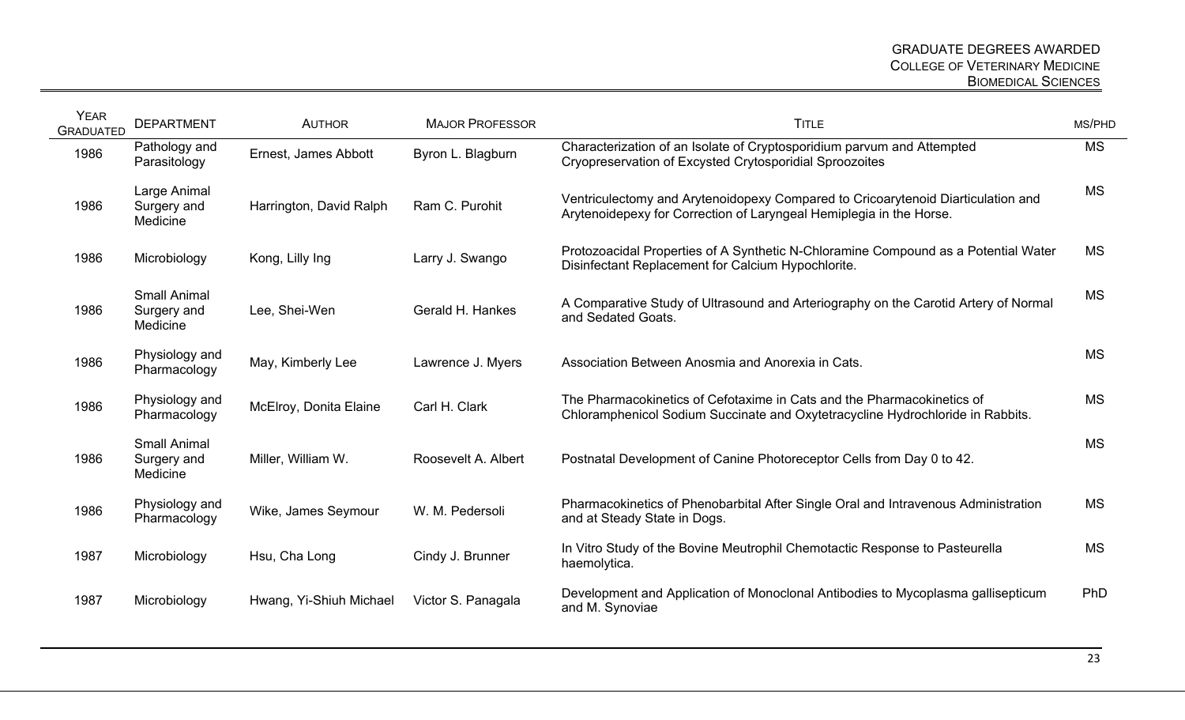| Year Graduated | Department | Author | Major Professor | Title | MS/PhD |
|---|---|---|---|---|---|
| 1986 | Pathology and Parasitology | Ernest, James Abbott | Byron L. Blagburn | Characterization of an Isolate of Cryptosporidium parvum and Attempted Cryopreservation of Excysted Crytosporidial Sproozoites | MS |
| 1986 | Large Animal Surgery and Medicine | Harrington, David Ralph | Ram C. Purohit | Ventriculectomy and Arytenoidopexy Compared to Cricoarytenoid Diarticulation and Arytenoidepexy for Correction of Laryngeal Hemiplegia in the Horse. | MS |
| 1986 | Microbiology | Kong, Lilly Ing | Larry J. Swango | Protozoacidal Properties of A Synthetic N-Chloramine Compound as a Potential Water Disinfectant Replacement for Calcium Hypochlorite. | MS |
| 1986 | Small Animal Surgery and Medicine | Lee, Shei-Wen | Gerald H. Hankes | A Comparative Study of Ultrasound and Arteriography on the Carotid Artery of Normal and Sedated Goats. | MS |
| 1986 | Physiology and Pharmacology | May, Kimberly Lee | Lawrence J. Myers | Association Between Anosmia and Anorexia in Cats. | MS |
| 1986 | Physiology and Pharmacology | McElroy, Donita Elaine | Carl H. Clark | The Pharmacokinetics of Cefotaxime in Cats and the Pharmacokinetics of Chloramphenicol Sodium Succinate and Oxytetracycline Hydrochloride in Rabbits. | MS |
| 1986 | Small Animal Surgery and Medicine | Miller, William W. | Roosevelt A. Albert | Postnatal Development of Canine Photoreceptor Cells from Day 0 to 42. | MS |
| 1986 | Physiology and Pharmacology | Wike, James Seymour | W. M. Pedersoli | Pharmacokinetics of Phenobarbital After Single Oral and Intravenous Administration and at Steady State in Dogs. | MS |
| 1987 | Microbiology | Hsu, Cha Long | Cindy J. Brunner | In Vitro Study of the Bovine Meutrophil Chemotactic Response to Pasteurella haemolytica. | MS |
| 1987 | Microbiology | Hwang, Yi-Shiuh Michael | Victor S. Panagala | Development and Application of Monoclonal Antibodies to Mycoplasma gallisepticum and M. Synoviae | PhD |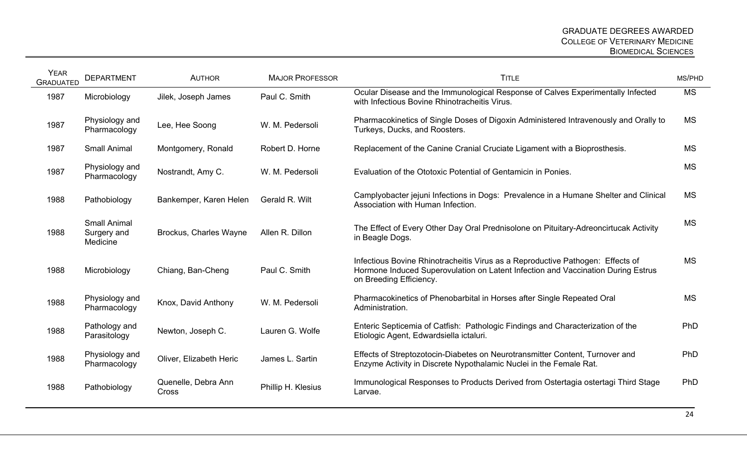| Year Graduated | Department | Author | Major Professor | Title | MS/PhD |
|---|---|---|---|---|---|
| 1987 | Microbiology | Jilek, Joseph James | Paul C. Smith | Ocular Disease and the Immunological Response of Calves Experimentally Infected with Infectious Bovine Rhinotracheitis Virus. | MS |
| 1987 | Physiology and Pharmacology | Lee, Hee Soong | W. M. Pedersoli | Pharmacokinetics of Single Doses of Digoxin Administered Intravenously and Orally to Turkeys, Ducks, and Roosters. | MS |
| 1987 | Small Animal | Montgomery, Ronald | Robert D. Horne | Replacement of the Canine Cranial Cruciate Ligament with a Bioprosthesis. | MS |
| 1987 | Physiology and Pharmacology | Nostrandt, Amy C. | W. M. Pedersoli | Evaluation of the Ototoxic Potential of Gentamicin in Ponies. | MS |
| 1988 | Pathobiology | Bankemper, Karen Helen | Gerald R. Wilt | Camplyobacter jejuni Infections in Dogs: Prevalence in a Humane Shelter and Clinical Association with Human Infection. | MS |
| 1988 | Small Animal Surgery and Medicine | Brockus, Charles Wayne | Allen R. Dillon | The Effect of Every Other Day Oral Prednisolone on Pituitary-Adreoncirtucak Activity in Beagle Dogs. | MS |
| 1988 | Microbiology | Chiang, Ban-Cheng | Paul C. Smith | Infectious Bovine Rhinotracheitis Virus as a Reproductive Pathogen: Effects of Hormone Induced Superovulation on Latent Infection and Vaccination During Estrus on Breeding Efficiency. | MS |
| 1988 | Physiology and Pharmacology | Knox, David Anthony | W. M. Pedersoli | Pharmacokinetics of Phenobarbital in Horses after Single Repeated Oral Administration. | MS |
| 1988 | Pathology and Parasitology | Newton, Joseph C. | Lauren G. Wolfe | Enteric Septicemia of Catfish: Pathologic Findings and Characterization of the Etiologic Agent, Edwardsiella ictaluri. | PhD |
| 1988 | Physiology and Pharmacology | Oliver, Elizabeth Heric | James L. Sartin | Effects of Streptozotocin-Diabetes on Neurotransmitter Content, Turnover and Enzyme Activity in Discrete Nypothalamic Nuclei in the Female Rat. | PhD |
| 1988 | Pathobiology | Quenelle, Debra Ann Cross | Phillip H. Klesius | Immunological Responses to Products Derived from Ostertagia ostertagi Third Stage Larvae. | PhD |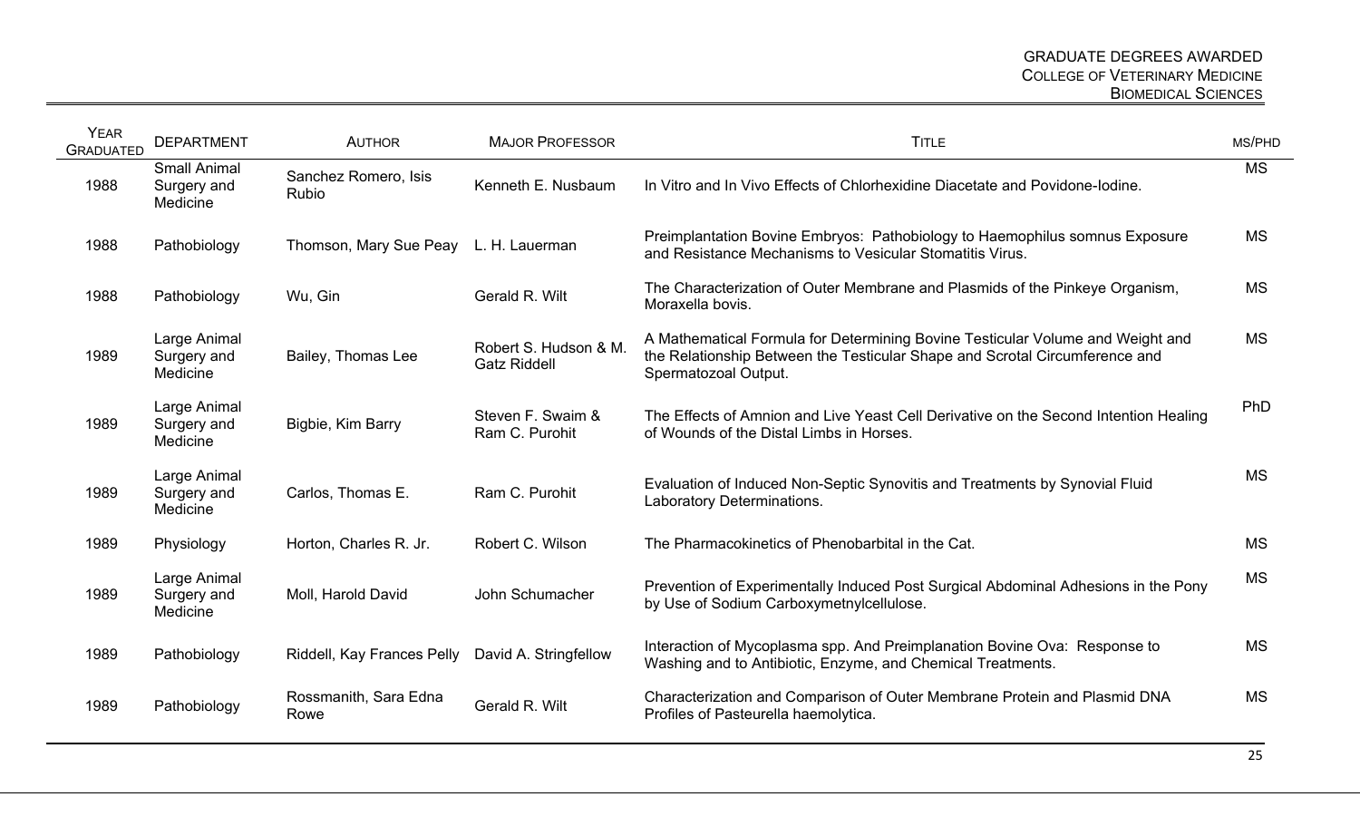| Year Graduated | Department | Author | Major Professor | Title | MS/PhD |
|---|---|---|---|---|---|
| 1988 | Small Animal Surgery and Medicine | Sanchez Romero, Isis Rubio | Kenneth E. Nusbaum | In Vitro and In Vivo Effects of Chlorhexidine Diacetate and Povidone-Iodine. | MS |
| 1988 | Pathobiology | Thomson, Mary Sue Peay | L. H. Lauerman | Preimplantation Bovine Embryos: Pathobiology to Haemophilus somnus Exposure and Resistance Mechanisms to Vesicular Stomatitis Virus. | MS |
| 1988 | Pathobiology | Wu, Gin | Gerald R. Wilt | The Characterization of Outer Membrane and Plasmids of the Pinkeye Organism, Moraxella bovis. | MS |
| 1989 | Large Animal Surgery and Medicine | Bailey, Thomas Lee | Robert S. Hudson & M. Gatz Riddell | A Mathematical Formula for Determining Bovine Testicular Volume and Weight and the Relationship Between the Testicular Shape and Scrotal Circumference and Spermatozoal Output. | MS |
| 1989 | Large Animal Surgery and Medicine | Bigbie, Kim Barry | Steven F. Swaim & Ram C. Purohit | The Effects of Amnion and Live Yeast Cell Derivative on the Second Intention Healing of Wounds of the Distal Limbs in Horses. | PhD |
| 1989 | Large Animal Surgery and Medicine | Carlos, Thomas E. | Ram C. Purohit | Evaluation of Induced Non-Septic Synovitis and Treatments by Synovial Fluid Laboratory Determinations. | MS |
| 1989 | Physiology | Horton, Charles R. Jr. | Robert C. Wilson | The Pharmacokinetics of Phenobarbital in the Cat. | MS |
| 1989 | Large Animal Surgery and Medicine | Moll, Harold David | John Schumacher | Prevention of Experimentally Induced Post Surgical Abdominal Adhesions in the Pony by Use of Sodium Carboxymetnylcellulose. | MS |
| 1989 | Pathobiology | Riddell, Kay Frances Pelly | David A. Stringfellow | Interaction of Mycoplasma spp. And Preimplanation Bovine Ova: Response to Washing and to Antibiotic, Enzyme, and Chemical Treatments. | MS |
| 1989 | Pathobiology | Rossmanith, Sara Edna Rowe | Gerald R. Wilt | Characterization and Comparison of Outer Membrane Protein and Plasmid DNA Profiles of Pasteurella haemolytica. | MS |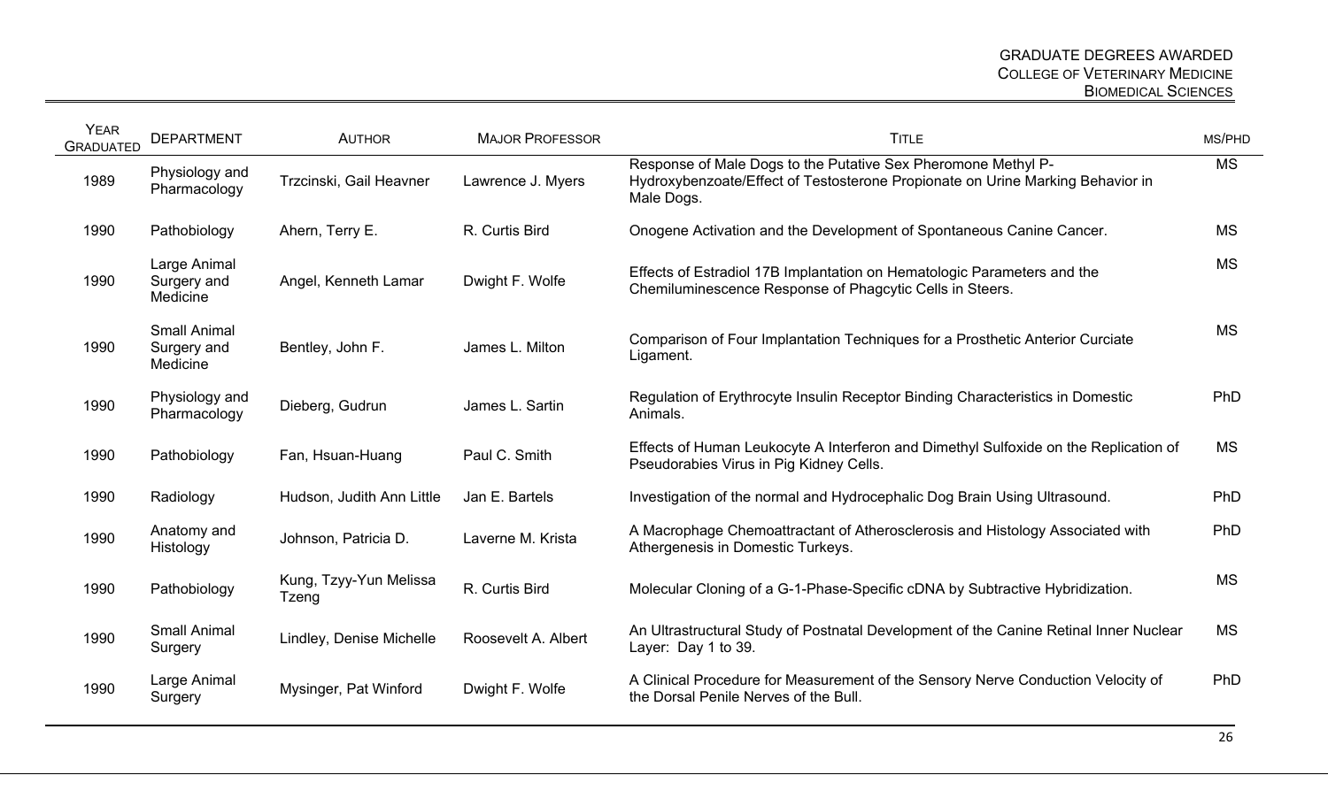| Year Graduated | Department | Author | Major Professor | Title | MS/PhD |
|---|---|---|---|---|---|
| 1989 | Physiology and Pharmacology | Trzcinski, Gail Heavner | Lawrence J. Myers | Response of Male Dogs to the Putative Sex Pheromone Methyl P-Hydroxybenzoate/Effect of Testosterone Propionate on Urine Marking Behavior in Male Dogs. | MS |
| 1990 | Pathobiology | Ahern, Terry E. | R. Curtis Bird | Onogene Activation and the Development of Spontaneous Canine Cancer. | MS |
| 1990 | Large Animal Surgery and Medicine | Angel, Kenneth Lamar | Dwight F. Wolfe | Effects of Estradiol 17B Implantation on Hematologic Parameters and the Chemiluminescence Response of Phagcytic Cells in Steers. | MS |
| 1990 | Small Animal Surgery and Medicine | Bentley, John F. | James L. Milton | Comparison of Four Implantation Techniques for a Prosthetic Anterior Curciate Ligament. | MS |
| 1990 | Physiology and Pharmacology | Dieberg, Gudrun | James L. Sartin | Regulation of Erythrocyte Insulin Receptor Binding Characteristics in Domestic Animals. | PhD |
| 1990 | Pathobiology | Fan, Hsuan-Huang | Paul C. Smith | Effects of Human Leukocyte A Interferon and Dimethyl Sulfoxide on the Replication of Pseudorabies Virus in Pig Kidney Cells. | MS |
| 1990 | Radiology | Hudson, Judith Ann Little | Jan E. Bartels | Investigation of the normal and Hydrocephalic Dog Brain Using Ultrasound. | PhD |
| 1990 | Anatomy and Histology | Johnson, Patricia D. | Laverne M. Krista | A Macrophage Chemoattractant of Atherosclerosis and Histology Associated with Athergenesis in Domestic Turkeys. | PhD |
| 1990 | Pathobiology | Kung, Tzyy-Yun Melissa Tzeng | R. Curtis Bird | Molecular Cloning of a G-1-Phase-Specific cDNA by Subtractive Hybridization. | MS |
| 1990 | Small Animal Surgery | Lindley, Denise Michelle | Roosevelt A. Albert | An Ultrastructural Study of Postnatal Development of the Canine Retinal Inner Nuclear Layer: Day 1 to 39. | MS |
| 1990 | Large Animal Surgery | Mysinger, Pat Winford | Dwight F. Wolfe | A Clinical Procedure for Measurement of the Sensory Nerve Conduction Velocity of the Dorsal Penile Nerves of the Bull. | PhD |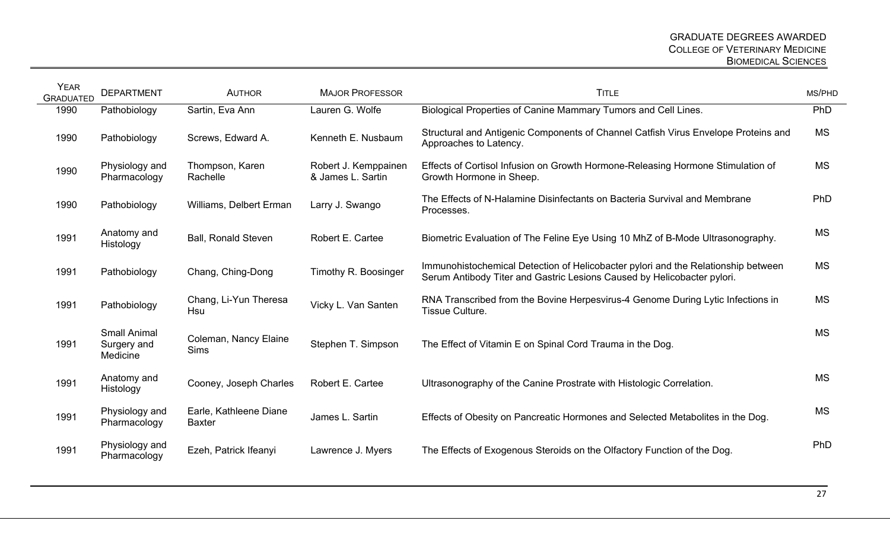| YEAR GRADUATED | DEPARTMENT | AUTHOR | MAJOR PROFESSOR | TITLE | MS/PHD |
|---|---|---|---|---|---|
| 1990 | Pathobiology | Sartin, Eva Ann | Lauren G. Wolfe | Biological Properties of Canine Mammary Tumors and Cell Lines. | PhD |
| 1990 | Pathobiology | Screws, Edward A. | Kenneth E. Nusbaum | Structural and Antigenic Components of Channel Catfish Virus Envelope Proteins and Approaches to Latency. | MS |
| 1990 | Physiology and Pharmacology | Thompson, Karen Rachelle | Robert J. Kemppainen & James L. Sartin | Effects of Cortisol Infusion on Growth Hormone-Releasing Hormone Stimulation of Growth Hormone in Sheep. | MS |
| 1990 | Pathobiology | Williams, Delbert Erman | Larry J. Swango | The Effects of N-Halamine Disinfectants on Bacteria Survival and Membrane Processes. | PhD |
| 1991 | Anatomy and Histology | Ball, Ronald Steven | Robert E. Cartee | Biometric Evaluation of The Feline Eye Using 10 MhZ of B-Mode Ultrasonography. | MS |
| 1991 | Pathobiology | Chang, Ching-Dong | Timothy R. Boosinger | Immunohistochemical Detection of Helicobacter pylori and the Relationship between Serum Antibody Titer and Gastric Lesions Caused by Helicobacter pylori. | MS |
| 1991 | Pathobiology | Chang, Li-Yun Theresa Hsu | Vicky L. Van Santen | RNA Transcribed from the Bovine Herpesvirus-4 Genome During Lytic Infections in Tissue Culture. | MS |
| 1991 | Small Animal Surgery and Medicine | Coleman, Nancy Elaine Sims | Stephen T. Simpson | The Effect of Vitamin E on Spinal Cord Trauma in the Dog. | MS |
| 1991 | Anatomy and Histology | Cooney, Joseph Charles | Robert E. Cartee | Ultrasonography of the Canine Prostrate with Histologic Correlation. | MS |
| 1991 | Physiology and Pharmacology | Earle, Kathleene Diane Baxter | James L. Sartin | Effects of Obesity on Pancreatic Hormones and Selected Metabolites in the Dog. | MS |
| 1991 | Physiology and Pharmacology | Ezeh, Patrick Ifeanyi | Lawrence J. Myers | The Effects of Exogenous Steroids on the Olfactory Function of the Dog. | PhD |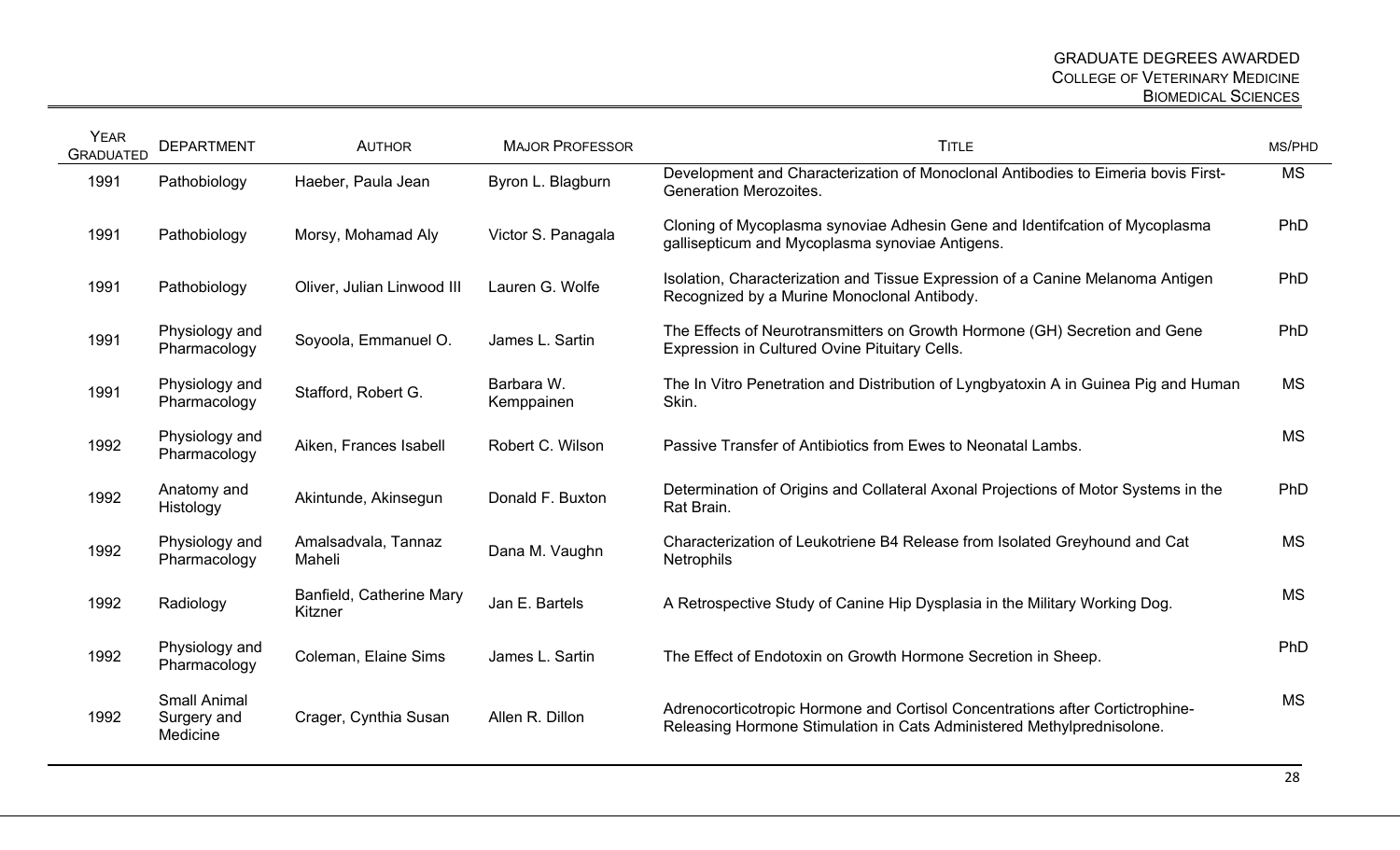| Year Graduated | Department | Author | Major Professor | Title | MS/PhD |
|---|---|---|---|---|---|
| 1991 | Pathobiology | Haeber, Paula Jean | Byron L. Blagburn | Development and Characterization of Monoclonal Antibodies to Eimeria bovis First-Generation Merozoites. | MS |
| 1991 | Pathobiology | Morsy, Mohamad Aly | Victor S. Panagala | Cloning of Mycoplasma synoviae Adhesin Gene and Identifcation of Mycoplasma gallisepticum and Mycoplasma synoviae Antigens. | PhD |
| 1991 | Pathobiology | Oliver, Julian Linwood III | Lauren G. Wolfe | Isolation, Characterization and Tissue Expression of a Canine Melanoma Antigen Recognized by a Murine Monoclonal Antibody. | PhD |
| 1991 | Physiology and Pharmacology | Soyoola, Emmanuel O. | James L. Sartin | The Effects of Neurotransmitters on Growth Hormone (GH) Secretion and Gene Expression in Cultured Ovine Pituitary Cells. | PhD |
| 1991 | Physiology and Pharmacology | Stafford, Robert G. | Barbara W. Kemppainen | The In Vitro Penetration and Distribution of Lyngbyatoxin A in Guinea Pig and Human Skin. | MS |
| 1992 | Physiology and Pharmacology | Aiken, Frances Isabell | Robert C. Wilson | Passive Transfer of Antibiotics from Ewes to Neonatal Lambs. | MS |
| 1992 | Anatomy and Histology | Akintunde, Akinsegun | Donald F. Buxton | Determination of Origins and Collateral Axonal Projections of Motor Systems in the Rat Brain. | PhD |
| 1992 | Physiology and Pharmacology | Amalsadvala, Tannaz Maheli | Dana M. Vaughn | Characterization of Leukotriene B4 Release from Isolated Greyhound and Cat Netrophils | MS |
| 1992 | Radiology | Banfield, Catherine Mary Kitzner | Jan E. Bartels | A Retrospective Study of Canine Hip Dysplasia in the Military Working Dog. | MS |
| 1992 | Physiology and Pharmacology | Coleman, Elaine Sims | James L. Sartin | The Effect of Endotoxin on Growth Hormone Secretion in Sheep. | PhD |
| 1992 | Small Animal Surgery and Medicine | Crager, Cynthia Susan | Allen R. Dillon | Adrenocorticotropic Hormone and Cortisol Concentrations after Cortictrophine-Releasing Hormone Stimulation in Cats Administered Methylprednisolone. | MS |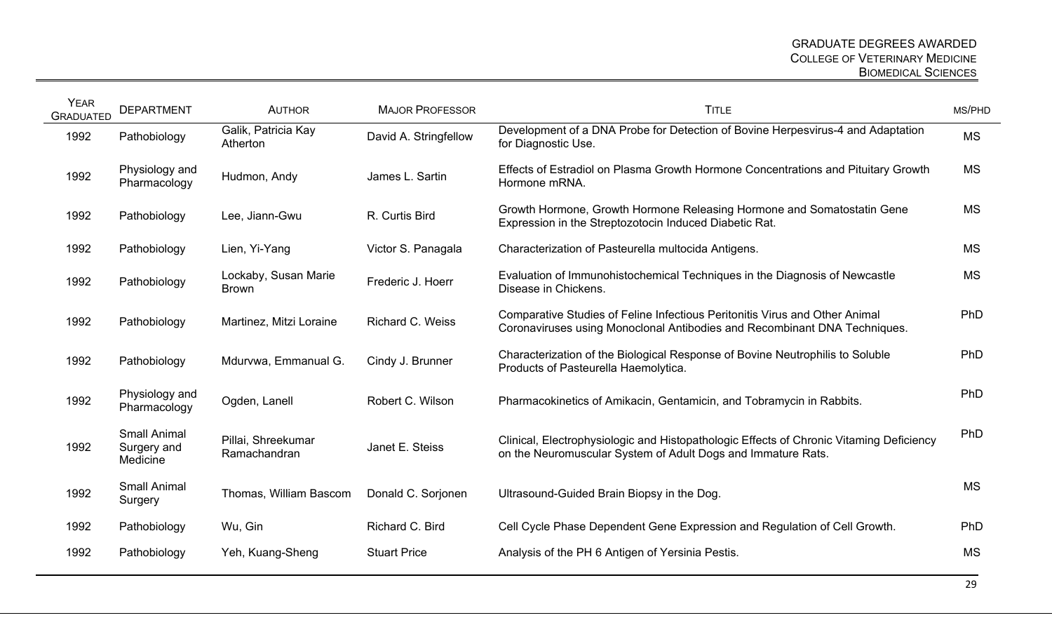| Year Graduated | Department | Author | Major Professor | Title | MS/PhD |
| --- | --- | --- | --- | --- | --- |
| 1992 | Pathobiology | Galik, Patricia Kay Atherton | David A. Stringfellow | Development of a DNA Probe for Detection of Bovine Herpesvirus-4 and Adaptation for Diagnostic Use. | MS |
| 1992 | Physiology and Pharmacology | Hudmon, Andy | James L. Sartin | Effects of Estradiol on Plasma Growth Hormone Concentrations and Pituitary Growth Hormone mRNA. | MS |
| 1992 | Pathobiology | Lee, Jiann-Gwu | R. Curtis Bird | Growth Hormone, Growth Hormone Releasing Hormone and Somatostatin Gene Expression in the Streptozotocin Induced Diabetic Rat. | MS |
| 1992 | Pathobiology | Lien, Yi-Yang | Victor S. Panagala | Characterization of Pasteurella multocida Antigens. | MS |
| 1992 | Pathobiology | Lockaby, Susan Marie Brown | Frederic J. Hoerr | Evaluation of Immunohistochemical Techniques in the Diagnosis of Newcastle Disease in Chickens. | MS |
| 1992 | Pathobiology | Martinez, Mitzi Loraine | Richard C. Weiss | Comparative Studies of Feline Infectious Peritonitis Virus and Other Animal Coronaviruses using Monoclonal Antibodies and Recombinant DNA Techniques. | PhD |
| 1992 | Pathobiology | Mdurvwa, Emmanual G. | Cindy J. Brunner | Characterization of the Biological Response of Bovine Neutrophilis to Soluble Products of Pasteurella Haemolytica. | PhD |
| 1992 | Physiology and Pharmacology | Ogden, Lanell | Robert C. Wilson | Pharmacokinetics of Amikacin, Gentamicin, and Tobramycin in Rabbits. | PhD |
| 1992 | Small Animal Surgery and Medicine | Pillai, Shreekumar Ramachandran | Janet E. Steiss | Clinical, Electrophysiologic and Histopathologic Effects of Chronic Vitaming Deficiency on the Neuromuscular System of Adult Dogs and Immature Rats. | PhD |
| 1992 | Small Animal Surgery | Thomas, William Bascom | Donald C. Sorjonen | Ultrasound-Guided Brain Biopsy in the Dog. | MS |
| 1992 | Pathobiology | Wu, Gin | Richard C. Bird | Cell Cycle Phase Dependent Gene Expression and Regulation of Cell Growth. | PhD |
| 1992 | Pathobiology | Yeh, Kuang-Sheng | Stuart Price | Analysis of the PH 6 Antigen of Yersinia Pestis. | MS |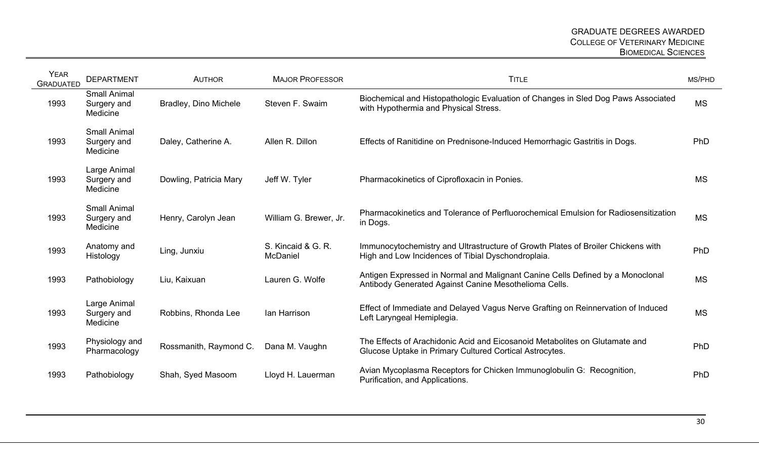| Year Graduated | Department | Author | Major Professor | Title | MS/PhD |
|---|---|---|---|---|---|
| 1993 | Small Animal Surgery and Medicine | Bradley, Dino Michele | Steven F. Swaim | Biochemical and Histopathologic Evaluation of Changes in Sled Dog Paws Associated with Hypothermia and Physical Stress. | MS |
| 1993 | Small Animal Surgery and Medicine | Daley, Catherine A. | Allen R. Dillon | Effects of Ranitidine on Prednisone-Induced Hemorrhagic Gastritis in Dogs. | PhD |
| 1993 | Large Animal Surgery and Medicine | Dowling, Patricia Mary | Jeff W. Tyler | Pharmacokinetics of Ciprofloxacin in Ponies. | MS |
| 1993 | Small Animal Surgery and Medicine | Henry, Carolyn Jean | William G. Brewer, Jr. | Pharmacokinetics and Tolerance of Perfluorochemical Emulsion for Radiosensitization in Dogs. | MS |
| 1993 | Anatomy and Histology | Ling, Junxiu | S. Kincaid & G. R. McDaniel | Immunocytochemistry and Ultrastructure of Growth Plates of Broiler Chickens with High and Low Incidences of Tibial Dyschondroplaia. | PhD |
| 1993 | Pathobiology | Liu, Kaixuan | Lauren G. Wolfe | Antigen Expressed in Normal and Malignant Canine Cells Defined by a Monoclonal Antibody Generated Against Canine Mesothelioma Cells. | MS |
| 1993 | Large Animal Surgery and Medicine | Robbins, Rhonda Lee | Ian Harrison | Effect of Immediate and Delayed Vagus Nerve Grafting on Reinnervation of Induced Left Laryngeal Hemiplegia. | MS |
| 1993 | Physiology and Pharmacology | Rossmanith, Raymond C. | Dana M. Vaughn | The Effects of Arachidonic Acid and Eicosanoid Metabolites on Glutamate and Glucose Uptake in Primary Cultured Cortical Astrocytes. | PhD |
| 1993 | Pathobiology | Shah, Syed Masoom | Lloyd H. Lauerman | Avian Mycoplasma Receptors for Chicken Immunoglobulin G: Recognition, Purification, and Applications. | PhD |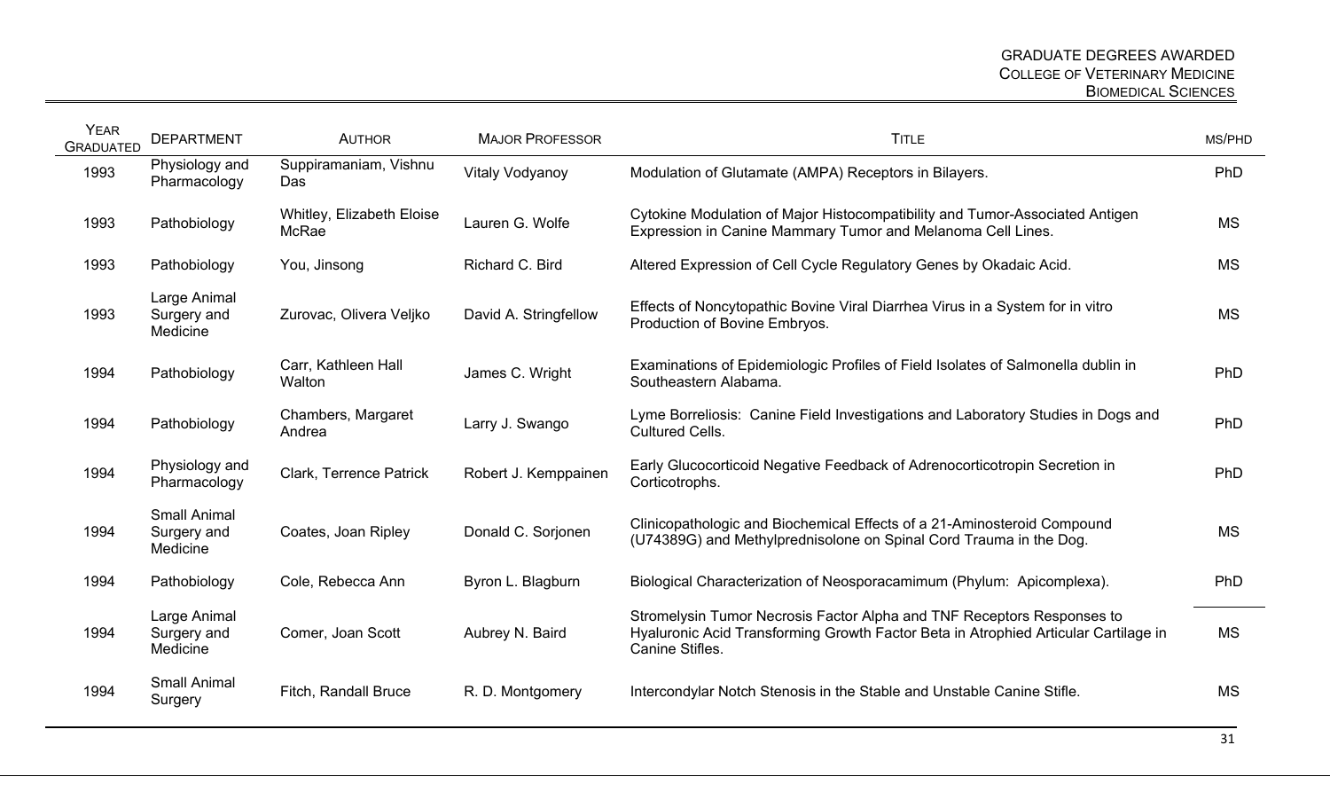| Year Graduated | Department | Author | Major Professor | Title | MS/PhD |
|---|---|---|---|---|---|
| 1993 | Physiology and Pharmacology | Suppiramaniam, Vishnu Das | Vitaly Vodyanoy | Modulation of Glutamate (AMPA) Receptors in Bilayers. | PhD |
| 1993 | Pathobiology | Whitley, Elizabeth Eloise McRae | Lauren G. Wolfe | Cytokine Modulation of Major Histocompatibility and Tumor-Associated Antigen Expression in Canine Mammary Tumor and Melanoma Cell Lines. | MS |
| 1993 | Pathobiology | You, Jinsong | Richard C. Bird | Altered Expression of Cell Cycle Regulatory Genes by Okadaic Acid. | MS |
| 1993 | Large Animal Surgery and Medicine | Zurovac, Olivera Veljko | David A. Stringfellow | Effects of Noncytopathic Bovine Viral Diarrhea Virus in a System for in vitro Production of Bovine Embryos. | MS |
| 1994 | Pathobiology | Carr, Kathleen Hall Walton | James C. Wright | Examinations of Epidemiologic Profiles of Field Isolates of Salmonella dublin in Southeastern Alabama. | PhD |
| 1994 | Pathobiology | Chambers, Margaret Andrea | Larry J. Swango | Lyme Borreliosis: Canine Field Investigations and Laboratory Studies in Dogs and Cultured Cells. | PhD |
| 1994 | Physiology and Pharmacology | Clark, Terrence Patrick | Robert J. Kemppainen | Early Glucocorticoid Negative Feedback of Adrenocorticotropin Secretion in Corticotrophs. | PhD |
| 1994 | Small Animal Surgery and Medicine | Coates, Joan Ripley | Donald C. Sorjonen | Clinicopathologic and Biochemical Effects of a 21-Aminosteroid Compound (U74389G) and Methylprednisolone on Spinal Cord Trauma in the Dog. | MS |
| 1994 | Pathobiology | Cole, Rebecca Ann | Byron L. Blagburn | Biological Characterization of Neosporacamimum (Phylum: Apicomplexa). | PhD |
| 1994 | Large Animal Surgery and Medicine | Comer, Joan Scott | Aubrey N. Baird | Stromelysin Tumor Necrosis Factor Alpha and TNF Receptors Responses to Hyaluronic Acid Transforming Growth Factor Beta in Atrophied Articular Cartilage in Canine Stifles. | MS |
| 1994 | Small Animal Surgery | Fitch, Randall Bruce | R. D. Montgomery | Intercondylar Notch Stenosis in the Stable and Unstable Canine Stifle. | MS |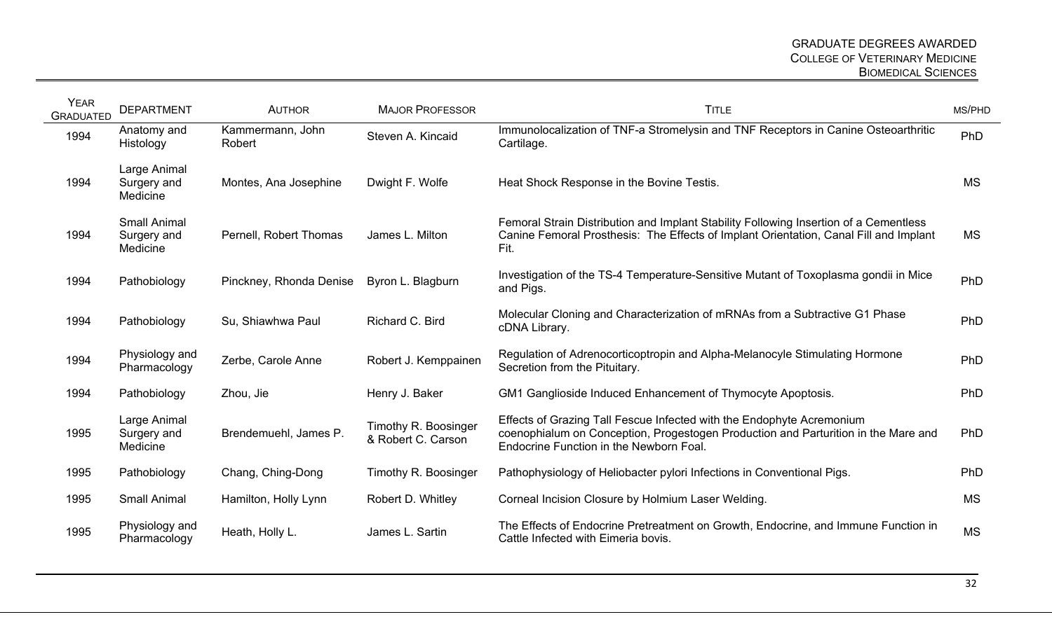| Year Graduated | Department | Author | Major Professor | Title | MS/PhD |
|---|---|---|---|---|---|
| 1994 | Anatomy and Histology | Kammermann, John Robert | Steven A. Kincaid | Immunolocalization of TNF-a Stromelysin and TNF Receptors in Canine Osteoarthritic Cartilage. | PhD |
| 1994 | Large Animal Surgery and Medicine | Montes, Ana Josephine | Dwight F. Wolfe | Heat Shock Response in the Bovine Testis. | MS |
| 1994 | Small Animal Surgery and Medicine | Pernell, Robert Thomas | James L. Milton | Femoral Strain Distribution and Implant Stability Following Insertion of a Cementless Canine Femoral Prosthesis: The Effects of Implant Orientation, Canal Fill and Implant Fit. | MS |
| 1994 | Pathobiology | Pinckney, Rhonda Denise | Byron L. Blagburn | Investigation of the TS-4 Temperature-Sensitive Mutant of Toxoplasma gondii in Mice and Pigs. | PhD |
| 1994 | Pathobiology | Su, Shiawhwa Paul | Richard C. Bird | Molecular Cloning and Characterization of mRNAs from a Subtractive G1 Phase cDNA Library. | PhD |
| 1994 | Physiology and Pharmacology | Zerbe, Carole Anne | Robert J. Kemppainen | Regulation of Adrenocorticoptropin and Alpha-Melanocyle Stimulating Hormone Secretion from the Pituitary. | PhD |
| 1994 | Pathobiology | Zhou, Jie | Henry J. Baker | GM1 Ganglioside Induced Enhancement of Thymocyte Apoptosis. | PhD |
| 1995 | Large Animal Surgery and Medicine | Brendemuehl, James P. | Timothy R. Boosinger & Robert C. Carson | Effects of Grazing Tall Fescue Infected with the Endophyte Acremonium coenophialum on Conception, Progestogen Production and Parturition in the Mare and Endocrine Function in the Newborn Foal. | PhD |
| 1995 | Pathobiology | Chang, Ching-Dong | Timothy R. Boosinger | Pathophysiology of Heliobacter pylori Infections in Conventional Pigs. | PhD |
| 1995 | Small Animal | Hamilton, Holly Lynn | Robert D. Whitley | Corneal Incision Closure by Holmium Laser Welding. | MS |
| 1995 | Physiology and Pharmacology | Heath, Holly L. | James L. Sartin | The Effects of Endocrine Pretreatment on Growth, Endocrine, and Immune Function in Cattle Infected with Eimeria bovis. | MS |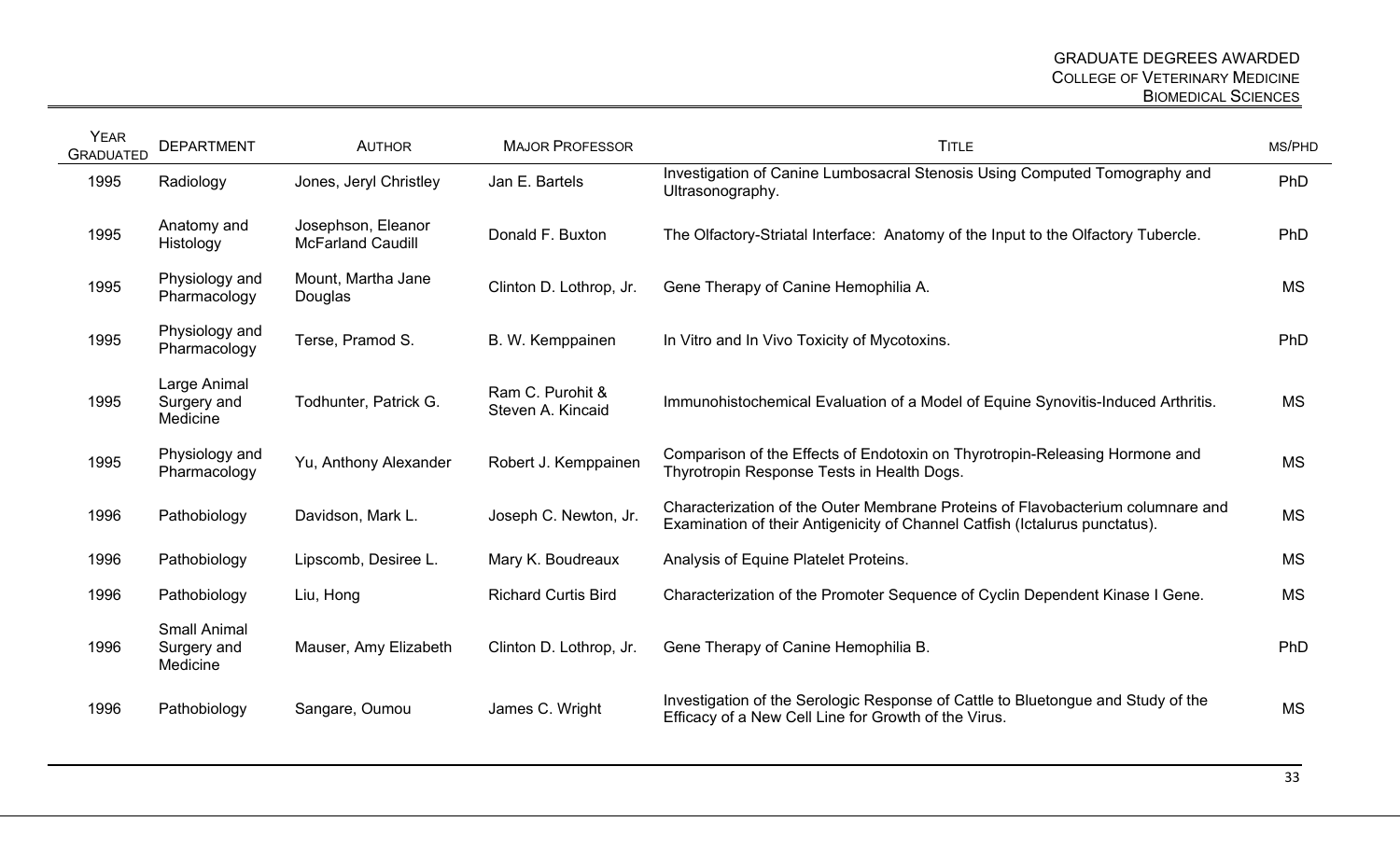| Year Graduated | Department | Author | Major Professor | Title | MS/PhD |
|---|---|---|---|---|---|
| 1995 | Radiology | Jones, Jeryl Christley | Jan E. Bartels | Investigation of Canine Lumbosacral Stenosis Using Computed Tomography and Ultrasonography. | PhD |
| 1995 | Anatomy and Histology | Josephson, Eleanor McFarland Caudill | Donald F. Buxton | The Olfactory-Striatal Interface: Anatomy of the Input to the Olfactory Tubercle. | PhD |
| 1995 | Physiology and Pharmacology | Mount, Martha Jane Douglas | Clinton D. Lothrop, Jr. | Gene Therapy of Canine Hemophilia A. | MS |
| 1995 | Physiology and Pharmacology | Terse, Pramod S. | B. W. Kemppainen | In Vitro and In Vivo Toxicity of Mycotoxins. | PhD |
| 1995 | Large Animal Surgery and Medicine | Todhunter, Patrick G. | Ram C. Purohit & Steven A. Kincaid | Immunohistochemical Evaluation of a Model of Equine Synovitis-Induced Arthritis. | MS |
| 1995 | Physiology and Pharmacology | Yu, Anthony Alexander | Robert J. Kemppainen | Comparison of the Effects of Endotoxin on Thyrotropin-Releasing Hormone and Thyrotropin Response Tests in Health Dogs. | MS |
| 1996 | Pathobiology | Davidson, Mark L. | Joseph C. Newton, Jr. | Characterization of the Outer Membrane Proteins of Flavobacterium columnare and Examination of their Antigenicity of Channel Catfish (Ictalurus punctatus). | MS |
| 1996 | Pathobiology | Lipscomb, Desiree L. | Mary K. Boudreaux | Analysis of Equine Platelet Proteins. | MS |
| 1996 | Pathobiology | Liu, Hong | Richard Curtis Bird | Characterization of the Promoter Sequence of Cyclin Dependent Kinase I Gene. | MS |
| 1996 | Small Animal Surgery and Medicine | Mauser, Amy Elizabeth | Clinton D. Lothrop, Jr. | Gene Therapy of Canine Hemophilia B. | PhD |
| 1996 | Pathobiology | Sangare, Oumou | James C. Wright | Investigation of the Serologic Response of Cattle to Bluetongue and Study of the Efficacy of a New Cell Line for Growth of the Virus. | MS |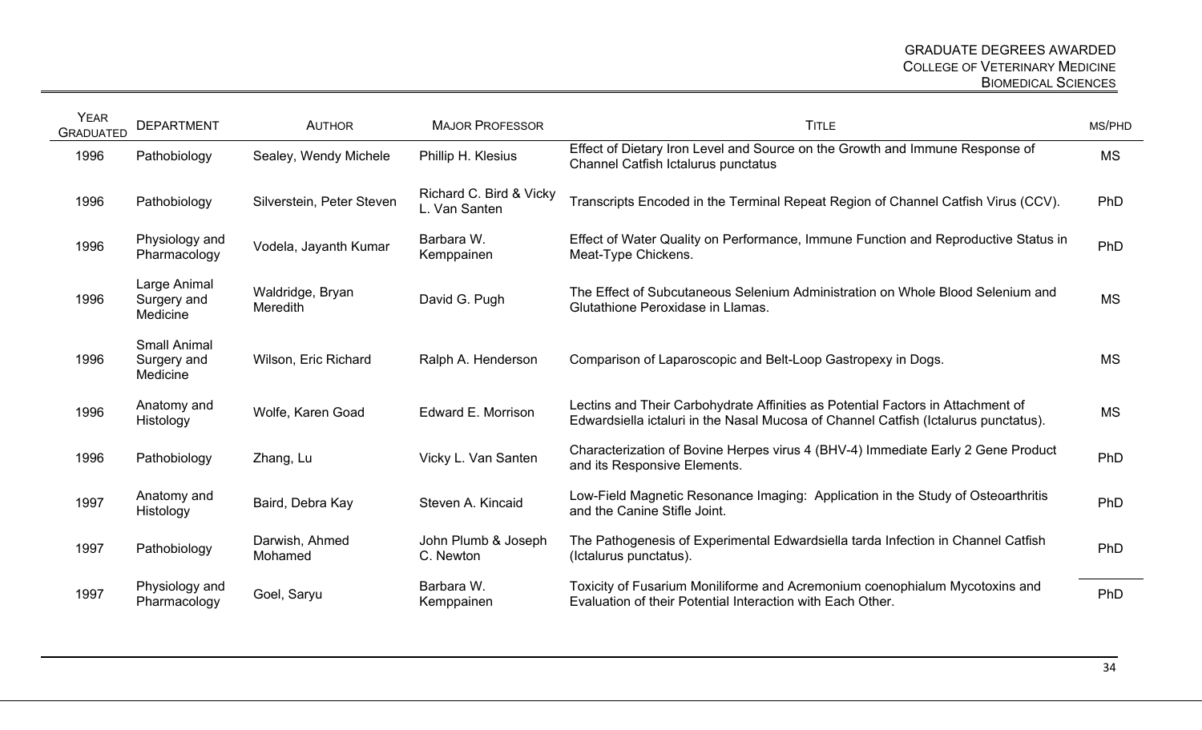| Year Graduated | Department | Author | Major Professor | Title | MS/PhD |
|---|---|---|---|---|---|
| 1996 | Pathobiology | Sealey, Wendy Michele | Phillip H. Klesius | Effect of Dietary Iron Level and Source on the Growth and Immune Response of Channel Catfish Ictalurus punctatus | MS |
| 1996 | Pathobiology | Silverstein, Peter Steven | Richard C. Bird & Vicky L. Van Santen | Transcripts Encoded in the Terminal Repeat Region of Channel Catfish Virus (CCV). | PhD |
| 1996 | Physiology and Pharmacology | Vodela, Jayanth Kumar | Barbara W. Kemppainen | Effect of Water Quality on Performance, Immune Function and Reproductive Status in Meat-Type Chickens. | PhD |
| 1996 | Large Animal Surgery and Medicine | Waldridge, Bryan Meredith | David G. Pugh | The Effect of Subcutaneous Selenium Administration on Whole Blood Selenium and Glutathione Peroxidase in Llamas. | MS |
| 1996 | Small Animal Surgery and Medicine | Wilson, Eric Richard | Ralph A. Henderson | Comparison of Laparoscopic and Belt-Loop Gastropexy in Dogs. | MS |
| 1996 | Anatomy and Histology | Wolfe, Karen Goad | Edward E. Morrison | Lectins and Their Carbohydrate Affinities as Potential Factors in Attachment of Edwardsiella ictaluri in the Nasal Mucosa of Channel Catfish (Ictalurus punctatus). | MS |
| 1996 | Pathobiology | Zhang, Lu | Vicky L. Van Santen | Characterization of Bovine Herpes virus 4 (BHV-4) Immediate Early 2 Gene Product and its Responsive Elements. | PhD |
| 1997 | Anatomy and Histology | Baird, Debra Kay | Steven A. Kincaid | Low-Field Magnetic Resonance Imaging: Application in the Study of Osteoarthritis and the Canine Stifle Joint. | PhD |
| 1997 | Pathobiology | Darwish, Ahmed Mohamed | John Plumb & Joseph C. Newton | The Pathogenesis of Experimental Edwardsiella tarda Infection in Channel Catfish (Ictalurus punctatus). | PhD |
| 1997 | Physiology and Pharmacology | Goel, Saryu | Barbara W. Kemppainen | Toxicity of Fusarium Moniliforme and Acremonium coenophialum Mycotoxins and Evaluation of their Potential Interaction with Each Other. | PhD |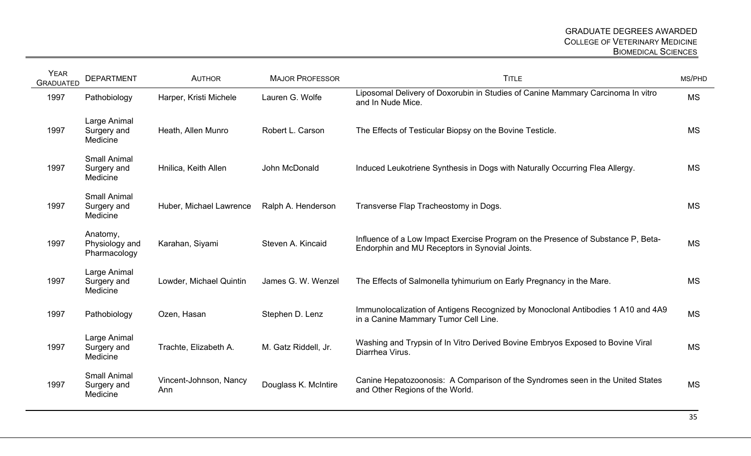| Year Graduated | Department | Author | Major Professor | Title | MS/PhD |
| --- | --- | --- | --- | --- | --- |
| 1997 | Pathobiology | Harper, Kristi Michele | Lauren G. Wolfe | Liposomal Delivery of Doxorubin in Studies of Canine Mammary Carcinoma In vitro and In Nude Mice. | MS |
| 1997 | Large Animal Surgery and Medicine | Heath, Allen Munro | Robert L. Carson | The Effects of Testicular Biopsy on the Bovine Testicle. | MS |
| 1997 | Small Animal Surgery and Medicine | Hnilica, Keith Allen | John McDonald | Induced Leukotriene Synthesis in Dogs with Naturally Occurring Flea Allergy. | MS |
| 1997 | Small Animal Surgery and Medicine | Huber, Michael Lawrence | Ralph A. Henderson | Transverse Flap Tracheostomy in Dogs. | MS |
| 1997 | Anatomy, Physiology and Pharmacology | Karahan, Siyami | Steven A. Kincaid | Influence of a Low Impact Exercise Program on the Presence of Substance P, Beta-Endorphin and MU Receptors in Synovial Joints. | MS |
| 1997 | Large Animal Surgery and Medicine | Lowder, Michael Quintin | James G. W. Wenzel | The Effects of Salmonella tyhimurium on Early Pregnancy in the Mare. | MS |
| 1997 | Pathobiology | Ozen, Hasan | Stephen D. Lenz | Immunolocalization of Antigens Recognized by Monoclonal Antibodies 1 A10 and 4A9 in a Canine Mammary Tumor Cell Line. | MS |
| 1997 | Large Animal Surgery and Medicine | Trachte, Elizabeth A. | M. Gatz Riddell, Jr. | Washing and Trypsin of In Vitro Derived Bovine Embryos Exposed to Bovine Viral Diarrhea Virus. | MS |
| 1997 | Small Animal Surgery and Medicine | Vincent-Johnson, Nancy Ann | Douglass K. McIntire | Canine Hepatozoonosis: A Comparison of the Syndromes seen in the United States and Other Regions of the World. | MS |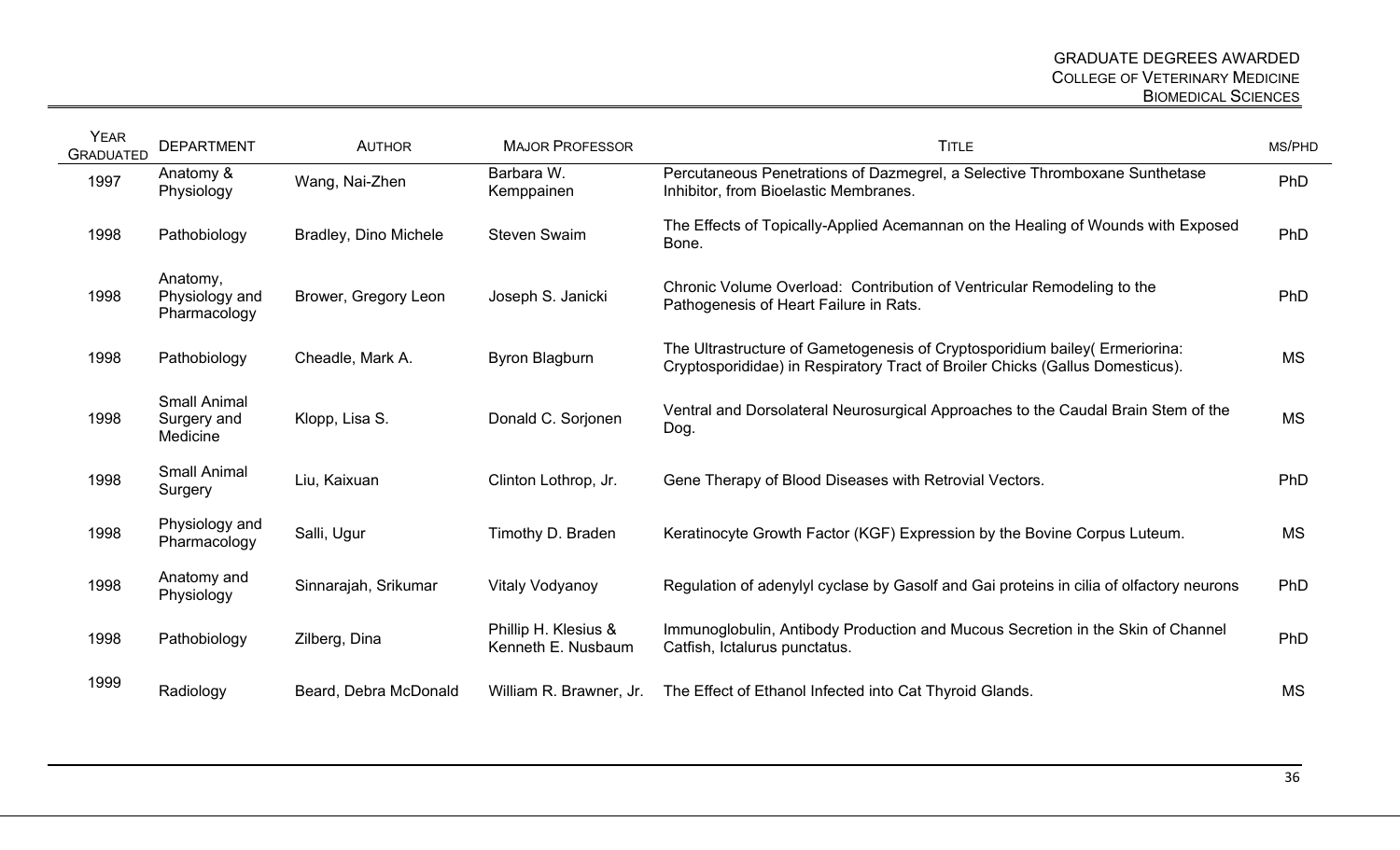| Year Graduated | Department | Author | Major Professor | Title | MS/PhD |
|---|---|---|---|---|---|
| 1997 | Anatomy & Physiology | Wang, Nai-Zhen | Barbara W. Kemppainen | Percutaneous Penetrations of Dazmegrel, a Selective Thromboxane Synthetase Inhibitor, from Bioelastic Membranes. | PhD |
| 1998 | Pathobiology | Bradley, Dino Michele | Steven Swaim | The Effects of Topically-Applied Acemannan on the Healing of Wounds with Exposed Bone. | PhD |
| 1998 | Anatomy, Physiology and Pharmacology | Brower, Gregory Leon | Joseph S. Janicki | Chronic Volume Overload: Contribution of Ventricular Remodeling to the Pathogenesis of Heart Failure in Rats. | PhD |
| 1998 | Pathobiology | Cheadle, Mark A. | Byron Blagburn | The Ultrastructure of Gametogenesis of Cryptosporidium bailey( Ermeriorina: Cryptosporididae) in Respiratory Tract of Broiler Chicks (Gallus Domesticus). | MS |
| 1998 | Small Animal Surgery and Medicine | Klopp, Lisa S. | Donald C. Sorjonen | Ventral and Dorsolateral Neurosurgical Approaches to the Caudal Brain Stem of the Dog. | MS |
| 1998 | Small Animal Surgery | Liu, Kaixuan | Clinton Lothrop, Jr. | Gene Therapy of Blood Diseases with Retrovial Vectors. | PhD |
| 1998 | Physiology and Pharmacology | Salli, Ugur | Timothy D. Braden | Keratinocyte Growth Factor (KGF) Expression by the Bovine Corpus Luteum. | MS |
| 1998 | Anatomy and Physiology | Sinnarajah, Srikumar | Vitaly Vodyanoy | Regulation of adenylyl cyclase by Gasolf and Gai proteins in cilia of olfactory neurons | PhD |
| 1998 | Pathobiology | Zilberg, Dina | Phillip H. Klesius & Kenneth E. Nusbaum | Immunoglobulin, Antibody Production and Mucous Secretion in the Skin of Channel Catfish, Ictalurus punctatus. | PhD |
| 1999 | Radiology | Beard, Debra McDonald | William R. Brawner, Jr. | The Effect of Ethanol Infected into Cat Thyroid Glands. | MS |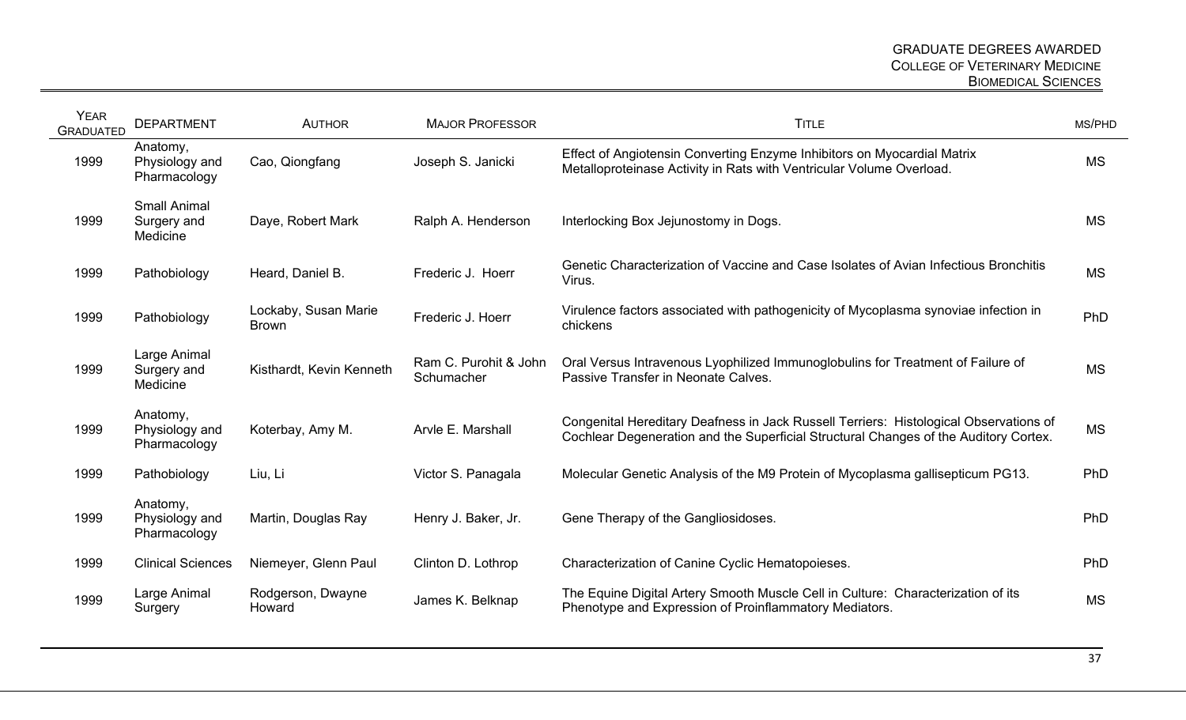| Year Graduated | Department | Author | Major Professor | Title | MS/PhD |
|---|---|---|---|---|---|
| 1999 | Anatomy, Physiology and Pharmacology | Cao, Qiongfang | Joseph S. Janicki | Effect of Angiotensin Converting Enzyme Inhibitors on Myocardial Matrix Metalloproteinase Activity in Rats with Ventricular Volume Overload. | MS |
| 1999 | Small Animal Surgery and Medicine | Daye, Robert Mark | Ralph A. Henderson | Interlocking Box Jejunostomy in Dogs. | MS |
| 1999 | Pathobiology | Heard, Daniel B. | Frederic J. Hoerr | Genetic Characterization of Vaccine and Case Isolates of Avian Infectious Bronchitis Virus. | MS |
| 1999 | Pathobiology | Lockaby, Susan Marie Brown | Frederic J. Hoerr | Virulence factors associated with pathogenicity of Mycoplasma synoviae infection in chickens | PhD |
| 1999 | Large Animal Surgery and Medicine | Kisthardt, Kevin Kenneth | Ram C. Purohit & John Schumacher | Oral Versus Intravenous Lyophilized Immunoglobulins for Treatment of Failure of Passive Transfer in Neonate Calves. | MS |
| 1999 | Anatomy, Physiology and Pharmacology | Koterbay, Amy M. | Arvle E. Marshall | Congenital Hereditary Deafness in Jack Russell Terriers: Histological Observations of Cochlear Degeneration and the Superficial Structural Changes of the Auditory Cortex. | MS |
| 1999 | Pathobiology | Liu, Li | Victor S. Panagala | Molecular Genetic Analysis of the M9 Protein of Mycoplasma gallisepticum PG13. | PhD |
| 1999 | Anatomy, Physiology and Pharmacology | Martin, Douglas Ray | Henry J. Baker, Jr. | Gene Therapy of the Gangliosidoses. | PhD |
| 1999 | Clinical Sciences | Niemeyer, Glenn Paul | Clinton D. Lothrop | Characterization of Canine Cyclic Hematopoieses. | PhD |
| 1999 | Large Animal Surgery | Rodgerson, Dwayne Howard | James K. Belknap | The Equine Digital Artery Smooth Muscle Cell in Culture: Characterization of its Phenotype and Expression of Proinflammatory Mediators. | MS |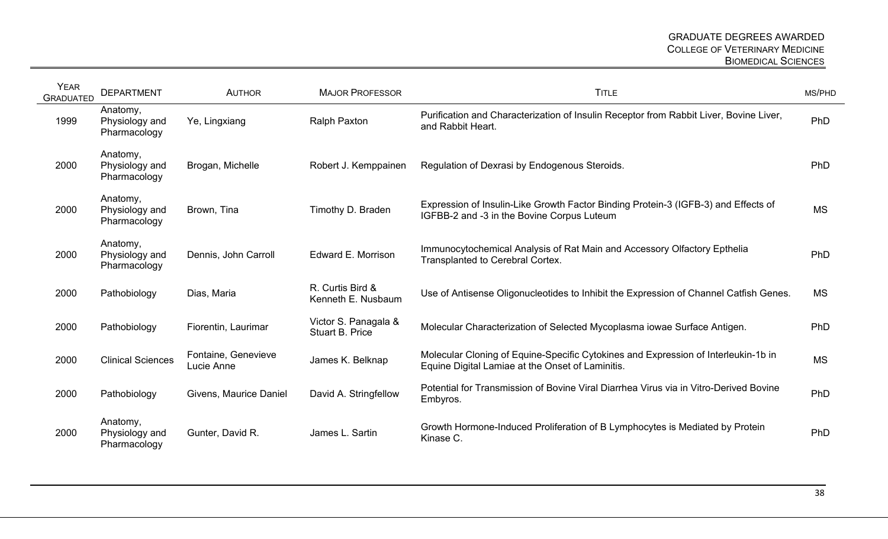| Year Graduated | Department | Author | Major Professor | Title | MS/PhD |
|---|---|---|---|---|---|
| 1999 | Anatomy, Physiology and Pharmacology | Ye, Lingxiang | Ralph Paxton | Purification and Characterization of Insulin Receptor from Rabbit Liver, Bovine Liver, and Rabbit Heart. | PhD |
| 2000 | Anatomy, Physiology and Pharmacology | Brogan, Michelle | Robert J. Kemppainen | Regulation of Dexrasi by Endogenous Steroids. | PhD |
| 2000 | Anatomy, Physiology and Pharmacology | Brown, Tina | Timothy D. Braden | Expression of Insulin-Like Growth Factor Binding Protein-3 (IGFB-3) and Effects of IGFBB-2 and -3 in the Bovine Corpus Luteum | MS |
| 2000 | Anatomy, Physiology and Pharmacology | Dennis, John Carroll | Edward E. Morrison | Immunocytochemical Analysis of Rat Main and Accessory Olfactory Epthelia Transplanted to Cerebral Cortex. | PhD |
| 2000 | Pathobiology | Dias, Maria | R. Curtis Bird & Kenneth E. Nusbaum | Use of Antisense Oligonucleotides to Inhibit the Expression of Channel Catfish Genes. | MS |
| 2000 | Pathobiology | Fiorentin, Laurimar | Victor S. Panagala & Stuart B. Price | Molecular Characterization of Selected Mycoplasma iowae Surface Antigen. | PhD |
| 2000 | Clinical Sciences | Fontaine, Genevieve Lucie Anne | James K. Belknap | Molecular Cloning of Equine-Specific Cytokines and Expression of Interleukin-1b in Equine Digital Lamiae at the Onset of Laminitis. | MS |
| 2000 | Pathobiology | Givens, Maurice Daniel | David A. Stringfellow | Potential for Transmission of Bovine Viral Diarrhea Virus via in Vitro-Derived Bovine Embyros. | PhD |
| 2000 | Anatomy, Physiology and Pharmacology | Gunter, David R. | James L. Sartin | Growth Hormone-Induced Proliferation of B Lymphocytes is Mediated by Protein Kinase C. | PhD |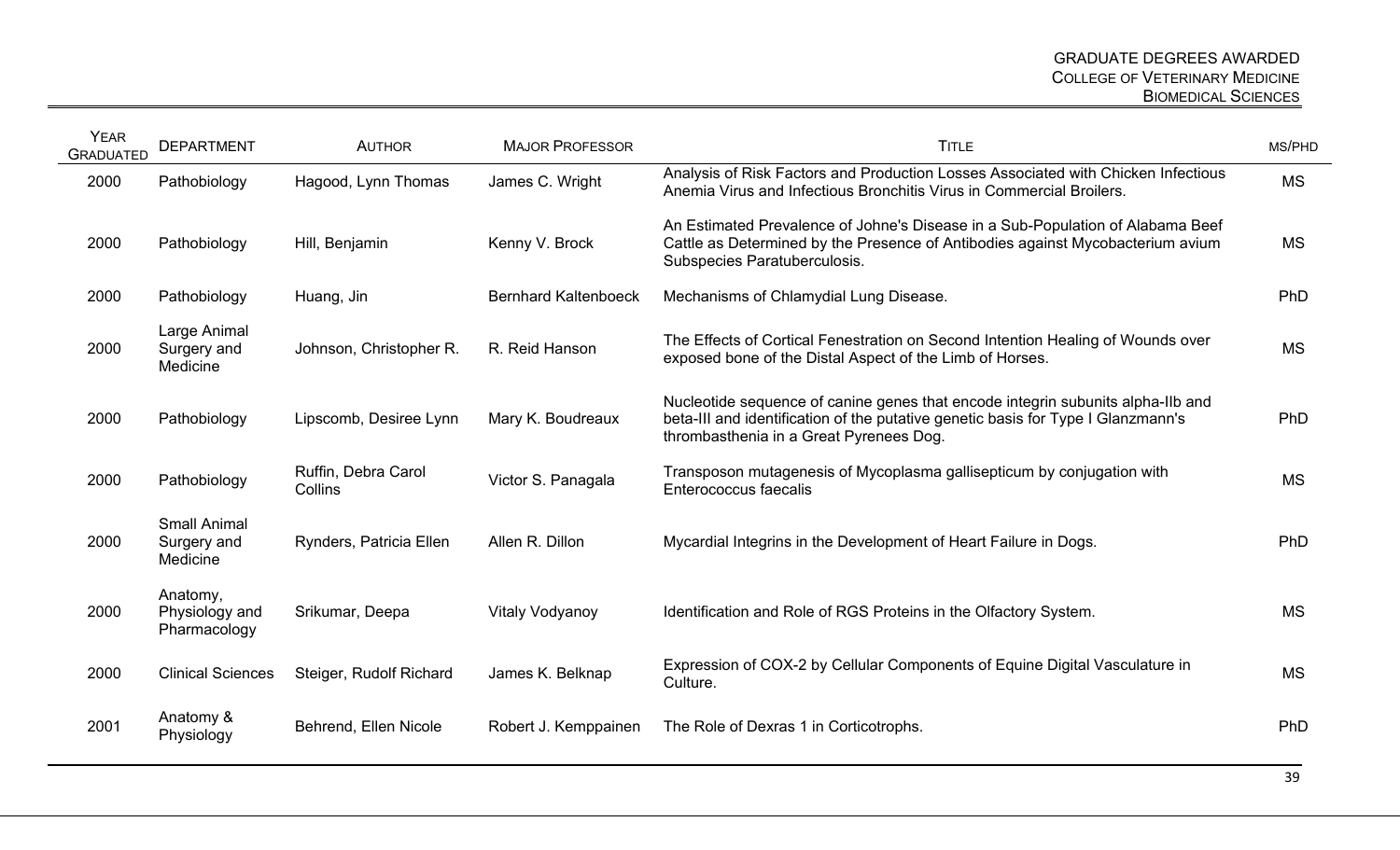| Year Graduated | Department | Author | Major Professor | Title | MS/PhD |
|---|---|---|---|---|---|
| 2000 | Pathobiology | Hagood, Lynn Thomas | James C. Wright | Analysis of Risk Factors and Production Losses Associated with Chicken Infectious Anemia Virus and Infectious Bronchitis Virus in Commercial Broilers. | MS |
| 2000 | Pathobiology | Hill, Benjamin | Kenny V. Brock | An Estimated Prevalence of Johne's Disease in a Sub-Population of Alabama Beef Cattle as Determined by the Presence of Antibodies against Mycobacterium avium Subspecies Paratuberculosis. | MS |
| 2000 | Pathobiology | Huang, Jin | Bernhard Kaltenboeck | Mechanisms of Chlamydial Lung Disease. | PhD |
| 2000 | Large Animal Surgery and Medicine | Johnson, Christopher R. | R. Reid Hanson | The Effects of Cortical Fenestration on Second Intention Healing of Wounds over exposed bone of the Distal Aspect of the Limb of Horses. | MS |
| 2000 | Pathobiology | Lipscomb, Desiree Lynn | Mary K. Boudreaux | Nucleotide sequence of canine genes that encode integrin subunits alpha-IIb and beta-III and identification of the putative genetic basis for Type I Glanzmann's thrombasthenia in a Great Pyrenees Dog. | PhD |
| 2000 | Pathobiology | Ruffin, Debra Carol Collins | Victor S. Panagala | Transposon mutagenesis of Mycoplasma gallisepticum by conjugation with Enterococcus faecalis | MS |
| 2000 | Small Animal Surgery and Medicine | Rynders, Patricia Ellen | Allen R. Dillon | Mycardial Integrins in the Development of Heart Failure in Dogs. | PhD |
| 2000 | Anatomy, Physiology and Pharmacology | Srikumar, Deepa | Vitaly Vodyanoy | Identification and Role of RGS Proteins in the Olfactory System. | MS |
| 2000 | Clinical Sciences | Steiger, Rudolf Richard | James K. Belknap | Expression of COX-2 by Cellular Components of Equine Digital Vasculature in Culture. | MS |
| 2001 | Anatomy & Physiology | Behrend, Ellen Nicole | Robert J. Kemppainen | The Role of Dexras 1 in Corticotrophs. | PhD |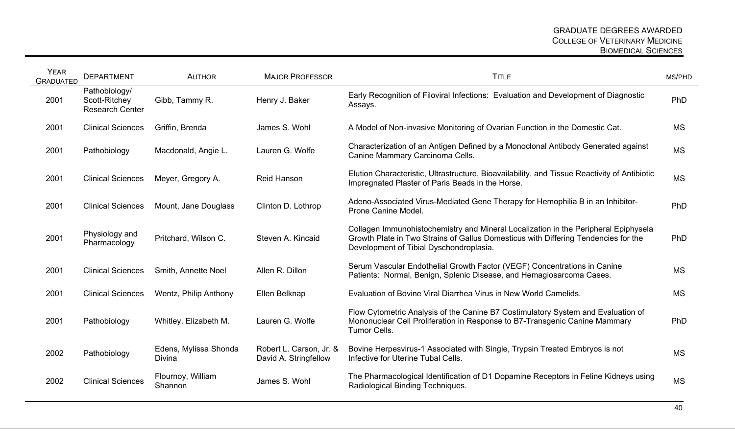| Year Graduated | Department | Author | Major Professor | Title | MS/PhD |
|---|---|---|---|---|---|
| 2001 | Pathobiology/ Scott-Ritchey Research Center | Gibb, Tammy R. | Henry J. Baker | Early Recognition of Filoviral Infections: Evaluation and Development of Diagnostic Assays. | PhD |
| 2001 | Clinical Sciences | Griffin, Brenda | James S. Wohl | A Model of Non-invasive Monitoring of Ovarian Function in the Domestic Cat. | MS |
| 2001 | Pathobiology | Macdonald, Angie L. | Lauren G. Wolfe | Characterization of an Antigen Defined by a Monoclonal Antibody Generated against Canine Mammary Carcinoma Cells. | MS |
| 2001 | Clinical Sciences | Meyer, Gregory A. | Reid Hanson | Elution Characteristic, Ultrastructure, Bioavailability, and Tissue Reactivity of Antibiotic Impregnated Plaster of Paris Beads in the Horse. | MS |
| 2001 | Clinical Sciences | Mount, Jane Douglass | Clinton D. Lothrop | Adeno-Associated Virus-Mediated Gene Therapy for Hemophilia B in an Inhibitor-Prone Canine Model. | PhD |
| 2001 | Physiology and Pharmacology | Pritchard, Wilson C. | Steven A. Kincaid | Collagen Immunohistochemistry and Mineral Localization in the Peripheral Epiphysela Growth Plate in Two Strains of Gallus Domesticus with Differing Tendencies for the Development of Tibial Dyschondroplasia. | PhD |
| 2001 | Clinical Sciences | Smith, Annette Noel | Allen R. Dillon | Serum Vascular Endothelial Growth Factor (VEGF) Concentrations in Canine Patients: Normal, Benign, Splenic Disease, and Hemagiosarcoma Cases. | MS |
| 2001 | Clinical Sciences | Wentz, Philip Anthony | Ellen Belknap | Evaluation of Bovine Viral Diarrhea Virus in New World Camelids. | MS |
| 2001 | Pathobiology | Whitley, Elizabeth M. | Lauren G. Wolfe | Flow Cytometric Analysis of the Canine B7 Costimulatory System and Evaluation of Mononuclear Cell Proliferation in Response to B7-Transgenic Canine Mammary Tumor Cells. | PhD |
| 2002 | Pathobiology | Edens, Mylissa Shonda Divina | Robert L. Carson, Jr. & David A. Stringfellow | Bovine Herpesvirus-1 Associated with Single, Trypsin Treated Embryos is not Infective for Uterine Tubal Cells. | MS |
| 2002 | Clinical Sciences | Flournoy, William Shannon | James S. Wohl | The Pharmacological Identification of D1 Dopamine Receptors in Feline Kidneys using Radiological Binding Techniques. | MS |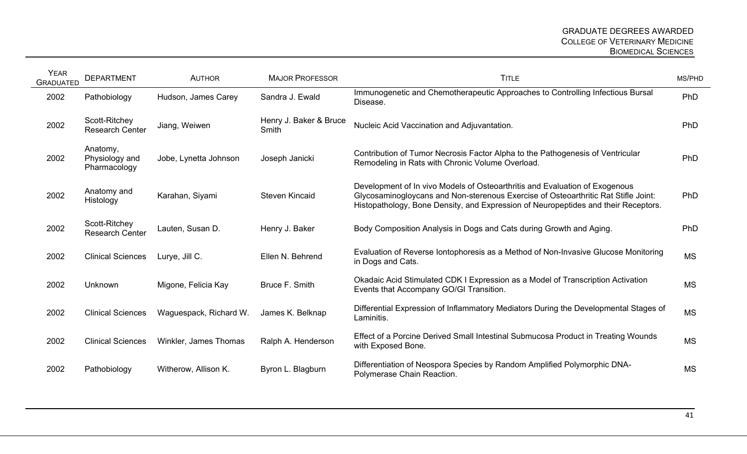| Year Graduated | Department | Author | Major Professor | Title | MS/PhD |
|---|---|---|---|---|---|
| 2002 | Pathobiology | Hudson, James Carey | Sandra J. Ewald | Immunogenetic and Chemotherapeutic Approaches to Controlling Infectious Bursal Disease. | PhD |
| 2002 | Scott-Ritchey Research Center | Jiang, Weiwen | Henry J. Baker & Bruce Smith | Nucleic Acid Vaccination and Adjuvantation. | PhD |
| 2002 | Anatomy, Physiology and Pharmacology | Jobe, Lynetta Johnson | Joseph Janicki | Contribution of Tumor Necrosis Factor Alpha to the Pathogenesis of Ventricular Remodeling in Rats with Chronic Volume Overload. | PhD |
| 2002 | Anatomy and Histology | Karahan, Siyami | Steven Kincaid | Development of In vivo Models of Osteoarthritis and Evaluation of Exogenous Glycosaminogloycans and Non-sterenous Exercise of Osteoarthritic Rat Stifle Joint: Histopathology, Bone Density, and Expression of Neuropeptides and their Receptors. | PhD |
| 2002 | Scott-Ritchey Research Center | Lauten, Susan D. | Henry J. Baker | Body Composition Analysis in Dogs and Cats during Growth and Aging. | PhD |
| 2002 | Clinical Sciences | Lurye, Jill C. | Ellen N. Behrend | Evaluation of Reverse Iontophoresis as a Method of Non-Invasive Glucose Monitoring in Dogs and Cats. | MS |
| 2002 | Unknown | Migone, Felicia Kay | Bruce F. Smith | Okadaic Acid Stimulated CDK I Expression as a Model of Transcription Activation Events that Accompany GO/GI Transition. | MS |
| 2002 | Clinical Sciences | Waguespack, Richard W. | James K. Belknap | Differential Expression of Inflammatory Mediators During the Developmental Stages of Laminitis. | MS |
| 2002 | Clinical Sciences | Winkler, James Thomas | Ralph A. Henderson | Effect of a Porcine Derived Small Intestinal Submucosa Product in Treating Wounds with Exposed Bone. | MS |
| 2002 | Pathobiology | Witherow, Allison K. | Byron L. Blagburn | Differentiation of Neospora Species by Random Amplified Polymorphic DNA-Polymerase Chain Reaction. | MS |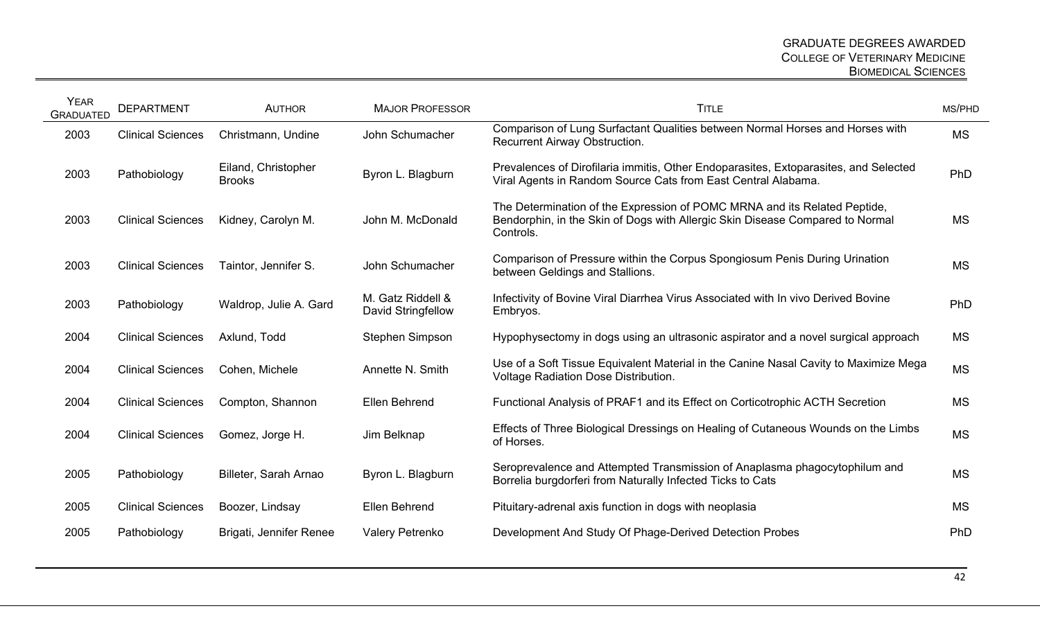| Year Graduated | Department | Author | Major Professor | Title | MS/PhD |
|---|---|---|---|---|---|
| 2003 | Clinical Sciences | Christmann, Undine | John Schumacher | Comparison of Lung Surfactant Qualities between Normal Horses and Horses with Recurrent Airway Obstruction. | MS |
| 2003 | Pathobiology | Eiland, Christopher Brooks | Byron L. Blagburn | Prevalences of Dirofilaria immitis, Other Endoparasites, Extoparasites, and Selected Viral Agents in Random Source Cats from East Central Alabama. | PhD |
| 2003 | Clinical Sciences | Kidney, Carolyn M. | John M. McDonald | The Determination of the Expression of POMC MRNA and its Related Peptide, Bendorphin, in the Skin of Dogs with Allergic Skin Disease Compared to Normal Controls. | MS |
| 2003 | Clinical Sciences | Taintor, Jennifer S. | John Schumacher | Comparison of Pressure within the Corpus Spongiosum Penis During Urination between Geldings and Stallions. | MS |
| 2003 | Pathobiology | Waldrop, Julie A. Gard | M. Gatz Riddell & David Stringfellow | Infectivity of Bovine Viral Diarrhea Virus Associated with In vivo Derived Bovine Embryos. | PhD |
| 2004 | Clinical Sciences | Axlund, Todd | Stephen Simpson | Hypophysectomy in dogs using an ultrasonic aspirator and a novel surgical approach | MS |
| 2004 | Clinical Sciences | Cohen, Michele | Annette N. Smith | Use of a Soft Tissue Equivalent Material in the Canine Nasal Cavity to Maximize Mega Voltage Radiation Dose Distribution. | MS |
| 2004 | Clinical Sciences | Compton, Shannon | Ellen Behrend | Functional Analysis of PRAF1 and its Effect on Corticotrophic ACTH Secretion | MS |
| 2004 | Clinical Sciences | Gomez, Jorge H. | Jim Belknap | Effects of Three Biological Dressings on Healing of Cutaneous Wounds on the Limbs of Horses. | MS |
| 2005 | Pathobiology | Billeter, Sarah Arnao | Byron L. Blagburn | Seroprevalence and Attempted Transmission of Anaplasma phagocytophilum and Borrelia burgdorferi from Naturally Infected Ticks to Cats | MS |
| 2005 | Clinical Sciences | Boozer, Lindsay | Ellen Behrend | Pituitary-adrenal axis function in dogs with neoplasia | MS |
| 2005 | Pathobiology | Brigati, Jennifer Renee | Valery Petrenko | Development And Study Of Phage-Derived Detection Probes | PhD |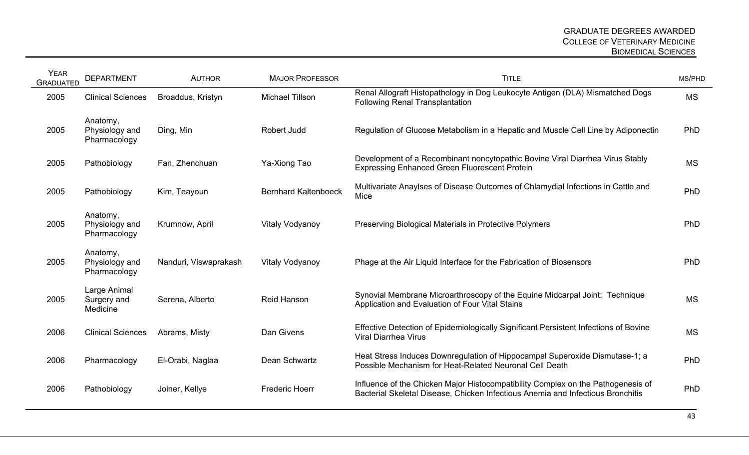| Year Graduated | Department | Author | Major Professor | Title | MS/PhD |
|---|---|---|---|---|---|
| 2005 | Clinical Sciences | Broaddus, Kristyn | Michael Tillson | Renal Allograft Histopathology in Dog Leukocyte Antigen (DLA) Mismatched Dogs Following Renal Transplantation | MS |
| 2005 | Anatomy, Physiology and Pharmacology | Ding, Min | Robert Judd | Regulation of Glucose Metabolism in a Hepatic and Muscle Cell Line by Adiponectin | PhD |
| 2005 | Pathobiology | Fan, Zhenchuan | Ya-Xiong Tao | Development of a Recombinant noncytopathic Bovine Viral Diarrhea Virus Stably Expressing Enhanced Green Fluorescent Protein | MS |
| 2005 | Pathobiology | Kim, Teayoun | Bernhard Kaltenboeck | Multivariate Anaylses of Disease Outcomes of Chlamydial Infections in Cattle and Mice | PhD |
| 2005 | Anatomy, Physiology and Pharmacology | Krumnow, April | Vitaly Vodyanoy | Preserving Biological Materials in Protective Polymers | PhD |
| 2005 | Anatomy, Physiology and Pharmacology | Nanduri, Viswaprakash | Vitaly Vodyanoy | Phage at the Air Liquid Interface for the Fabrication of Biosensors | PhD |
| 2005 | Large Animal Surgery and Medicine | Serena, Alberto | Reid Hanson | Synovial Membrane Microarthroscopy of the Equine Midcarpal Joint: Technique Application and Evaluation of Four Vital Stains | MS |
| 2006 | Clinical Sciences | Abrams, Misty | Dan Givens | Effective Detection of Epidemiologically Significant Persistent Infections of Bovine Viral Diarrhea Virus | MS |
| 2006 | Pharmacology | El-Orabi, Naglaa | Dean Schwartz | Heat Stress Induces Downregulation of Hippocampal Superoxide Dismutase-1; a Possible Mechanism for Heat-Related Neuronal Cell Death | PhD |
| 2006 | Pathobiology | Joiner, Kellye | Frederic Hoerr | Influence of the Chicken Major Histocompatibility Complex on the Pathogenesis of Bacterial Skeletal Disease, Chicken Infectious Anemia and Infectious Bronchitis | PhD |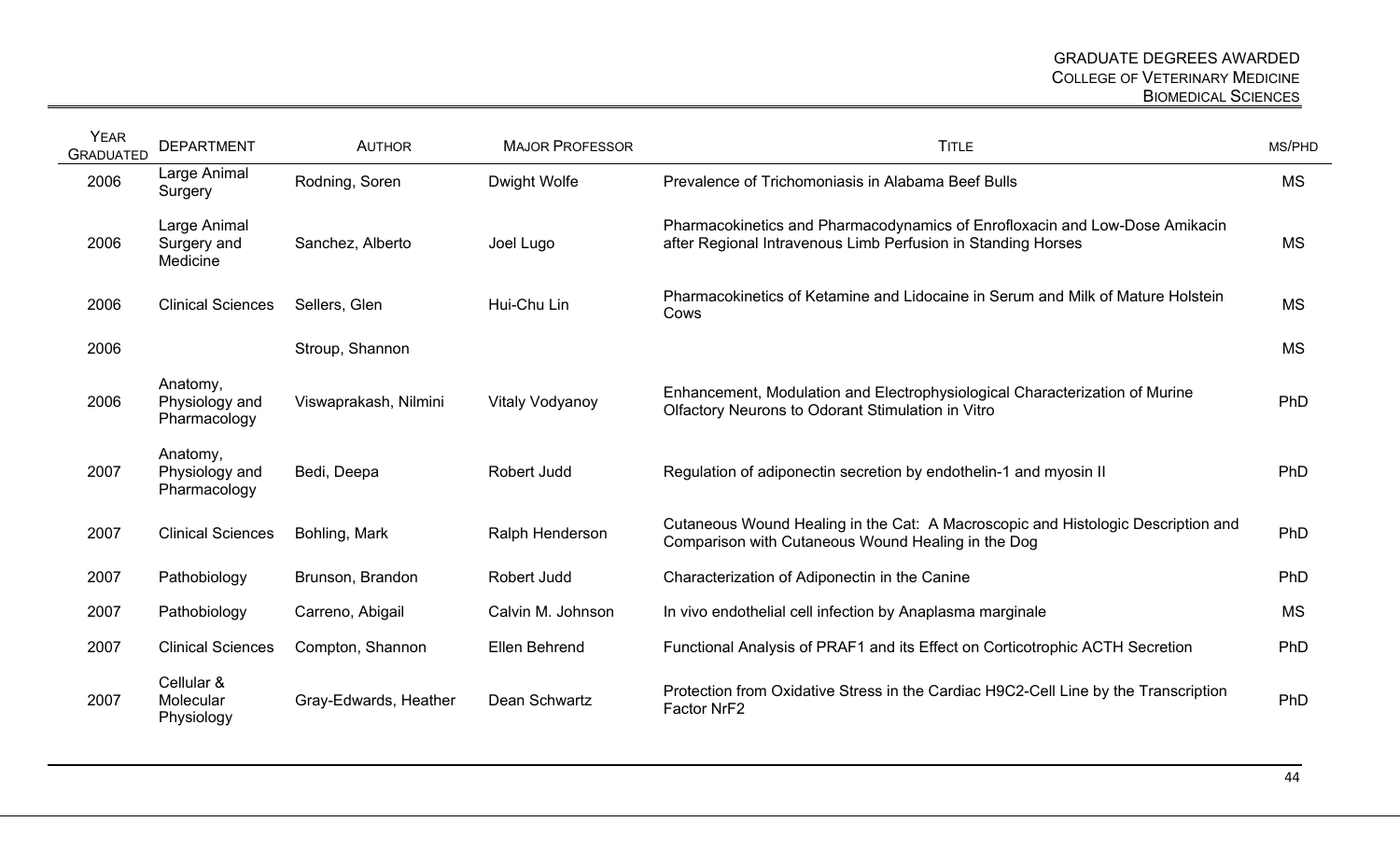GRADUATE DEGREES AWARDED
COLLEGE OF VETERINARY MEDICINE
BIOMEDICAL SCIENCES

| YEAR GRADUATED | DEPARTMENT | AUTHOR | MAJOR PROFESSOR | TITLE | MS/PHD |
|---|---|---|---|---|---|
| 2006 | Large Animal Surgery | Rodning, Soren | Dwight Wolfe | Prevalence of Trichomoniasis in Alabama Beef Bulls | MS |
| 2006 | Large Animal Surgery and Medicine | Sanchez, Alberto | Joel Lugo | Pharmacokinetics and Pharmacodynamics of Enrofloxacin and Low-Dose Amikacin after Regional Intravenous Limb Perfusion in Standing Horses | MS |
| 2006 | Clinical Sciences | Sellers, Glen | Hui-Chu Lin | Pharmacokinetics of Ketamine and Lidocaine in Serum and Milk of Mature Holstein Cows | MS |
| 2006 | | Stroup, Shannon | | | MS |
| 2006 | Anatomy, Physiology and Pharmacology | Viswaprakash, Nilmini | Vitaly Vodyanoy | Enhancement, Modulation and Electrophysiological Characterization of Murine Olfactory Neurons to Odorant Stimulation in Vitro | PhD |
| 2007 | Anatomy, Physiology and Pharmacology | Bedi, Deepa | Robert Judd | Regulation of adiponectin secretion by endothelin-1 and myosin II | PhD |
| 2007 | Clinical Sciences | Bohling, Mark | Ralph Henderson | Cutaneous Wound Healing in the Cat: A Macroscopic and Histologic Description and Comparison with Cutaneous Wound Healing in the Dog | PhD |
| 2007 | Pathobiology | Brunson, Brandon | Robert Judd | Characterization of Adiponectin in the Canine | PhD |
| 2007 | Pathobiology | Carreno, Abigail | Calvin M. Johnson | In vivo endothelial cell infection by Anaplasma marginale | MS |
| 2007 | Clinical Sciences | Compton, Shannon | Ellen Behrend | Functional Analysis of PRAF1 and its Effect on Corticotrophic ACTH Secretion | PhD |
| 2007 | Cellular & Molecular Physiology | Gray-Edwards, Heather | Dean Schwartz | Protection from Oxidative Stress in the Cardiac H9C2-Cell Line by the Transcription Factor NrF2 | PhD |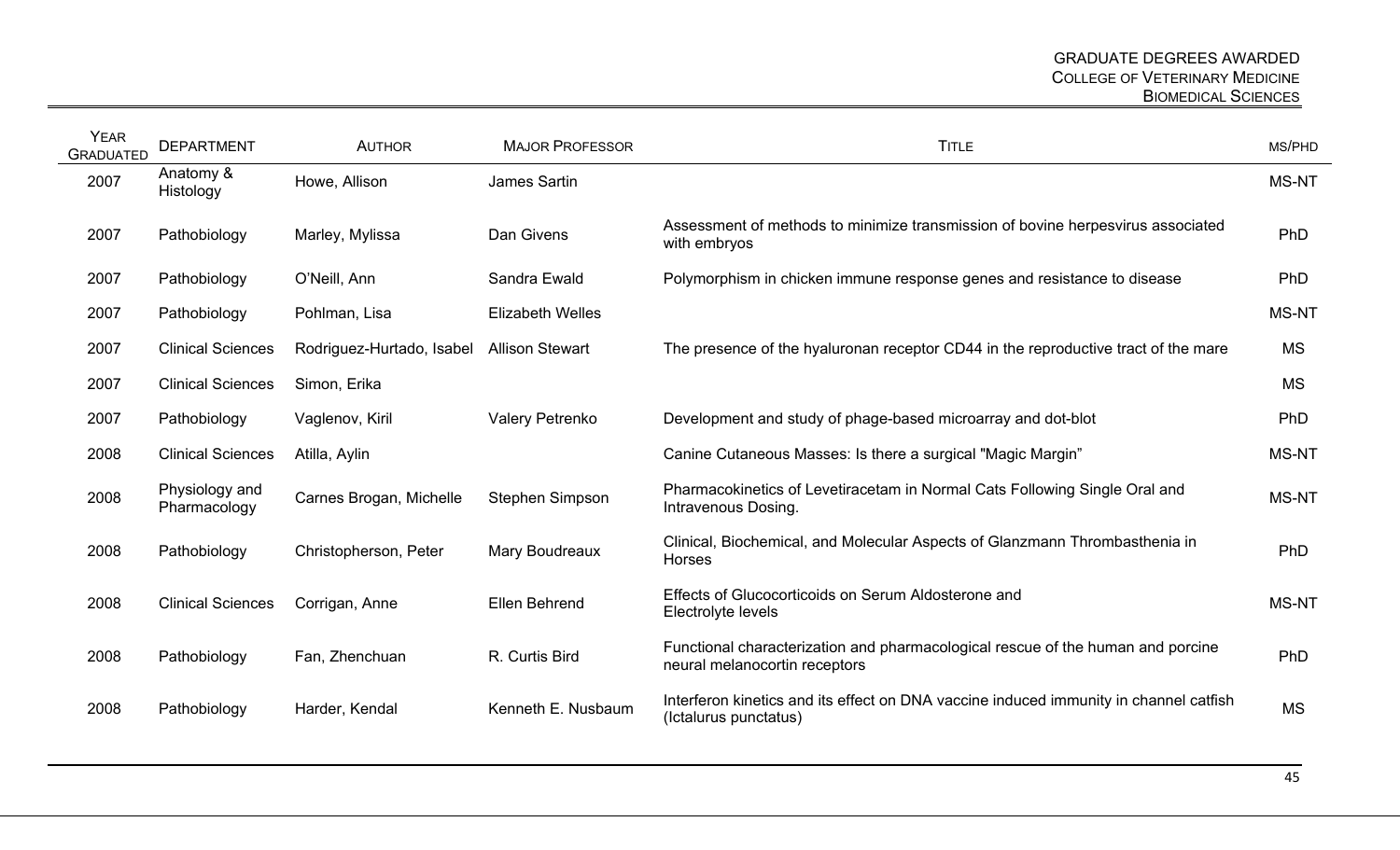| Year Graduated | Department | Author | Major Professor | Title | MS/PhD |
|---|---|---|---|---|---|
| 2007 | Anatomy & Histology | Howe, Allison | James Sartin | | MS-NT |
| 2007 | Pathobiology | Marley, Mylissa | Dan Givens | Assessment of methods to minimize transmission of bovine herpesvirus associated with embryos | PhD |
| 2007 | Pathobiology | O'Neill, Ann | Sandra Ewald | Polymorphism in chicken immune response genes and resistance to disease | PhD |
| 2007 | Pathobiology | Pohlman, Lisa | Elizabeth Welles | | MS-NT |
| 2007 | Clinical Sciences | Rodriguez-Hurtado, Isabel | Allison Stewart | The presence of the hyaluronan receptor CD44 in the reproductive tract of the mare | MS |
| 2007 | Clinical Sciences | Simon, Erika | | | MS |
| 2007 | Pathobiology | Vaglenov, Kiril | Valery Petrenko | Development and study of phage-based microarray and dot-blot | PhD |
| 2008 | Clinical Sciences | Atilla, Aylin | | Canine Cutaneous Masses: Is there a surgical "Magic Margin" | MS-NT |
| 2008 | Physiology and Pharmacology | Carnes Brogan, Michelle | Stephen Simpson | Pharmacokinetics of Levetiracetam in Normal Cats Following Single Oral and Intravenous Dosing. | MS-NT |
| 2008 | Pathobiology | Christopherson, Peter | Mary Boudreaux | Clinical, Biochemical, and Molecular Aspects of Glanzmann Thrombasthenia in Horses | PhD |
| 2008 | Clinical Sciences | Corrigan, Anne | Ellen Behrend | Effects of Glucocorticoids on Serum Aldosterone and Electrolyte levels | MS-NT |
| 2008 | Pathobiology | Fan, Zhenchuan | R. Curtis Bird | Functional characterization and pharmacological rescue of the human and porcine neural melanocortin receptors | PhD |
| 2008 | Pathobiology | Harder, Kendal | Kenneth E. Nusbaum | Interferon kinetics and its effect on DNA vaccine induced immunity in channel catfish (Ictalurus punctatus) | MS |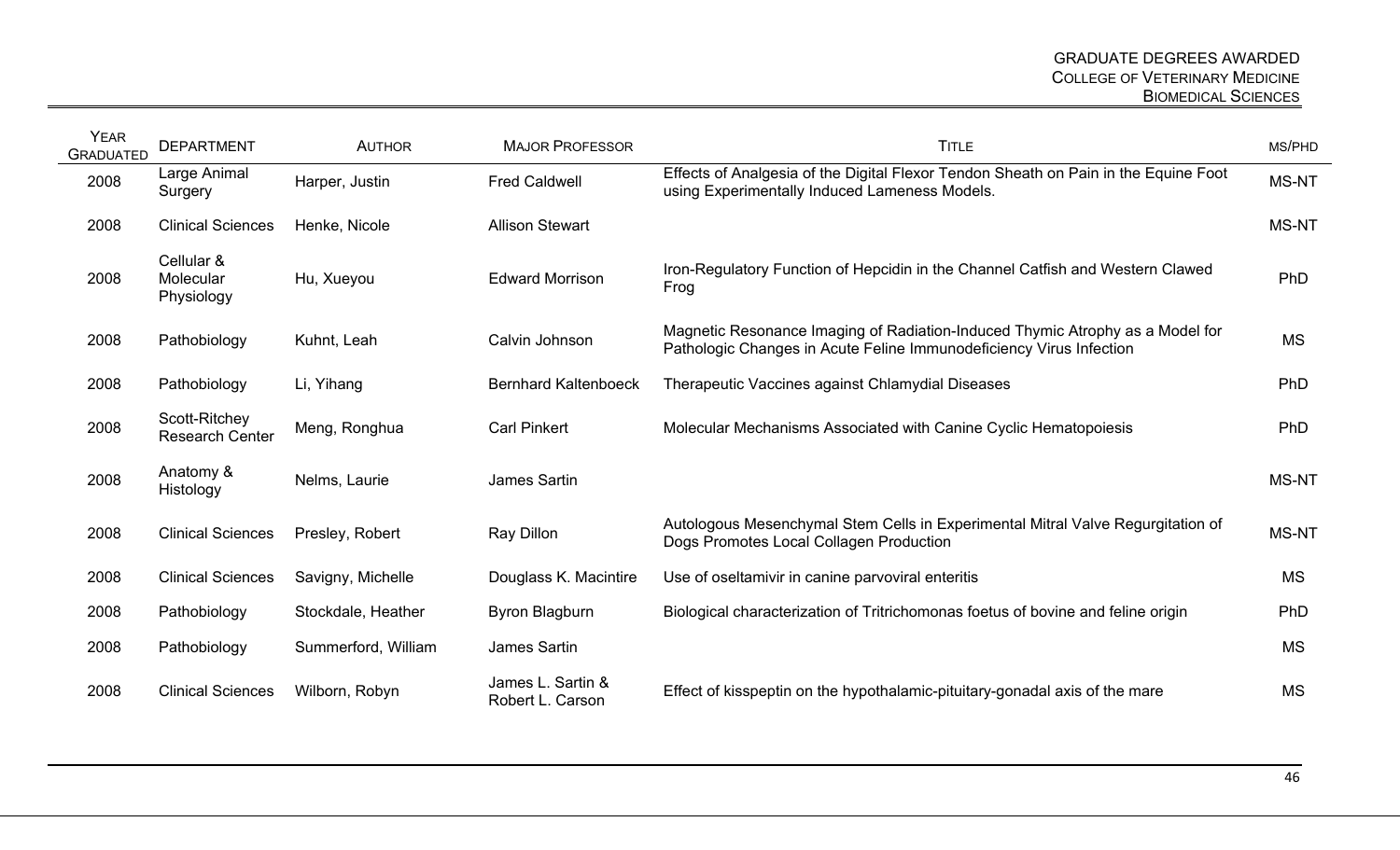| Year Graduated | Department | Author | Major Professor | Title | MS/PhD |
|---|---|---|---|---|---|
| 2008 | Large Animal Surgery | Harper, Justin | Fred Caldwell | Effects of Analgesia of the Digital Flexor Tendon Sheath on Pain in the Equine Foot using Experimentally Induced Lameness Models. | MS-NT |
| 2008 | Clinical Sciences | Henke, Nicole | Allison Stewart | | MS-NT |
| 2008 | Cellular & Molecular Physiology | Hu, Xueyou | Edward Morrison | Iron-Regulatory Function of Hepcidin in the Channel Catfish and Western Clawed Frog | PhD |
| 2008 | Pathobiology | Kuhnt, Leah | Calvin Johnson | Magnetic Resonance Imaging of Radiation-Induced Thymic Atrophy as a Model for Pathologic Changes in Acute Feline Immunodeficiency Virus Infection | MS |
| 2008 | Pathobiology | Li, Yihang | Bernhard Kaltenboeck | Therapeutic Vaccines against Chlamydial Diseases | PhD |
| 2008 | Scott-Ritchey Research Center | Meng, Ronghua | Carl Pinkert | Molecular Mechanisms Associated with Canine Cyclic Hematopoiesis | PhD |
| 2008 | Anatomy & Histology | Nelms, Laurie | James Sartin | | MS-NT |
| 2008 | Clinical Sciences | Presley, Robert | Ray Dillon | Autologous Mesenchymal Stem Cells in Experimental Mitral Valve Regurgitation of Dogs Promotes Local Collagen Production | MS-NT |
| 2008 | Clinical Sciences | Savigny, Michelle | Douglass K. Macintire | Use of oseltamivir in canine parvoviral enteritis | MS |
| 2008 | Pathobiology | Stockdale, Heather | Byron Blagburn | Biological characterization of Tritrichomonas foetus of bovine and feline origin | PhD |
| 2008 | Pathobiology | Summerford, William | James Sartin | | MS |
| 2008 | Clinical Sciences | Wilborn, Robyn | James L. Sartin & Robert L. Carson | Effect of kisspeptin on the hypothalamic-pituitary-gonadal axis of the mare | MS |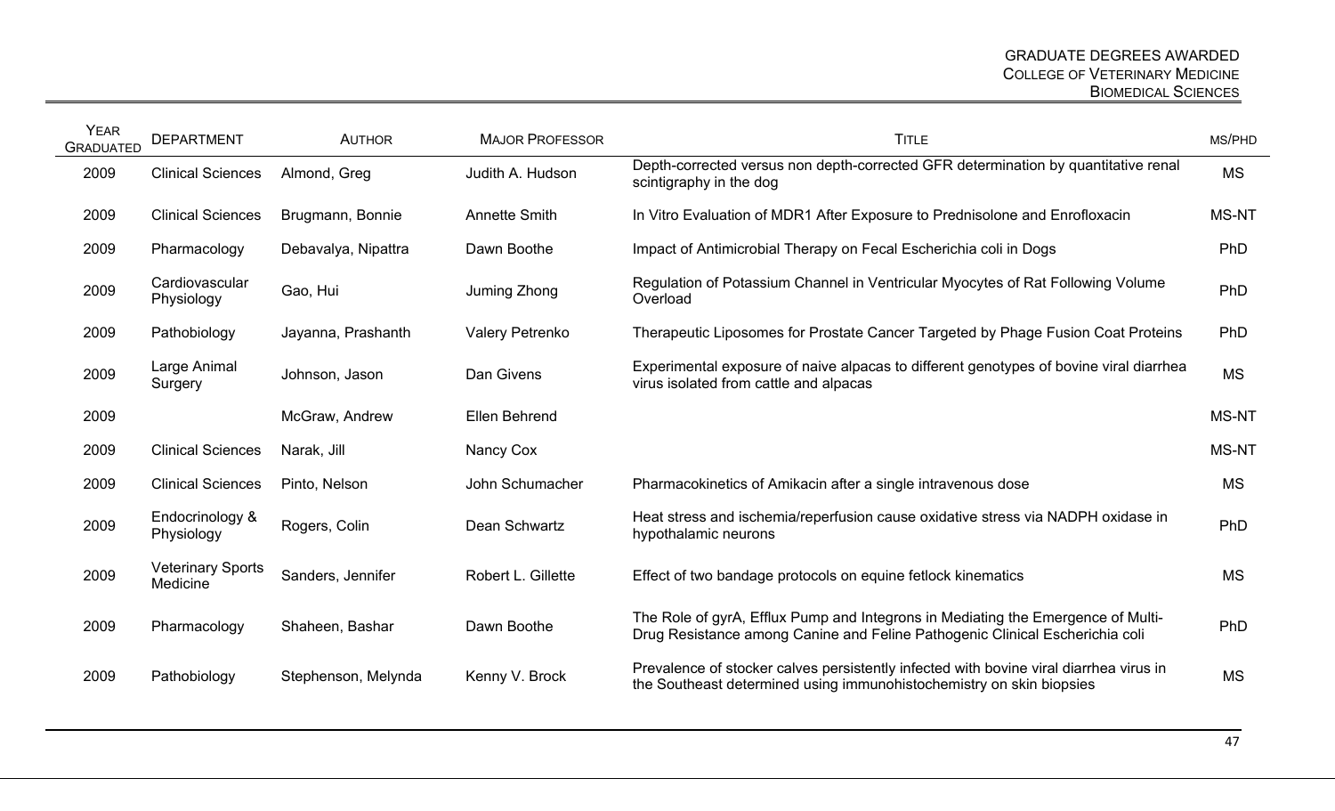| Year Graduated | Department | Author | Major Professor | Title | MS/PhD |
|---|---|---|---|---|---|
| 2009 | Clinical Sciences | Almond, Greg | Judith A. Hudson | Depth-corrected versus non depth-corrected GFR determination by quantitative renal scintigraphy in the dog | MS |
| 2009 | Clinical Sciences | Brugmann, Bonnie | Annette Smith | In Vitro Evaluation of MDR1 After Exposure to Prednisolone and Enrofloxacin | MS-NT |
| 2009 | Pharmacology | Debavalya, Nipattra | Dawn Boothe | Impact of Antimicrobial Therapy on Fecal Escherichia coli in Dogs | PhD |
| 2009 | Cardiovascular Physiology | Gao, Hui | Juming Zhong | Regulation of Potassium Channel in Ventricular Myocytes of Rat Following Volume Overload | PhD |
| 2009 | Pathobiology | Jayanna, Prashanth | Valery Petrenko | Therapeutic Liposomes for Prostate Cancer Targeted by Phage Fusion Coat Proteins | PhD |
| 2009 | Large Animal Surgery | Johnson, Jason | Dan Givens | Experimental exposure of naive alpacas to different genotypes of bovine viral diarrhea virus isolated from cattle and alpacas | MS |
| 2009 | | McGraw, Andrew | Ellen Behrend | | MS-NT |
| 2009 | Clinical Sciences | Narak, Jill | Nancy Cox | | MS-NT |
| 2009 | Clinical Sciences | Pinto, Nelson | John Schumacher | Pharmacokinetics of Amikacin after a single intravenous dose | MS |
| 2009 | Endocrinology & Physiology | Rogers, Colin | Dean Schwartz | Heat stress and ischemia/reperfusion cause oxidative stress via NADPH oxidase in hypothalamic neurons | PhD |
| 2009 | Veterinary Sports Medicine | Sanders, Jennifer | Robert L. Gillette | Effect of two bandage protocols on equine fetlock kinematics | MS |
| 2009 | Pharmacology | Shaheen, Bashar | Dawn Boothe | The Role of gyrA, Efflux Pump and Integrons in Mediating the Emergence of Multi-Drug Resistance among Canine and Feline Pathogenic Clinical Escherichia coli | PhD |
| 2009 | Pathobiology | Stephenson, Melynda | Kenny V. Brock | Prevalence of stocker calves persistently infected with bovine viral diarrhea virus in the Southeast determined using immunohistochemistry on skin biopsies | MS |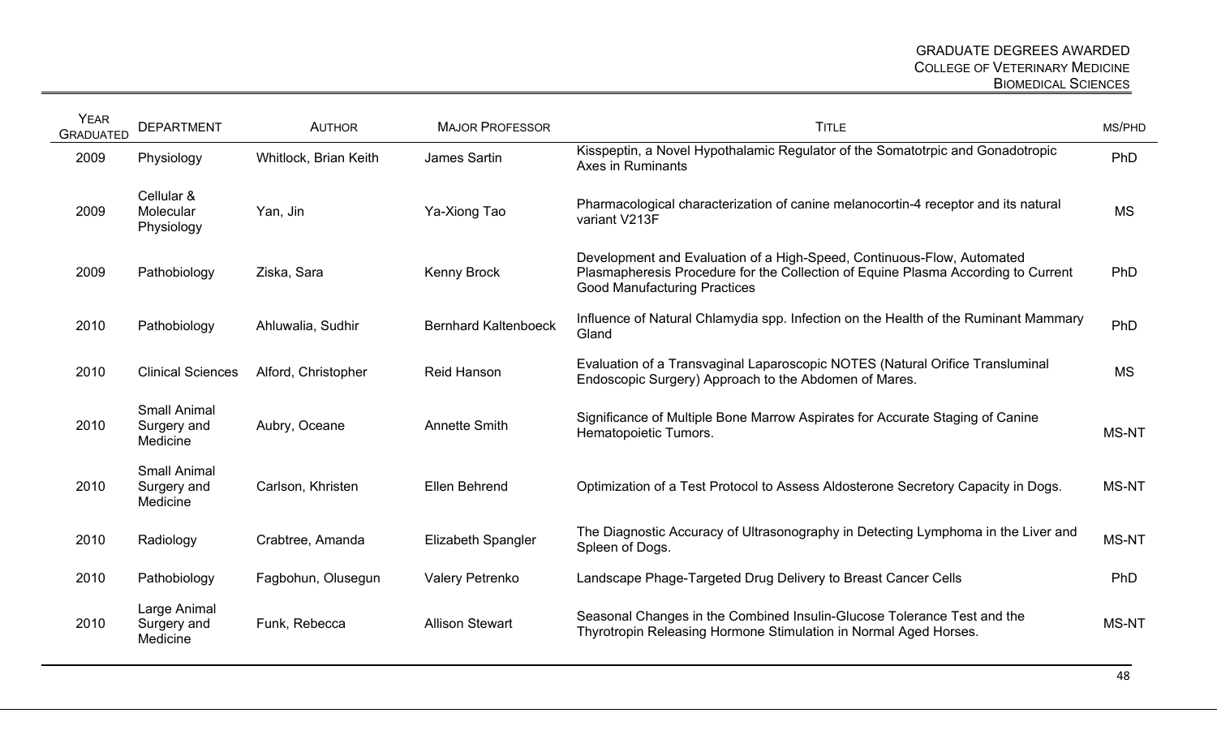| Year Graduated | Department | Author | Major Professor | Title | MS/PhD |
|---|---|---|---|---|---|
| 2009 | Physiology | Whitlock, Brian Keith | James Sartin | Kisspeptin, a Novel Hypothalamic Regulator of the Somatotrpic and Gonadotropic Axes in Ruminants | PhD |
| 2009 | Cellular & Molecular Physiology | Yan, Jin | Ya-Xiong Tao | Pharmacological characterization of canine melanocortin-4 receptor and its natural variant V213F | MS |
| 2009 | Pathobiology | Ziska, Sara | Kenny Brock | Development and Evaluation of a High-Speed, Continuous-Flow, Automated Plasmapheresis Procedure for the Collection of Equine Plasma According to Current Good Manufacturing Practices | PhD |
| 2010 | Pathobiology | Ahluwalia, Sudhir | Bernhard Kaltenboeck | Influence of Natural Chlamydia spp. Infection on the Health of the Ruminant Mammary Gland | PhD |
| 2010 | Clinical Sciences | Alford, Christopher | Reid Hanson | Evaluation of a Transvaginal Laparoscopic NOTES (Natural Orifice Transluminal Endoscopic Surgery) Approach to the Abdomen of Mares. | MS |
| 2010 | Small Animal Surgery and Medicine | Aubry, Oceane | Annette Smith | Significance of Multiple Bone Marrow Aspirates for Accurate Staging of Canine Hematopoietic Tumors. | MS-NT |
| 2010 | Small Animal Surgery and Medicine | Carlson, Khristen | Ellen Behrend | Optimization of a Test Protocol to Assess Aldosterone Secretory Capacity in Dogs. | MS-NT |
| 2010 | Radiology | Crabtree, Amanda | Elizabeth Spangler | The Diagnostic Accuracy of Ultrasonography in Detecting Lymphoma in the Liver and Spleen of Dogs. | MS-NT |
| 2010 | Pathobiology | Fagbohun, Olusegun | Valery Petrenko | Landscape Phage-Targeted Drug Delivery to Breast Cancer Cells | PhD |
| 2010 | Large Animal Surgery and Medicine | Funk, Rebecca | Allison Stewart | Seasonal Changes in the Combined Insulin-Glucose Tolerance Test and the Thyrotropin Releasing Hormone Stimulation in Normal Aged Horses. | MS-NT |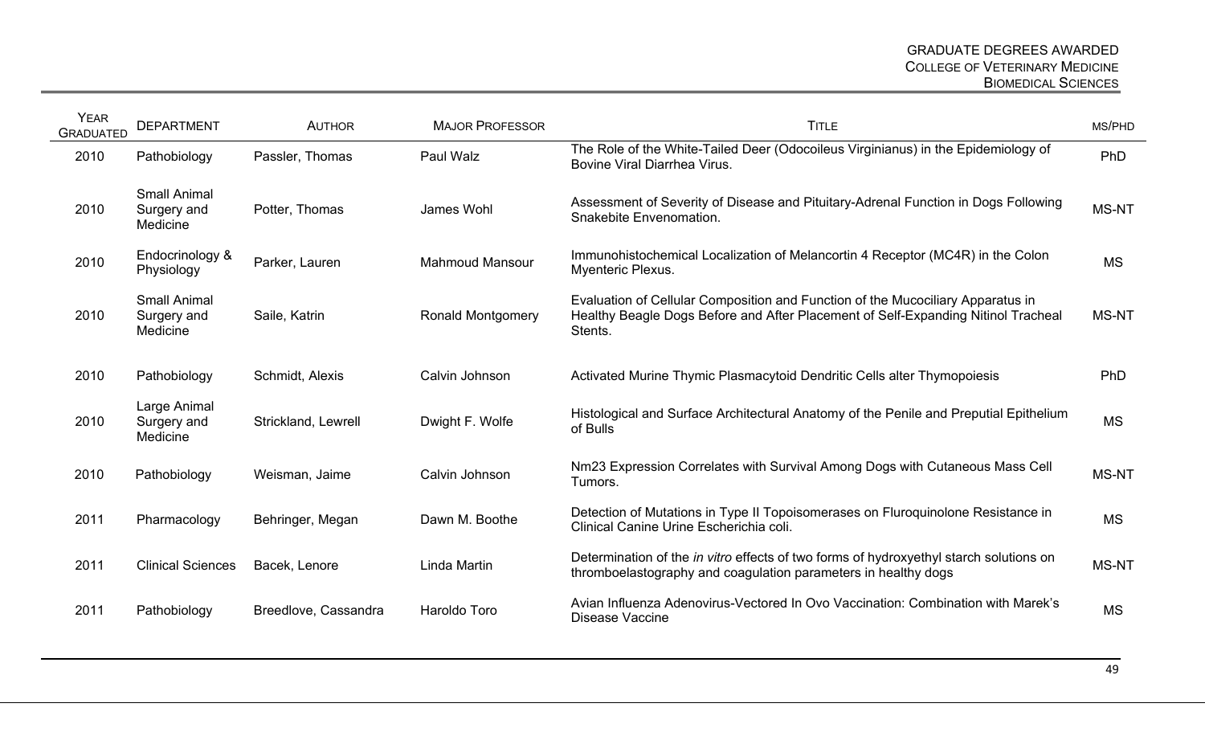| Year Graduated | Department | Author | Major Professor | Title | MS/PhD |
|---|---|---|---|---|---|
| 2010 | Pathobiology | Passler, Thomas | Paul Walz | The Role of the White-Tailed Deer (Odocoileus Virginianus) in the Epidemiology of Bovine Viral Diarrhea Virus. | PhD |
| 2010 | Small Animal Surgery and Medicine | Potter, Thomas | James Wohl | Assessment of Severity of Disease and Pituitary-Adrenal Function in Dogs Following Snakebite Envenomation. | MS-NT |
| 2010 | Endocrinology & Physiology | Parker, Lauren | Mahmoud Mansour | Immunohistochemical Localization of Melancortin 4 Receptor (MC4R) in the Colon Myenteric Plexus. | MS |
| 2010 | Small Animal Surgery and Medicine | Saile, Katrin | Ronald Montgomery | Evaluation of Cellular Composition and Function of the Mucociliary Apparatus in Healthy Beagle Dogs Before and After Placement of Self-Expanding Nitinol Tracheal Stents. | MS-NT |
| 2010 | Pathobiology | Schmidt, Alexis | Calvin Johnson | Activated Murine Thymic Plasmacytoid Dendritic Cells alter Thymopoiesis | PhD |
| 2010 | Large Animal Surgery and Medicine | Strickland, Lewrell | Dwight F. Wolfe | Histological and Surface Architectural Anatomy of the Penile and Preputial Epithelium of Bulls | MS |
| 2010 | Pathobiology | Weisman, Jaime | Calvin Johnson | Nm23 Expression Correlates with Survival Among Dogs with Cutaneous Mass Cell Tumors. | MS-NT |
| 2011 | Pharmacology | Behringer, Megan | Dawn M. Boothe | Detection of Mutations in Type II Topoisomerases on Fluroquinolone Resistance in Clinical Canine Urine Escherichia coli. | MS |
| 2011 | Clinical Sciences | Bacek, Lenore | Linda Martin | Determination of the *in vitro* effects of two forms of hydroxyethyl starch solutions on thromboelastography and coagulation parameters in healthy dogs | MS-NT |
| 2011 | Pathobiology | Breedlove, Cassandra | Haroldo Toro | Avian Influenza Adenovirus-Vectored In Ovo Vaccination: Combination with Marek's Disease Vaccine | MS |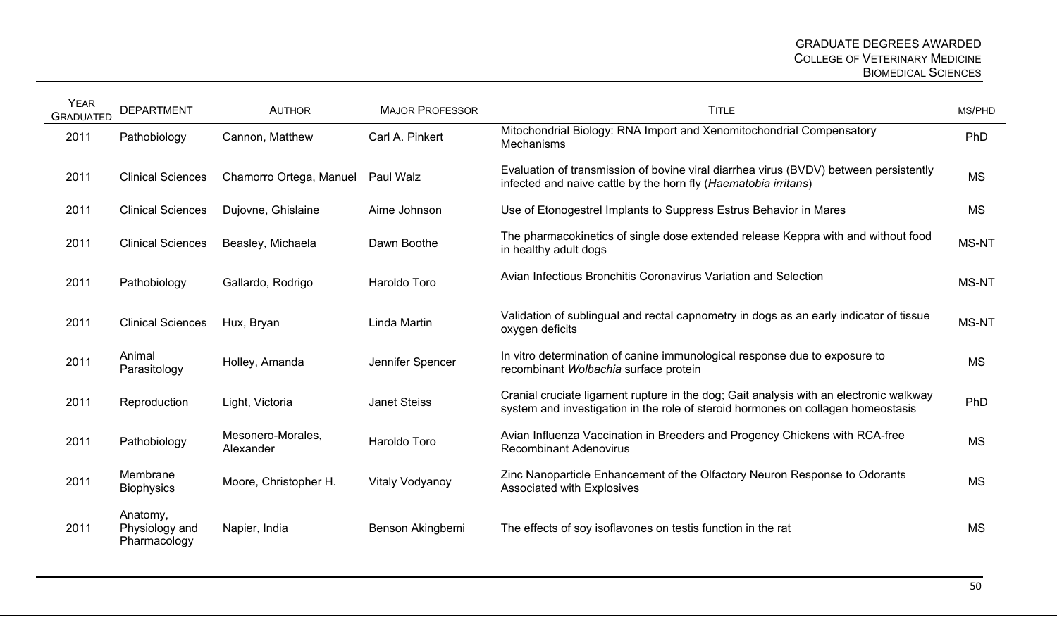| Year Graduated | Department | Author | Major Professor | Title | MS/PhD |
|---|---|---|---|---|---|
| 2011 | Pathobiology | Cannon, Matthew | Carl A. Pinkert | Mitochondrial Biology: RNA Import and Xenomitochondrial Compensatory Mechanisms | PhD |
| 2011 | Clinical Sciences | Chamorro Ortega, Manuel | Paul Walz | Evaluation of transmission of bovine viral diarrhea virus (BVDV) between persistently infected and naive cattle by the horn fly (*Haematobia irritans*) | MS |
| 2011 | Clinical Sciences | Dujovne, Ghislaine | Aime Johnson | Use of Etonogestrel Implants to Suppress Estrus Behavior in Mares | MS |
| 2011 | Clinical Sciences | Beasley, Michaela | Dawn Boothe | The pharmacokinetics of single dose extended release Keppra with and without food in healthy adult dogs | MS-NT |
| 2011 | Pathobiology | Gallardo, Rodrigo | Haroldo Toro | Avian Infectious Bronchitis Coronavirus Variation and Selection | MS-NT |
| 2011 | Clinical Sciences | Hux, Bryan | Linda Martin | Validation of sublingual and rectal capnometry in dogs as an early indicator of tissue oxygen deficits | MS-NT |
| 2011 | Animal Parasitology | Holley, Amanda | Jennifer Spencer | In vitro determination of canine immunological response due to exposure to recombinant *Wolbachia* surface protein | MS |
| 2011 | Reproduction | Light, Victoria | Janet Steiss | Cranial cruciate ligament rupture in the dog; Gait analysis with an electronic walkway system and investigation in the role of steroid hormones on collagen homeostasis | PhD |
| 2011 | Pathobiology | Mesonero-Morales, Alexander | Haroldo Toro | Avian Influenza Vaccination in Breeders and Progency Chickens with RCA-free Recombinant Adenovirus | MS |
| 2011 | Membrane Biophysics | Moore, Christopher H. | Vitaly Vodyanoy | Zinc Nanoparticle Enhancement of the Olfactory Neuron Response to Odorants Associated with Explosives | MS |
| 2011 | Anatomy, Physiology and Pharmacology | Napier, India | Benson Akingbemi | The effects of soy isoflavones on testis function in the rat | MS |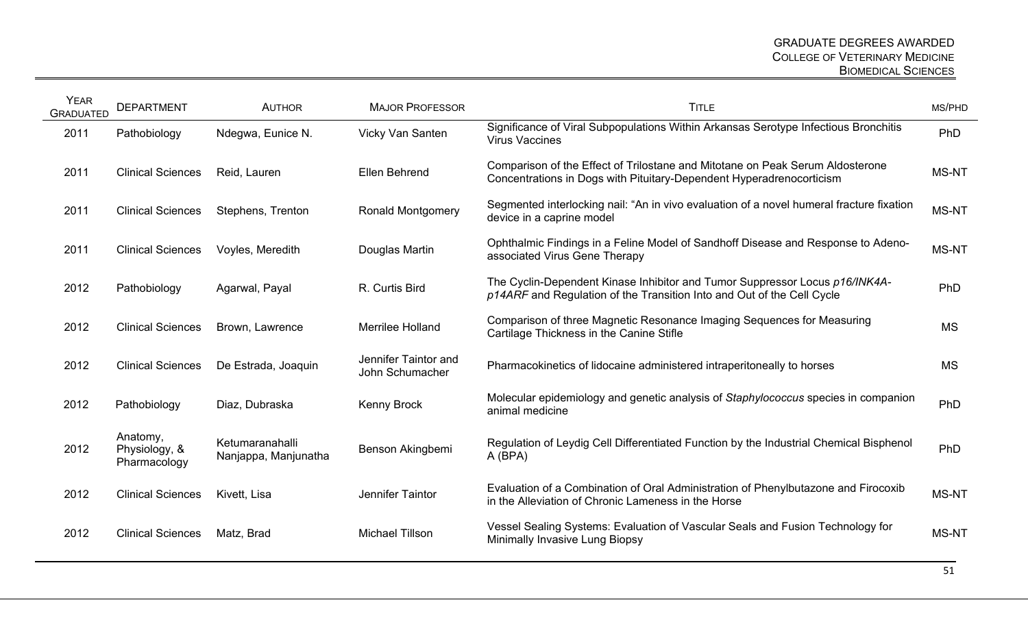| Year Graduated | Department | Author | Major Professor | Title | MS/PhD |
| --- | --- | --- | --- | --- | --- |
| 2011 | Pathobiology | Ndegwa, Eunice N. | Vicky Van Santen | Significance of Viral Subpopulations Within Arkansas Serotype Infectious Bronchitis Virus Vaccines | PhD |
| 2011 | Clinical Sciences | Reid, Lauren | Ellen Behrend | Comparison of the Effect of Trilostane and Mitotane on Peak Serum Aldosterone Concentrations in Dogs with Pituitary-Dependent Hyperadrenocorticism | MS-NT |
| 2011 | Clinical Sciences | Stephens, Trenton | Ronald Montgomery | Segmented interlocking nail: "An in vivo evaluation of a novel humeral fracture fixation device in a caprine model | MS-NT |
| 2011 | Clinical Sciences | Voyles, Meredith | Douglas Martin | Ophthalmic Findings in a Feline Model of Sandhoff Disease and Response to Adeno-associated Virus Gene Therapy | MS-NT |
| 2012 | Pathobiology | Agarwal, Payal | R. Curtis Bird | The Cyclin-Dependent Kinase Inhibitor and Tumor Suppressor Locus *p16/INK4A-p14ARF* and Regulation of the Transition Into and Out of the Cell Cycle | PhD |
| 2012 | Clinical Sciences | Brown, Lawrence | Merrilee Holland | Comparison of three Magnetic Resonance Imaging Sequences for Measuring Cartilage Thickness in the Canine Stifle | MS |
| 2012 | Clinical Sciences | De Estrada, Joaquin | Jennifer Taintor and John Schumacher | Pharmacokinetics of lidocaine administered intraperitoneally to horses | MS |
| 2012 | Pathobiology | Diaz, Dubraska | Kenny Brock | Molecular epidemiology and genetic analysis of *Staphylococcus* species in companion animal medicine | PhD |
| 2012 | Anatomy, Physiology, & Pharmacology | Ketumaranahalli Nanjappa, Manjunatha | Benson Akingbemi | Regulation of Leydig Cell Differentiated Function by the Industrial Chemical Bisphenol A (BPA) | PhD |
| 2012 | Clinical Sciences | Kivett, Lisa | Jennifer Taintor | Evaluation of a Combination of Oral Administration of Phenylbutazone and Firocoxib in the Alleviation of Chronic Lameness in the Horse | MS-NT |
| 2012 | Clinical Sciences | Matz, Brad | Michael Tillson | Vessel Sealing Systems: Evaluation of Vascular Seals and Fusion Technology for Minimally Invasive Lung Biopsy | MS-NT |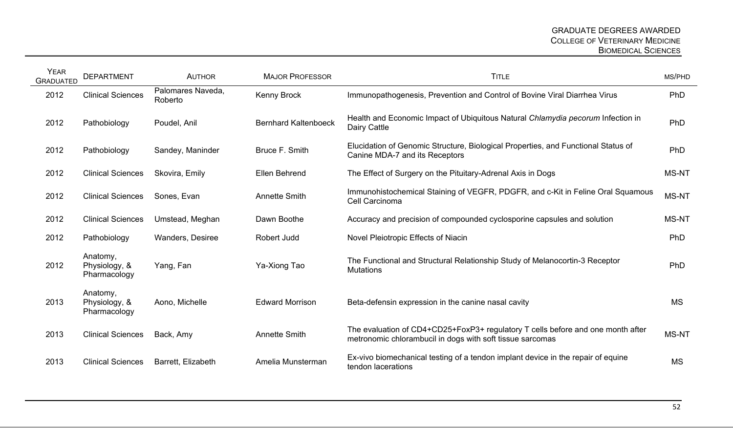| Year Graduated | Department | Author | Major Professor | Title | MS/PhD |
|---|---|---|---|---|---|
| 2012 | Clinical Sciences | Palomares Naveda, Roberto | Kenny Brock | Immunopathogenesis, Prevention and Control of Bovine Viral Diarrhea Virus | PhD |
| 2012 | Pathobiology | Poudel, Anil | Bernhard Kaltenboeck | Health and Economic Impact of Ubiquitous Natural *Chlamydia pecorum* Infection in Dairy Cattle | PhD |
| 2012 | Pathobiology | Sandey, Maninder | Bruce F. Smith | Elucidation of Genomic Structure, Biological Properties, and Functional Status of Canine MDA-7 and its Receptors | PhD |
| 2012 | Clinical Sciences | Skovira, Emily | Ellen Behrend | The Effect of Surgery on the Pituitary-Adrenal Axis in Dogs | MS-NT |
| 2012 | Clinical Sciences | Sones, Evan | Annette Smith | Immunohistochemical Staining of VEGFR, PDGFR, and c-Kit in Feline Oral Squamous Cell Carcinoma | MS-NT |
| 2012 | Clinical Sciences | Umstead, Meghan | Dawn Boothe | Accuracy and precision of compounded cyclosporine capsules and solution | MS-NT |
| 2012 | Pathobiology | Wanders, Desiree | Robert Judd | Novel Pleiotropic Effects of Niacin | PhD |
| 2012 | Anatomy, Physiology, & Pharmacology | Yang, Fan | Ya-Xiong Tao | The Functional and Structural Relationship Study of Melanocortin-3 Receptor Mutations | PhD |
| 2013 | Anatomy, Physiology, & Pharmacology | Aono, Michelle | Edward Morrison | Beta-defensin expression in the canine nasal cavity | MS |
| 2013 | Clinical Sciences | Back, Amy | Annette Smith | The evaluation of CD4+CD25+FoxP3+ regulatory T cells before and one month after metronomic chlorambucil in dogs with soft tissue sarcomas | MS-NT |
| 2013 | Clinical Sciences | Barrett, Elizabeth | Amelia Munsterman | Ex-vivo biomechanical testing of a tendon implant device in the repair of equine tendon lacerations | MS |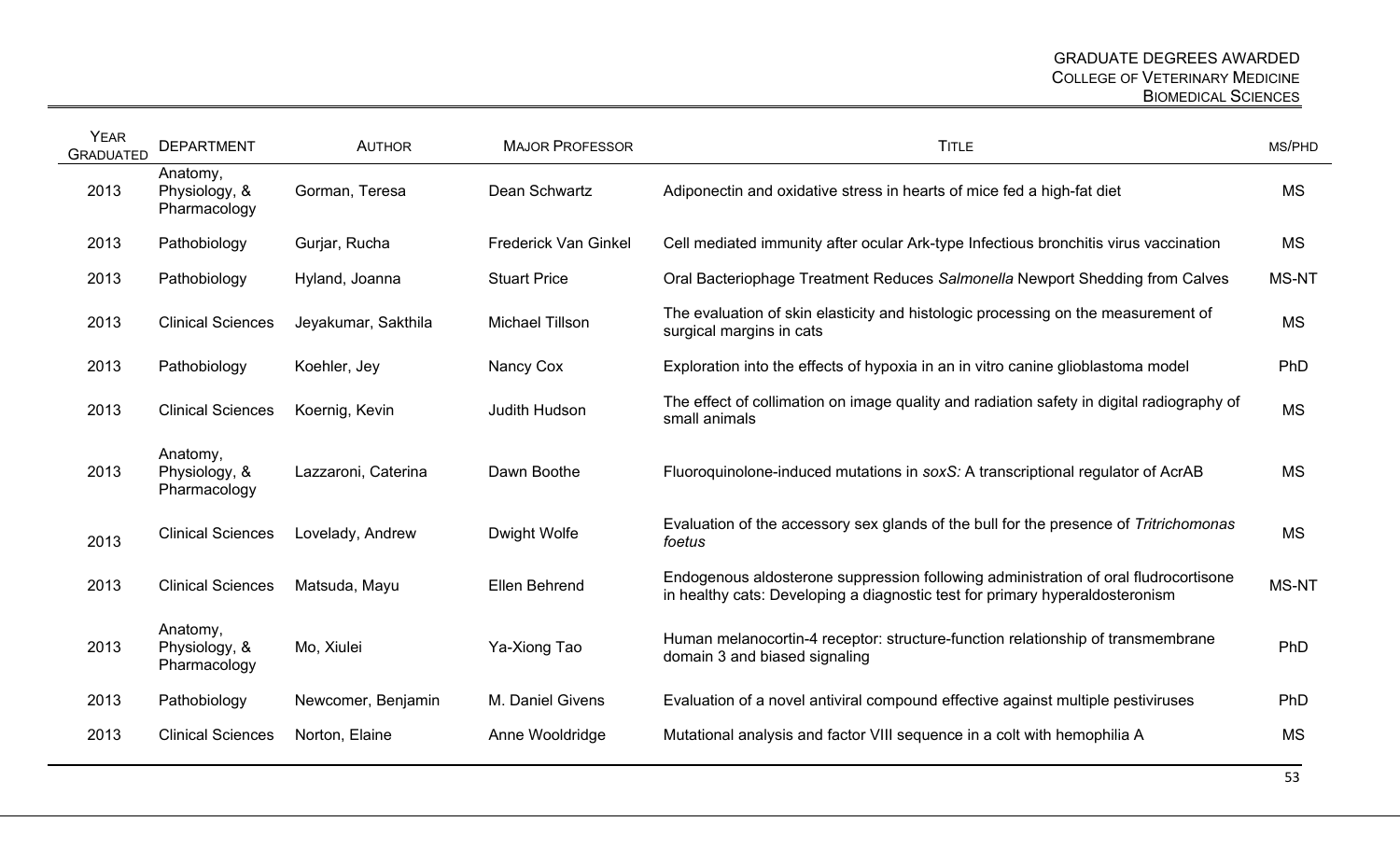| Year Graduated | Department | Author | Major Professor | Title | MS/PhD |
|---|---|---|---|---|---|
| 2013 | Anatomy, Physiology, & Pharmacology | Gorman, Teresa | Dean Schwartz | Adiponectin and oxidative stress in hearts of mice fed a high-fat diet | MS |
| 2013 | Pathobiology | Gurjar, Rucha | Frederick Van Ginkel | Cell mediated immunity after ocular Ark-type Infectious bronchitis virus vaccination | MS |
| 2013 | Pathobiology | Hyland, Joanna | Stuart Price | Oral Bacteriophage Treatment Reduces *Salmonella* Newport Shedding from Calves | MS-NT |
| 2013 | Clinical Sciences | Jeyakumar, Sakthila | Michael Tillson | The evaluation of skin elasticity and histologic processing on the measurement of surgical margins in cats | MS |
| 2013 | Pathobiology | Koehler, Jey | Nancy Cox | Exploration into the effects of hypoxia in an in vitro canine glioblastoma model | PhD |
| 2013 | Clinical Sciences | Koernig, Kevin | Judith Hudson | The effect of collimation on image quality and radiation safety in digital radiography of small animals | MS |
| 2013 | Anatomy, Physiology, & Pharmacology | Lazzaroni, Caterina | Dawn Boothe | Fluoroquinolone-induced mutations in *soxS:* A transcriptional regulator of AcrAB | MS |
| 2013 | Clinical Sciences | Lovelady, Andrew | Dwight Wolfe | Evaluation of the accessory sex glands of the bull for the presence of *Tritrichomonas foetus* | MS |
| 2013 | Clinical Sciences | Matsuda, Mayu | Ellen Behrend | Endogenous aldosterone suppression following administration of oral fludrocortisone in healthy cats: Developing a diagnostic test for primary hyperaldosteronism | MS-NT |
| 2013 | Anatomy, Physiology, & Pharmacology | Mo, Xiulei | Ya-Xiong Tao | Human melanocortin-4 receptor: structure-function relationship of transmembrane domain 3 and biased signaling | PhD |
| 2013 | Pathobiology | Newcomer, Benjamin | M. Daniel Givens | Evaluation of a novel antiviral compound effective against multiple pestiviruses | PhD |
| 2013 | Clinical Sciences | Norton, Elaine | Anne Wooldridge | Mutational analysis and factor VIII sequence in a colt with hemophilia A | MS |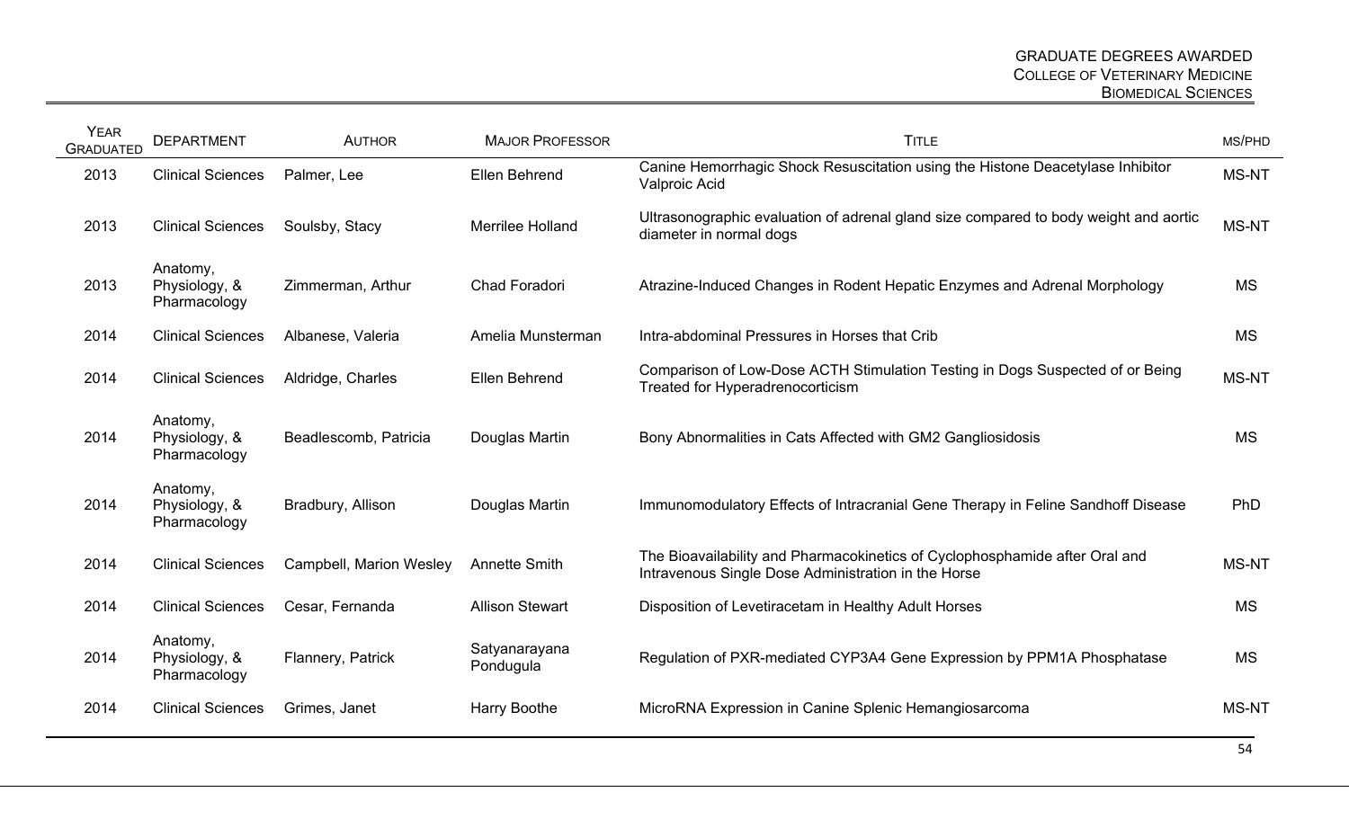| Year Graduated | Department | Author | Major Professor | Title | MS/PhD |
|---|---|---|---|---|---|
| 2013 | Clinical Sciences | Palmer, Lee | Ellen Behrend | Canine Hemorrhagic Shock Resuscitation using the Histone Deacetylase Inhibitor Valproic Acid | MS-NT |
| 2013 | Clinical Sciences | Soulsby, Stacy | Merrilee Holland | Ultrasonographic evaluation of adrenal gland size compared to body weight and aortic diameter in normal dogs | MS-NT |
| 2013 | Anatomy, Physiology, & Pharmacology | Zimmerman, Arthur | Chad Foradori | Atrazine-Induced Changes in Rodent Hepatic Enzymes and Adrenal Morphology | MS |
| 2014 | Clinical Sciences | Albanese, Valeria | Amelia Munsterman | Intra-abdominal Pressures in Horses that Crib | MS |
| 2014 | Clinical Sciences | Aldridge, Charles | Ellen Behrend | Comparison of Low-Dose ACTH Stimulation Testing in Dogs Suspected of or Being Treated for Hyperadrenocorticism | MS-NT |
| 2014 | Anatomy, Physiology, & Pharmacology | Beadlescomb, Patricia | Douglas Martin | Bony Abnormalities in Cats Affected with GM2 Gangliosidosis | MS |
| 2014 | Anatomy, Physiology, & Pharmacology | Bradbury, Allison | Douglas Martin | Immunomodulatory Effects of Intracranial Gene Therapy in Feline Sandhoff Disease | PhD |
| 2014 | Clinical Sciences | Campbell, Marion Wesley | Annette Smith | The Bioavailability and Pharmacokinetics of Cyclophosphamide after Oral and Intravenous Single Dose Administration in the Horse | MS-NT |
| 2014 | Clinical Sciences | Cesar, Fernanda | Allison Stewart | Disposition of Levetiracetam in Healthy Adult Horses | MS |
| 2014 | Anatomy, Physiology, & Pharmacology | Flannery, Patrick | Satyanarayana Pondugula | Regulation of PXR-mediated CYP3A4 Gene Expression by PPM1A Phosphatase | MS |
| 2014 | Clinical Sciences | Grimes, Janet | Harry Boothe | MicroRNA Expression in Canine Splenic Hemangiosarcoma | MS-NT |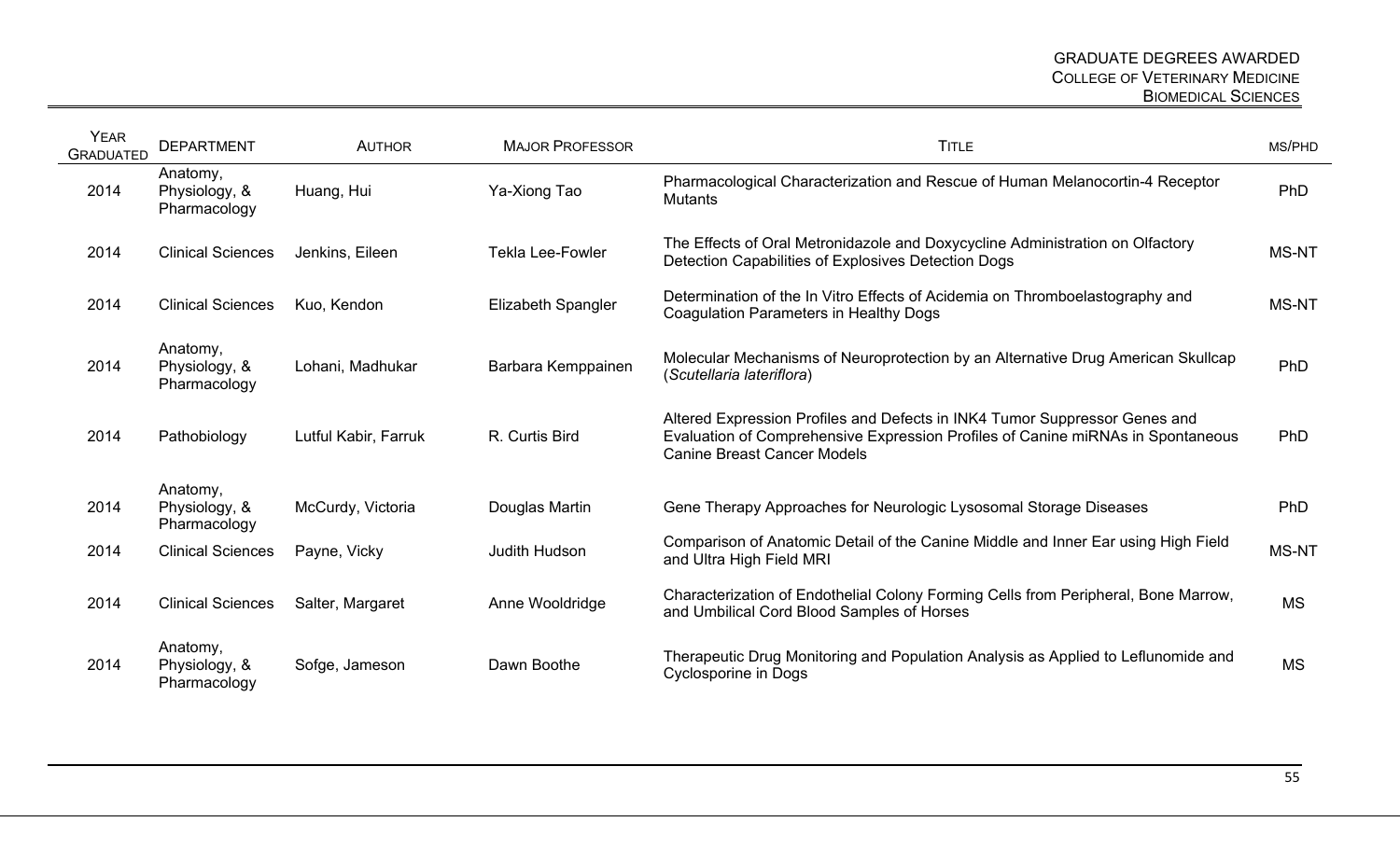| Year Graduated | Department | Author | Major Professor | Title | MS/PhD |
|---|---|---|---|---|---|
| 2014 | Anatomy, Physiology, & Pharmacology | Huang, Hui | Ya-Xiong Tao | Pharmacological Characterization and Rescue of Human Melanocortin-4 Receptor Mutants | PhD |
| 2014 | Clinical Sciences | Jenkins, Eileen | Tekla Lee-Fowler | The Effects of Oral Metronidazole and Doxycycline Administration on Olfactory Detection Capabilities of Explosives Detection Dogs | MS-NT |
| 2014 | Clinical Sciences | Kuo, Kendon | Elizabeth Spangler | Determination of the In Vitro Effects of Acidemia on Thromboelastography and Coagulation Parameters in Healthy Dogs | MS-NT |
| 2014 | Anatomy, Physiology, & Pharmacology | Lohani, Madhukar | Barbara Kemppainen | Molecular Mechanisms of Neuroprotection by an Alternative Drug American Skullcap (*Scutellaria lateriflora*) | PhD |
| 2014 | Pathobiology | Lutful Kabir, Farruk | R. Curtis Bird | Altered Expression Profiles and Defects in INK4 Tumor Suppressor Genes and Evaluation of Comprehensive Expression Profiles of Canine miRNAs in Spontaneous Canine Breast Cancer Models | PhD |
| 2014 | Anatomy, Physiology, & Pharmacology | McCurdy, Victoria | Douglas Martin | Gene Therapy Approaches for Neurologic Lysosomal Storage Diseases | PhD |
| 2014 | Clinical Sciences | Payne, Vicky | Judith Hudson | Comparison of Anatomic Detail of the Canine Middle and Inner Ear using High Field and Ultra High Field MRI | MS-NT |
| 2014 | Clinical Sciences | Salter, Margaret | Anne Wooldridge | Characterization of Endothelial Colony Forming Cells from Peripheral, Bone Marrow, and Umbilical Cord Blood Samples of Horses | MS |
| 2014 | Anatomy, Physiology, & Pharmacology | Sofge, Jameson | Dawn Boothe | Therapeutic Drug Monitoring and Population Analysis as Applied to Leflunomide and Cyclosporine in Dogs | MS |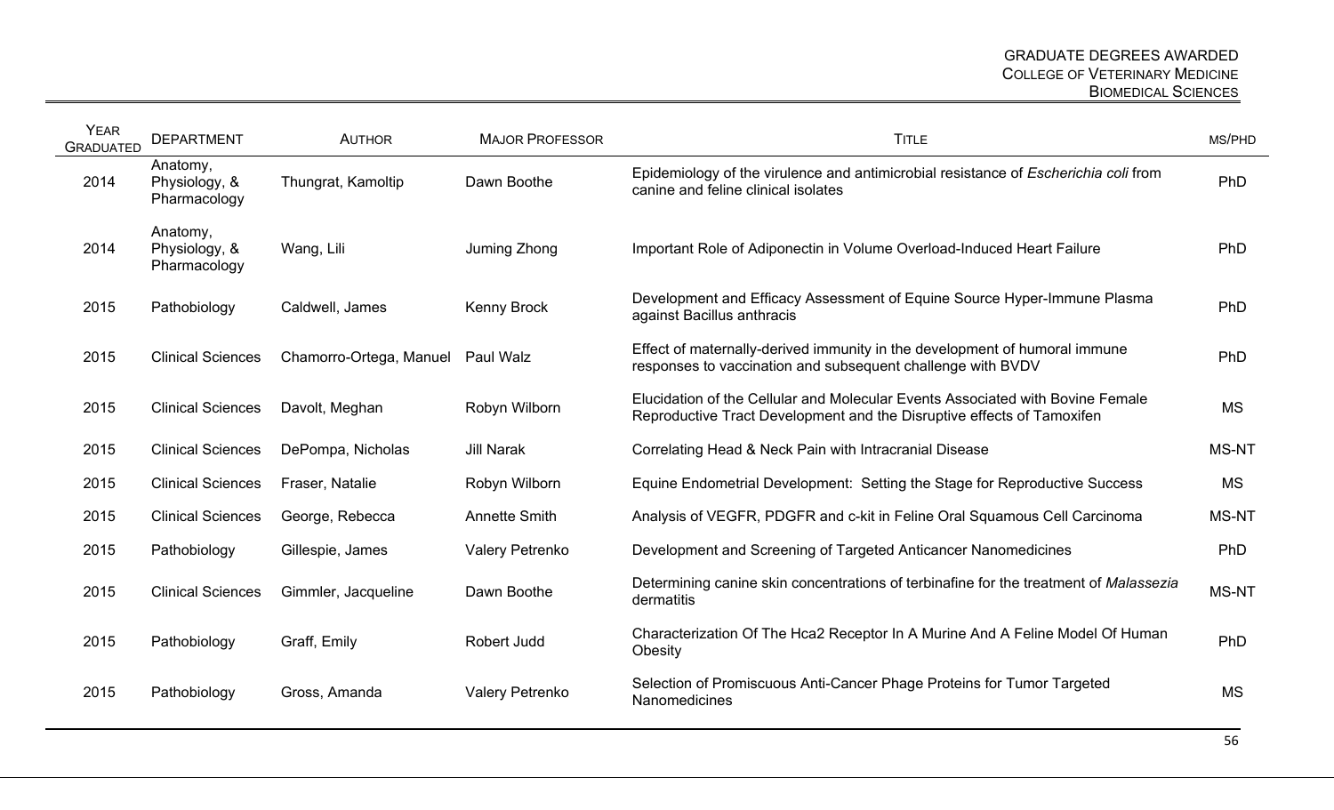| Year Graduated | Department | Author | Major Professor | Title | MS/PhD |
|---|---|---|---|---|---|
| 2014 | Anatomy, Physiology, & Pharmacology | Thungrat, Kamoltip | Dawn Boothe | Epidemiology of the virulence and antimicrobial resistance of *Escherichia coli* from canine and feline clinical isolates | PhD |
| 2014 | Anatomy, Physiology, & Pharmacology | Wang, Lili | Juming Zhong | Important Role of Adiponectin in Volume Overload-Induced Heart Failure | PhD |
| 2015 | Pathobiology | Caldwell, James | Kenny Brock | Development and Efficacy Assessment of Equine Source Hyper-Immune Plasma against Bacillus anthracis | PhD |
| 2015 | Clinical Sciences | Chamorro-Ortega, Manuel | Paul Walz | Effect of maternally-derived immunity in the development of humoral immune responses to vaccination and subsequent challenge with BVDV | PhD |
| 2015 | Clinical Sciences | Davolt, Meghan | Robyn Wilborn | Elucidation of the Cellular and Molecular Events Associated with Bovine Female Reproductive Tract Development and the Disruptive effects of Tamoxifen | MS |
| 2015 | Clinical Sciences | DePompa, Nicholas | Jill Narak | Correlating Head & Neck Pain with Intracranial Disease | MS-NT |
| 2015 | Clinical Sciences | Fraser, Natalie | Robyn Wilborn | Equine Endometrial Development: Setting the Stage for Reproductive Success | MS |
| 2015 | Clinical Sciences | George, Rebecca | Annette Smith | Analysis of VEGFR, PDGFR and c-kit in Feline Oral Squamous Cell Carcinoma | MS-NT |
| 2015 | Pathobiology | Gillespie, James | Valery Petrenko | Development and Screening of Targeted Anticancer Nanomedicines | PhD |
| 2015 | Clinical Sciences | Gimmler, Jacqueline | Dawn Boothe | Determining canine skin concentrations of terbinafine for the treatment of *Malassezia* dermatitis | MS-NT |
| 2015 | Pathobiology | Graff, Emily | Robert Judd | Characterization Of The Hca2 Receptor In A Murine And A Feline Model Of Human Obesity | PhD |
| 2015 | Pathobiology | Gross, Amanda | Valery Petrenko | Selection of Promiscuous Anti-Cancer Phage Proteins for Tumor Targeted Nanomedicines | MS |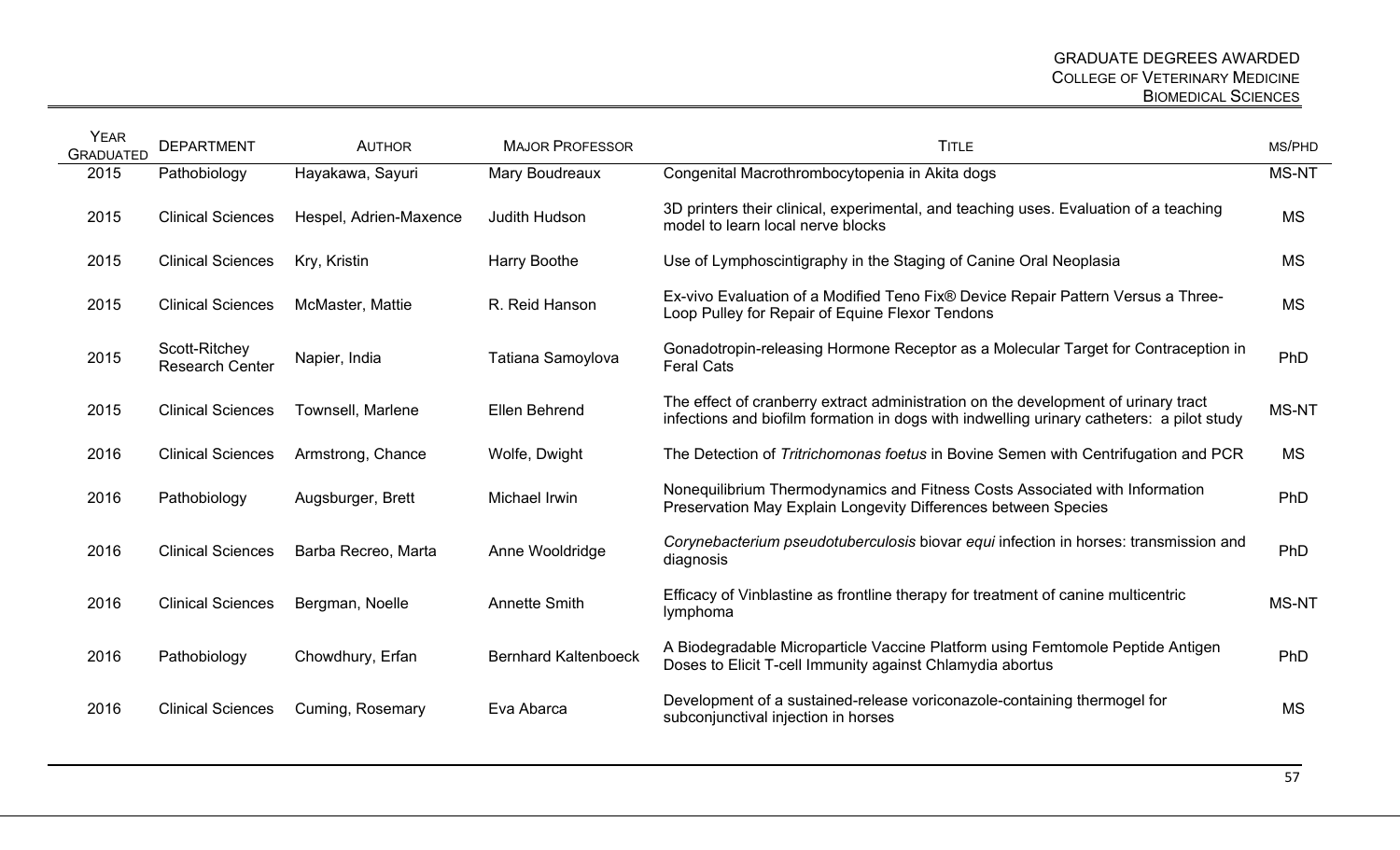| Year Graduated | Department | Author | Major Professor | Title | MS/PhD |
|---|---|---|---|---|---|
| 2015 | Pathobiology | Hayakawa, Sayuri | Mary Boudreaux | Congenital Macrothrombocytopenia in Akita dogs | MS-NT |
| 2015 | Clinical Sciences | Hespel, Adrien-Maxence | Judith Hudson | 3D printers their clinical, experimental, and teaching uses. Evaluation of a teaching model to learn local nerve blocks | MS |
| 2015 | Clinical Sciences | Kry, Kristin | Harry Boothe | Use of Lymphoscintigraphy in the Staging of Canine Oral Neoplasia | MS |
| 2015 | Clinical Sciences | McMaster, Mattie | R. Reid Hanson | Ex-vivo Evaluation of a Modified Teno Fix® Device Repair Pattern Versus a Three-Loop Pulley for Repair of Equine Flexor Tendons | MS |
| 2015 | Scott-Ritchey Research Center | Napier, India | Tatiana Samoylova | Gonadotropin-releasing Hormone Receptor as a Molecular Target for Contraception in Feral Cats | PhD |
| 2015 | Clinical Sciences | Townsell, Marlene | Ellen Behrend | The effect of cranberry extract administration on the development of urinary tract infections and biofilm formation in dogs with indwelling urinary catheters: a pilot study | MS-NT |
| 2016 | Clinical Sciences | Armstrong, Chance | Wolfe, Dwight | The Detection of *Tritrichomonas foetus* in Bovine Semen with Centrifugation and PCR | MS |
| 2016 | Pathobiology | Augsburger, Brett | Michael Irwin | Nonequilibrium Thermodynamics and Fitness Costs Associated with Information Preservation May Explain Longevity Differences between Species | PhD |
| 2016 | Clinical Sciences | Barba Recreo, Marta | Anne Wooldridge | *Corynebacterium pseudotuberculosis* biovar *equi* infection in horses: transmission and diagnosis | PhD |
| 2016 | Clinical Sciences | Bergman, Noelle | Annette Smith | Efficacy of Vinblastine as frontline therapy for treatment of canine multicentric lymphoma | MS-NT |
| 2016 | Pathobiology | Chowdhury, Erfan | Bernhard Kaltenboeck | A Biodegradable Microparticle Vaccine Platform using Femtomole Peptide Antigen Doses to Elicit T-cell Immunity against Chlamydia abortus | PhD |
| 2016 | Clinical Sciences | Cuming, Rosemary | Eva Abarca | Development of a sustained-release voriconazole-containing thermogel for subconjunctival injection in horses | MS |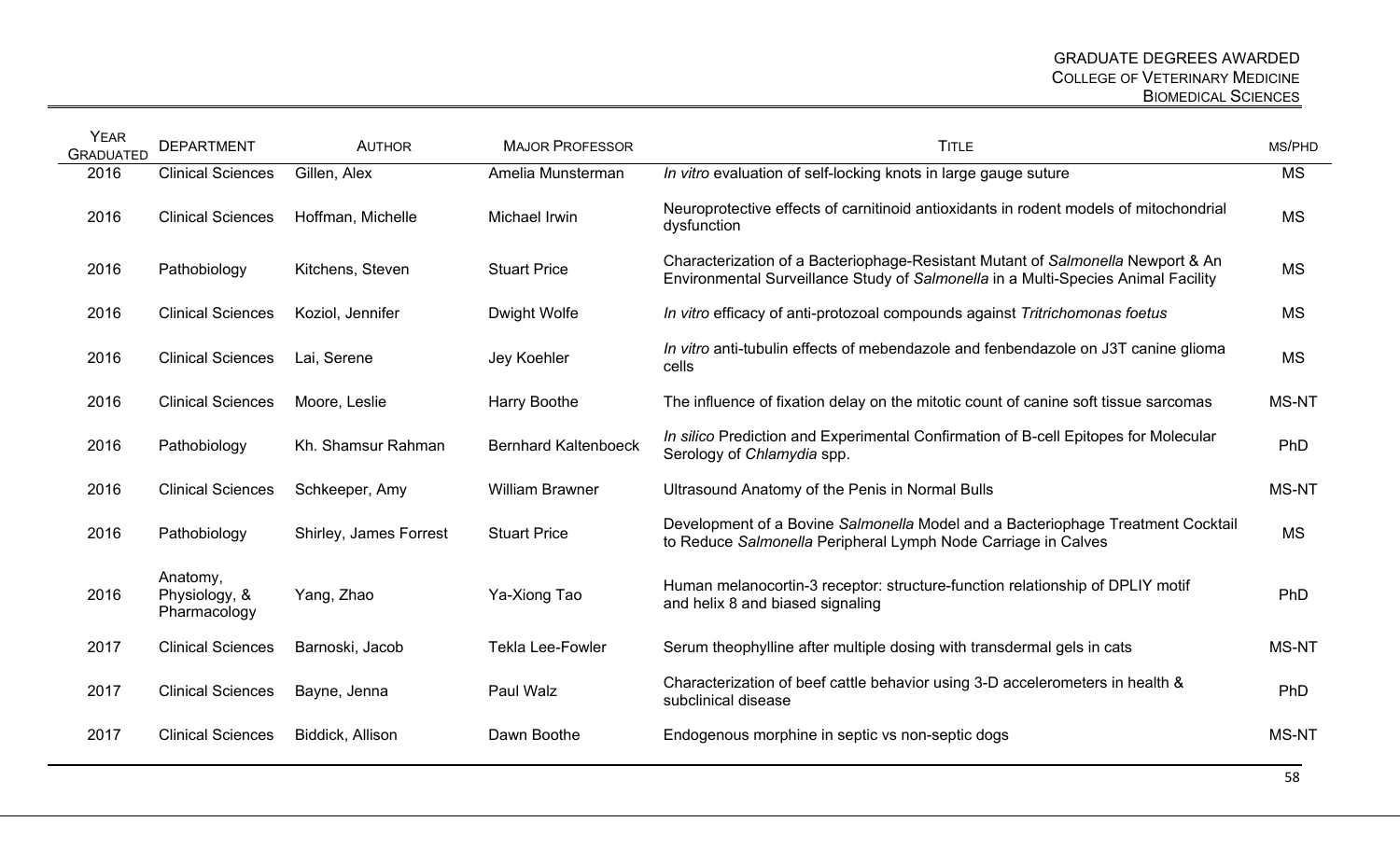| Year Graduated | Department | Author | Major Professor | Title | MS/PhD |
|---|---|---|---|---|---|
| 2016 | Clinical Sciences | Gillen, Alex | Amelia Munsterman | *In vitro* evaluation of self-locking knots in large gauge suture | MS |
| 2016 | Clinical Sciences | Hoffman, Michelle | Michael Irwin | Neuroprotective effects of carnitinoid antioxidants in rodent models of mitochondrial dysfunction | MS |
| 2016 | Pathobiology | Kitchens, Steven | Stuart Price | Characterization of a Bacteriophage-Resistant Mutant of *Salmonella* Newport & An Environmental Surveillance Study of *Salmonella* in a Multi-Species Animal Facility | MS |
| 2016 | Clinical Sciences | Koziol, Jennifer | Dwight Wolfe | *In vitro* efficacy of anti-protozoal compounds against *Tritrichomonas foetus* | MS |
| 2016 | Clinical Sciences | Lai, Serene | Jey Koehler | *In vitro* anti-tubulin effects of mebendazole and fenbendazole on J3T canine glioma cells | MS |
| 2016 | Clinical Sciences | Moore, Leslie | Harry Boothe | The influence of fixation delay on the mitotic count of canine soft tissue sarcomas | MS-NT |
| 2016 | Pathobiology | Kh. Shamsur Rahman | Bernhard Kaltenboeck | *In silico* Prediction and Experimental Confirmation of B-cell Epitopes for Molecular Serology of *Chlamydia* spp. | PhD |
| 2016 | Clinical Sciences | Schkeeper, Amy | William Brawner | Ultrasound Anatomy of the Penis in Normal Bulls | MS-NT |
| 2016 | Pathobiology | Shirley, James Forrest | Stuart Price | Development of a Bovine *Salmonella* Model and a Bacteriophage Treatment Cocktail to Reduce *Salmonella* Peripheral Lymph Node Carriage in Calves | MS |
| 2016 | Anatomy, Physiology, & Pharmacology | Yang, Zhao | Ya-Xiong Tao | Human melanocortin-3 receptor: structure-function relationship of DPLIY motif and helix 8 and biased signaling | PhD |
| 2017 | Clinical Sciences | Barnoski, Jacob | Tekla Lee-Fowler | Serum theophylline after multiple dosing with transdermal gels in cats | MS-NT |
| 2017 | Clinical Sciences | Bayne, Jenna | Paul Walz | Characterization of beef cattle behavior using 3-D accelerometers in health & subclinical disease | PhD |
| 2017 | Clinical Sciences | Biddick, Allison | Dawn Boothe | Endogenous morphine in septic vs non-septic dogs | MS-NT |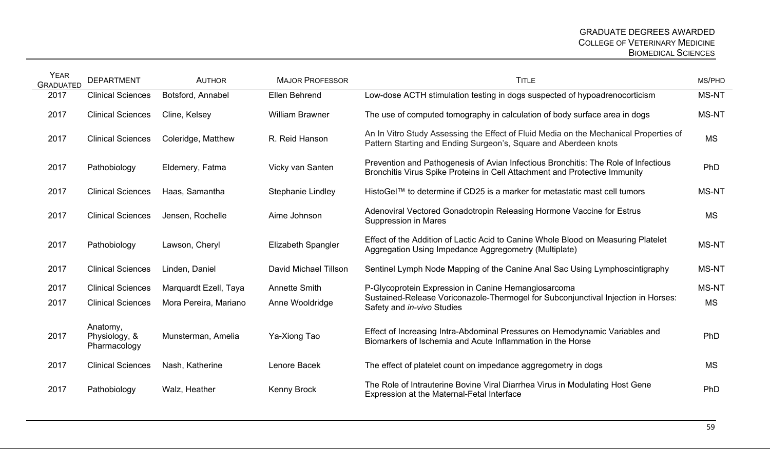| Year Graduated | Department | Author | Major Professor | Title | MS/PhD |
|---|---|---|---|---|---|
| 2017 | Clinical Sciences | Botsford, Annabel | Ellen Behrend | Low-dose ACTH stimulation testing in dogs suspected of hypoadrenocorticism | MS-NT |
| 2017 | Clinical Sciences | Cline, Kelsey | William Brawner | The use of computed tomography in calculation of body surface area in dogs | MS-NT |
| 2017 | Clinical Sciences | Coleridge, Matthew | R. Reid Hanson | An In Vitro Study Assessing the Effect of Fluid Media on the Mechanical Properties of Pattern Starting and Ending Surgeon's, Square and Aberdeen knots | MS |
| 2017 | Pathobiology | Eldemery, Fatma | Vicky van Santen | Prevention and Pathogenesis of Avian Infectious Bronchitis: The Role of Infectious Bronchitis Virus Spike Proteins in Cell Attachment and Protective Immunity | PhD |
| 2017 | Clinical Sciences | Haas, Samantha | Stephanie Lindley | HistoGel™ to determine if CD25 is a marker for metastatic mast cell tumors | MS-NT |
| 2017 | Clinical Sciences | Jensen, Rochelle | Aime Johnson | Adenoviral Vectored Gonadotropin Releasing Hormone Vaccine for Estrus Suppression in Mares | MS |
| 2017 | Pathobiology | Lawson, Cheryl | Elizabeth Spangler | Effect of the Addition of Lactic Acid to Canine Whole Blood on Measuring Platelet Aggregation Using Impedance Aggregometry (Multiplate) | MS-NT |
| 2017 | Clinical Sciences | Linden, Daniel | David Michael Tillson | Sentinel Lymph Node Mapping of the Canine Anal Sac Using Lymphoscintigraphy | MS-NT |
| 2017 | Clinical Sciences | Marquardt Ezell, Taya | Annette Smith | P-Glycoprotein Expression in Canine Hemangiosarcoma | MS-NT |
| 2017 | Clinical Sciences | Mora Pereira, Mariano | Anne Wooldridge | Sustained-Release Voriconazole-Thermogel for Subconjunctival Injection in Horses: Safety and *in-vivo* Studies | MS |
| 2017 | Anatomy, Physiology, & Pharmacology | Munsterman, Amelia | Ya-Xiong Tao | Effect of Increasing Intra-Abdominal Pressures on Hemodynamic Variables and Biomarkers of Ischemia and Acute Inflammation in the Horse | PhD |
| 2017 | Clinical Sciences | Nash, Katherine | Lenore Bacek | The effect of platelet count on impedance aggregometry in dogs | MS |
| 2017 | Pathobiology | Walz, Heather | Kenny Brock | The Role of Intrauterine Bovine Viral Diarrhea Virus in Modulating Host Gene Expression at the Maternal-Fetal Interface | PhD |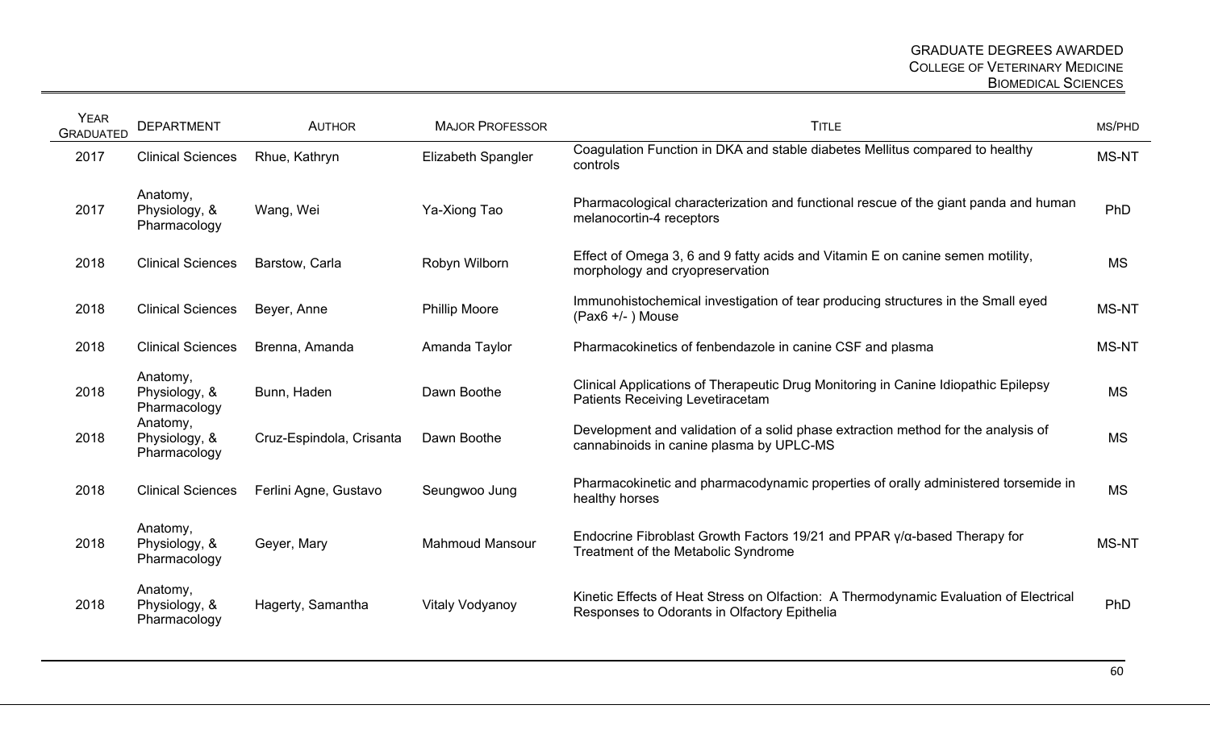| Year Graduated | Department | Author | Major Professor | Title | MS/PhD |
|---|---|---|---|---|---|
| 2017 | Clinical Sciences | Rhue, Kathryn | Elizabeth Spangler | Coagulation Function in DKA and stable diabetes Mellitus compared to healthy controls | MS-NT |
| 2017 | Anatomy, Physiology, & Pharmacology | Wang, Wei | Ya-Xiong Tao | Pharmacological characterization and functional rescue of the giant panda and human melanocortin-4 receptors | PhD |
| 2018 | Clinical Sciences | Barstow, Carla | Robyn Wilborn | Effect of Omega 3, 6 and 9 fatty acids and Vitamin E on canine semen motility, morphology and cryopreservation | MS |
| 2018 | Clinical Sciences | Beyer, Anne | Phillip Moore | Immunohistochemical investigation of tear producing structures in the Small eyed (Pax6 +/- ) Mouse | MS-NT |
| 2018 | Clinical Sciences | Brenna, Amanda | Amanda Taylor | Pharmacokinetics of fenbendazole in canine CSF and plasma | MS-NT |
| 2018 | Anatomy, Physiology, & Pharmacology | Bunn, Haden | Dawn Boothe | Clinical Applications of Therapeutic Drug Monitoring in Canine Idiopathic Epilepsy Patients Receiving Levetiracetam | MS |
| 2018 | Anatomy, Physiology, & Pharmacology | Cruz-Espindola, Crisanta | Dawn Boothe | Development and validation of a solid phase extraction method for the analysis of cannabinoids in canine plasma by UPLC-MS | MS |
| 2018 | Clinical Sciences | Ferlini Agne, Gustavo | Seungwoo Jung | Pharmacokinetic and pharmacodynamic properties of orally administered torsemide in healthy horses | MS |
| 2018 | Anatomy, Physiology, & Pharmacology | Geyer, Mary | Mahmoud Mansour | Endocrine Fibroblast Growth Factors 19/21 and PPAR γ/α-based Therapy for Treatment of the Metabolic Syndrome | MS-NT |
| 2018 | Anatomy, Physiology, & Pharmacology | Hagerty, Samantha | Vitaly Vodyanoy | Kinetic Effects of Heat Stress on Olfaction: A Thermodynamic Evaluation of Electrical Responses to Odorants in Olfactory Epithelia | PhD |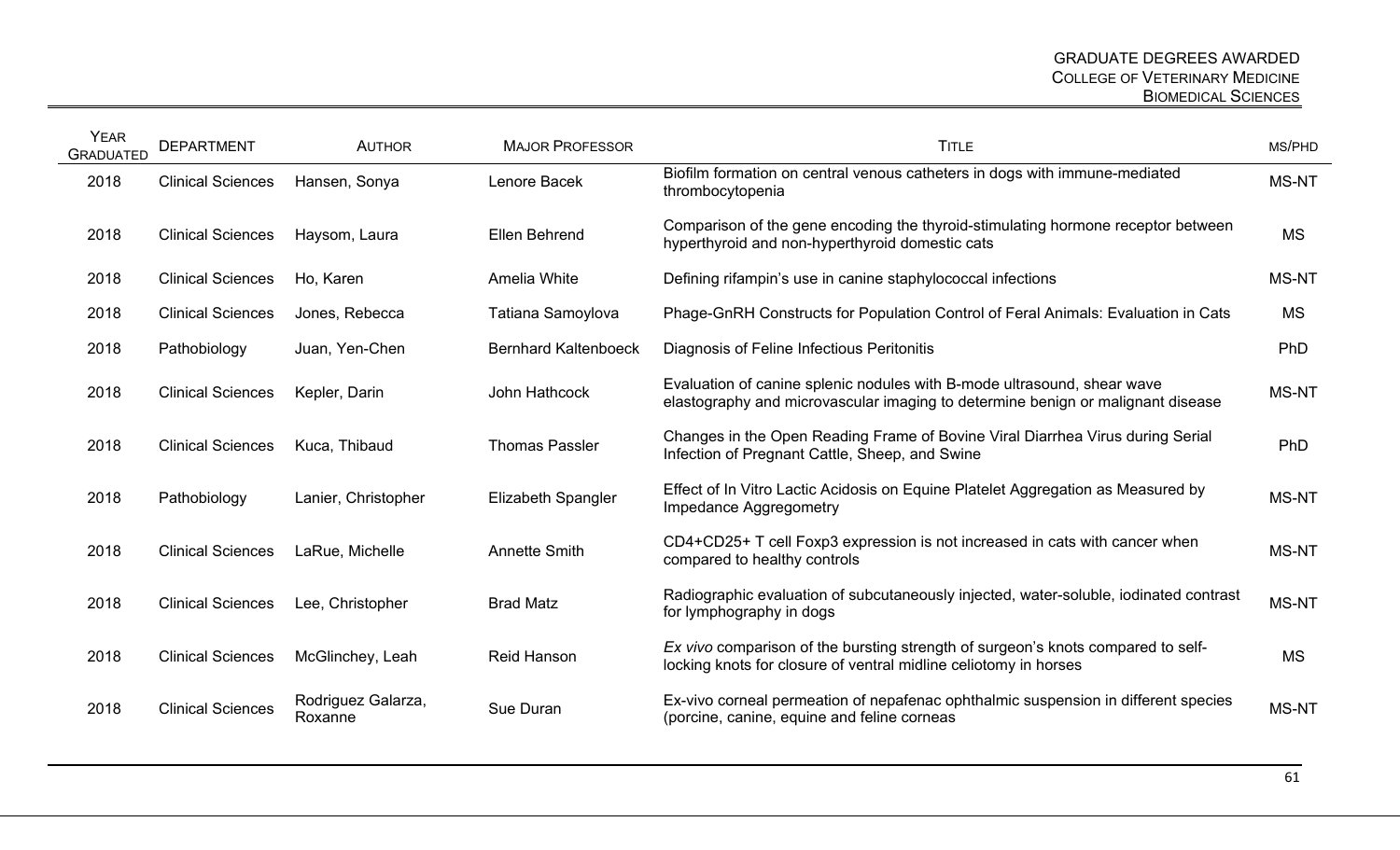| Year Graduated | Department | Author | Major Professor | Title | MS/PhD |
|---|---|---|---|---|---|
| 2018 | Clinical Sciences | Hansen, Sonya | Lenore Bacek | Biofilm formation on central venous catheters in dogs with immune-mediated thrombocytopenia | MS-NT |
| 2018 | Clinical Sciences | Haysom, Laura | Ellen Behrend | Comparison of the gene encoding the thyroid-stimulating hormone receptor between hyperthyroid and non-hyperthyroid domestic cats | MS |
| 2018 | Clinical Sciences | Ho, Karen | Amelia White | Defining rifampin's use in canine staphylococcal infections | MS-NT |
| 2018 | Clinical Sciences | Jones, Rebecca | Tatiana Samoylova | Phage-GnRH Constructs for Population Control of Feral Animals: Evaluation in Cats | MS |
| 2018 | Pathobiology | Juan, Yen-Chen | Bernhard Kaltenboeck | Diagnosis of Feline Infectious Peritonitis | PhD |
| 2018 | Clinical Sciences | Kepler, Darin | John Hathcock | Evaluation of canine splenic nodules with B-mode ultrasound, shear wave elastography and microvascular imaging to determine benign or malignant disease | MS-NT |
| 2018 | Clinical Sciences | Kuca, Thibaud | Thomas Passler | Changes in the Open Reading Frame of Bovine Viral Diarrhea Virus during Serial Infection of Pregnant Cattle, Sheep, and Swine | PhD |
| 2018 | Pathobiology | Lanier, Christopher | Elizabeth Spangler | Effect of In Vitro Lactic Acidosis on Equine Platelet Aggregation as Measured by Impedance Aggregometry | MS-NT |
| 2018 | Clinical Sciences | LaRue, Michelle | Annette Smith | CD4+CD25+ T cell Foxp3 expression is not increased in cats with cancer when compared to healthy controls | MS-NT |
| 2018 | Clinical Sciences | Lee, Christopher | Brad Matz | Radiographic evaluation of subcutaneously injected, water-soluble, iodinated contrast for lymphography in dogs | MS-NT |
| 2018 | Clinical Sciences | McGlinchey, Leah | Reid Hanson | *Ex vivo* comparison of the bursting strength of surgeon's knots compared to self-locking knots for closure of ventral midline celiotomy in horses | MS |
| 2018 | Clinical Sciences | Rodriguez Galarza, Roxanne | Sue Duran | Ex-vivo corneal permeation of nepafenac ophthalmic suspension in different species (porcine, canine, equine and feline corneas | MS-NT |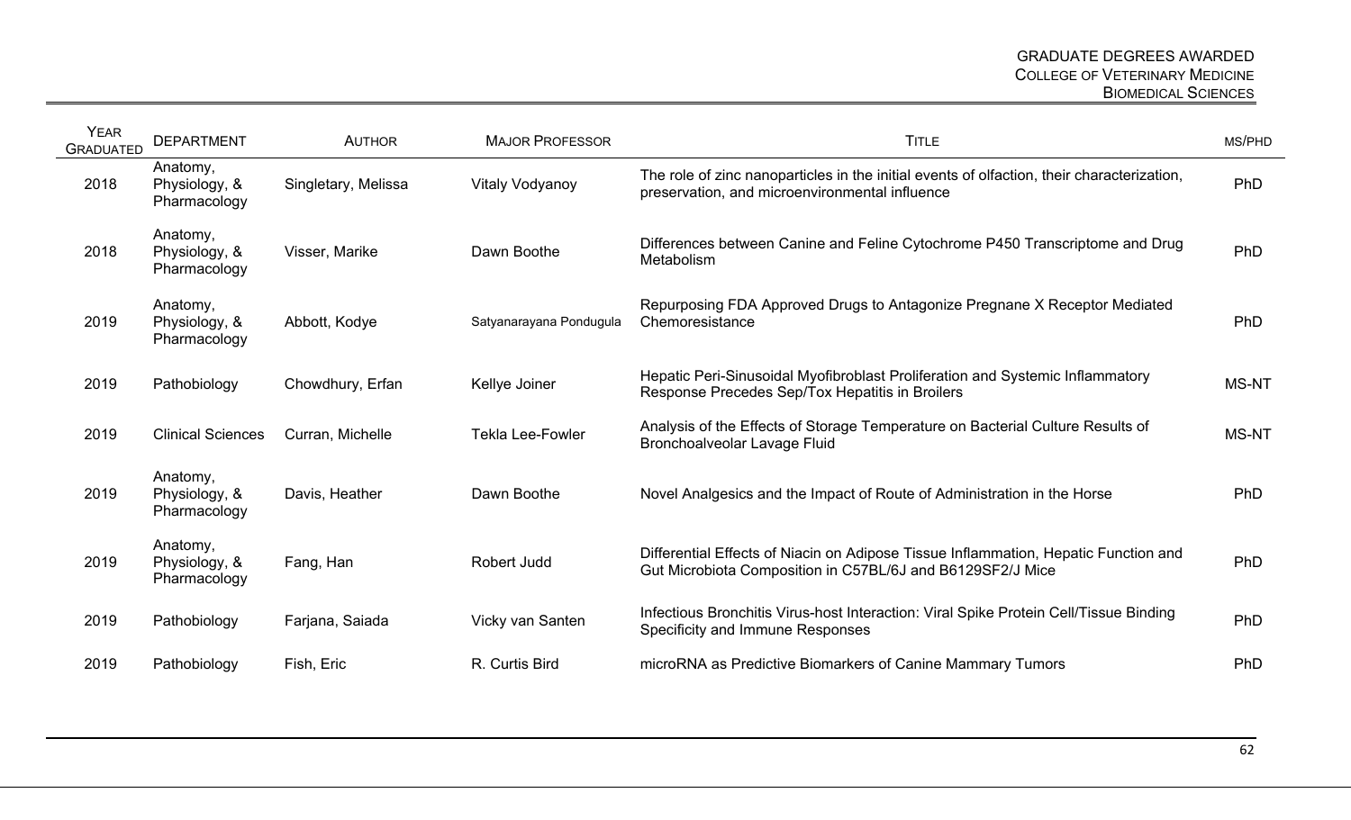| Year Graduated | Department | Author | Major Professor | Title | MS/PhD |
| --- | --- | --- | --- | --- | --- |
| 2018 | Anatomy, Physiology, & Pharmacology | Singletary, Melissa | Vitaly Vodyanoy | The role of zinc nanoparticles in the initial events of olfaction, their characterization, preservation, and microenvironmental influence | PhD |
| 2018 | Anatomy, Physiology, & Pharmacology | Visser, Marike | Dawn Boothe | Differences between Canine and Feline Cytochrome P450 Transcriptome and Drug Metabolism | PhD |
| 2019 | Anatomy, Physiology, & Pharmacology | Abbott, Kodye | Satyanarayana Pondugula | Repurposing FDA Approved Drugs to Antagonize Pregnane X Receptor Mediated Chemoresistance | PhD |
| 2019 | Pathobiology | Chowdhury, Erfan | Kellye Joiner | Hepatic Peri-Sinusoidal Myofibroblast Proliferation and Systemic Inflammatory Response Precedes Sep/Tox Hepatitis in Broilers | MS-NT |
| 2019 | Clinical Sciences | Curran, Michelle | Tekla Lee-Fowler | Analysis of the Effects of Storage Temperature on Bacterial Culture Results of Bronchoalveolar Lavage Fluid | MS-NT |
| 2019 | Anatomy, Physiology, & Pharmacology | Davis, Heather | Dawn Boothe | Novel Analgesics and the Impact of Route of Administration in the Horse | PhD |
| 2019 | Anatomy, Physiology, & Pharmacology | Fang, Han | Robert Judd | Differential Effects of Niacin on Adipose Tissue Inflammation, Hepatic Function and Gut Microbiota Composition in C57BL/6J and B6129SF2/J Mice | PhD |
| 2019 | Pathobiology | Farjana, Saiada | Vicky van Santen | Infectious Bronchitis Virus-host Interaction: Viral Spike Protein Cell/Tissue Binding Specificity and Immune Responses | PhD |
| 2019 | Pathobiology | Fish, Eric | R. Curtis Bird | microRNA as Predictive Biomarkers of Canine Mammary Tumors | PhD |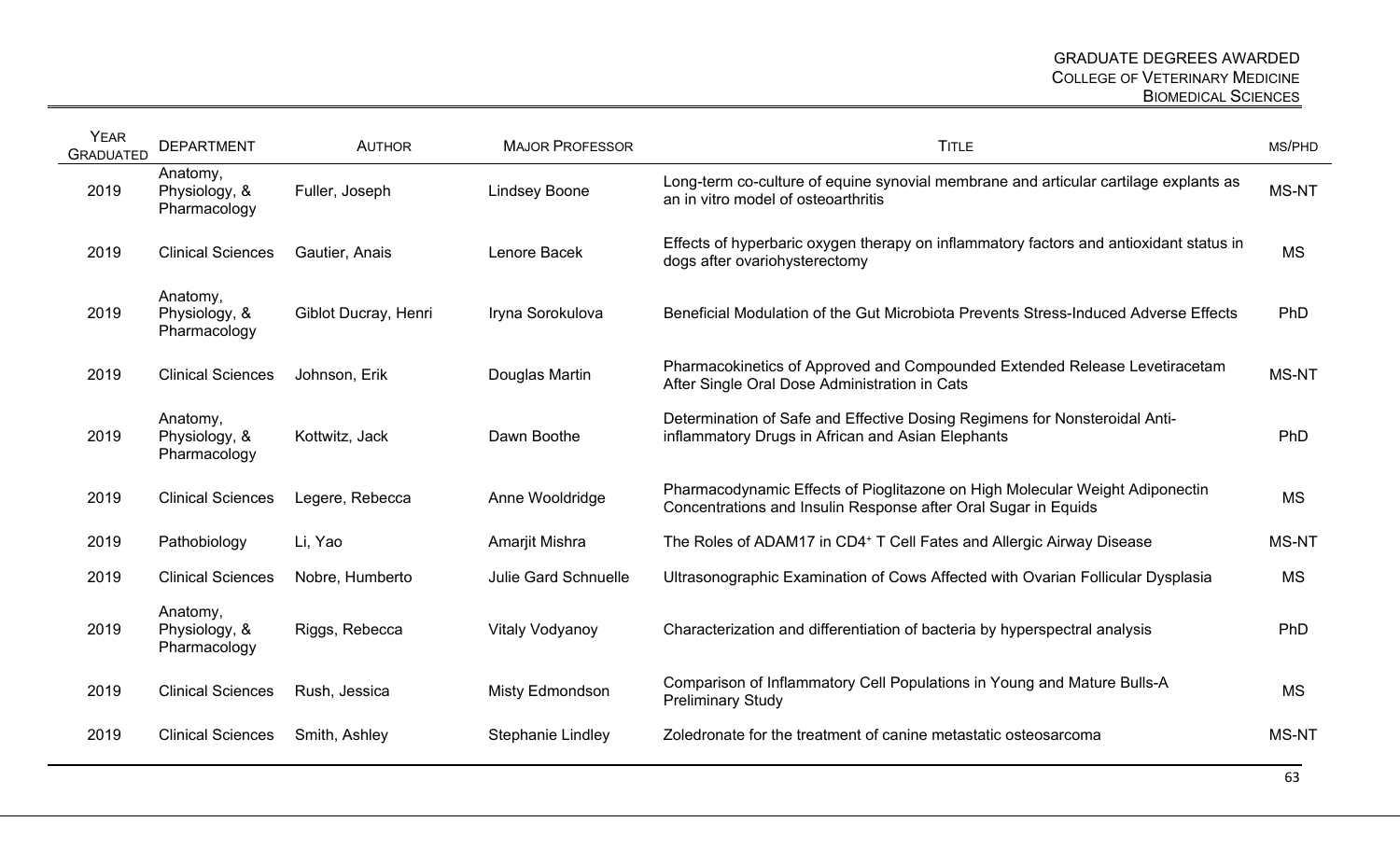# GRADUATE DEGREES AWARDED
## COLLEGE OF VETERINARY MEDICINE
### BIOMEDICAL SCIENCES

| YEAR GRADUATED | DEPARTMENT | AUTHOR | MAJOR PROFESSOR | TITLE | MS/PHD |
|---|---|---|---|---|---|
| 2019 | Anatomy, Physiology, & Pharmacology | Fuller, Joseph | Lindsey Boone | Long-term co-culture of equine synovial membrane and articular cartilage explants as an in vitro model of osteoarthritis | MS-NT |
| 2019 | Clinical Sciences | Gautier, Anais | Lenore Bacek | Effects of hyperbaric oxygen therapy on inflammatory factors and antioxidant status in dogs after ovariohysterectomy | MS |
| 2019 | Anatomy, Physiology, & Pharmacology | Giblot Ducray, Henri | Iryna Sorokulova | Beneficial Modulation of the Gut Microbiota Prevents Stress-Induced Adverse Effects | PhD |
| 2019 | Clinical Sciences | Johnson, Erik | Douglas Martin | Pharmacokinetics of Approved and Compounded Extended Release Levetiracetam After Single Oral Dose Administration in Cats | MS-NT |
| 2019 | Anatomy, Physiology, & Pharmacology | Kottwitz, Jack | Dawn Boothe | Determination of Safe and Effective Dosing Regimens for Nonsteroidal Anti-inflammatory Drugs in African and Asian Elephants | PhD |
| 2019 | Clinical Sciences | Legere, Rebecca | Anne Wooldridge | Pharmacodynamic Effects of Pioglitazone on High Molecular Weight Adiponectin Concentrations and Insulin Response after Oral Sugar in Equids | MS |
| 2019 | Pathobiology | Li, Yao | Amarjit Mishra | The Roles of ADAM17 in $CD4^+$ T Cell Fates and Allergic Airway Disease | MS-NT |
| 2019 | Clinical Sciences | Nobre, Humberto | Julie Gard Schnuelle | Ultrasonographic Examination of Cows Affected with Ovarian Follicular Dysplasia | MS |
| 2019 | Anatomy, Physiology, & Pharmacology | Riggs, Rebecca | Vitaly Vodyanoy | Characterization and differentiation of bacteria by hyperspectral analysis | PhD |
| 2019 | Clinical Sciences | Rush, Jessica | Misty Edmondson | Comparison of Inflammatory Cell Populations in Young and Mature Bulls-A Preliminary Study | MS |
| 2019 | Clinical Sciences | Smith, Ashley | Stephanie Lindley | Zoledronate for the treatment of canine metastatic osteosarcoma | MS-NT |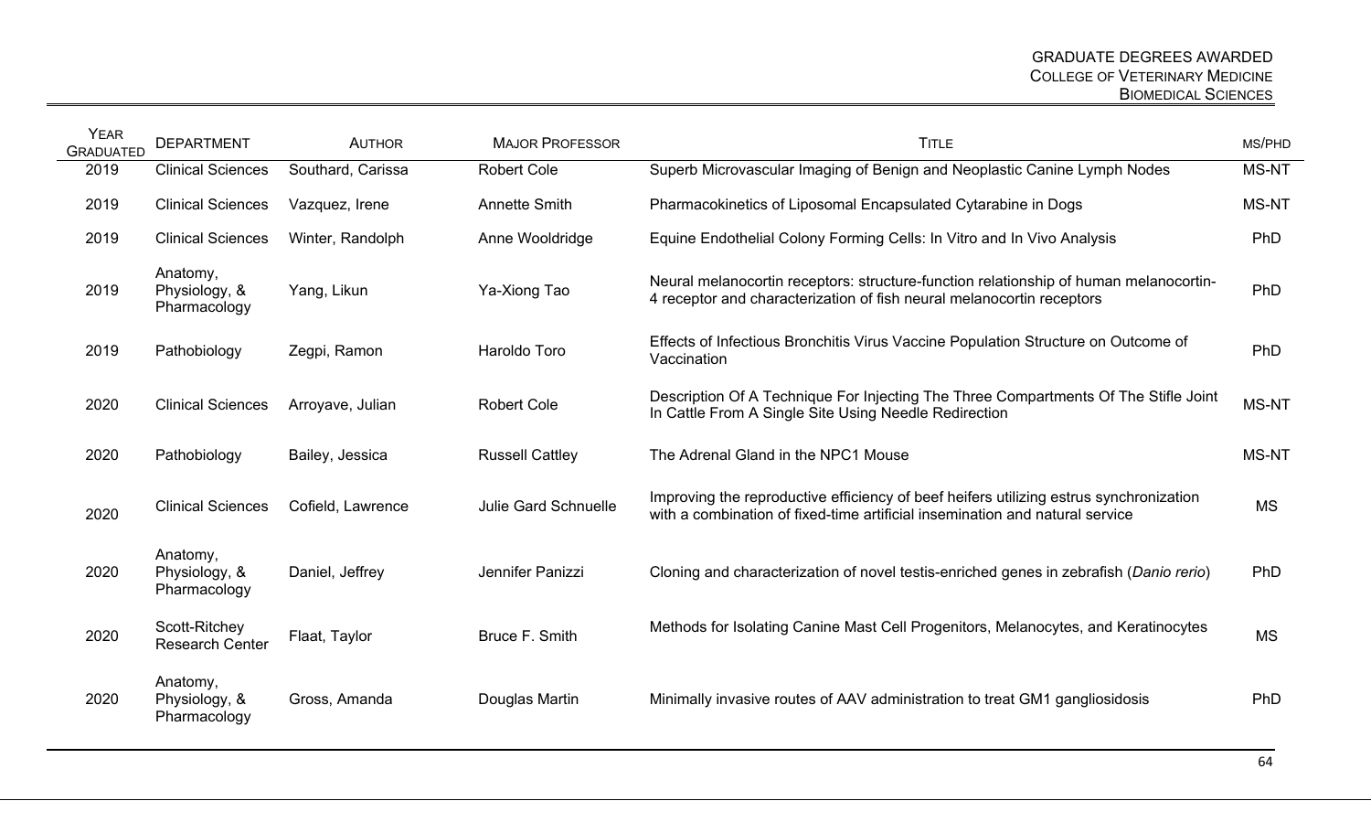| Year Graduated | Department | Author | Major Professor | Title | MS/PhD |
|---|---|---|---|---|---|
| 2019 | Clinical Sciences | Southard, Carissa | Robert Cole | Superb Microvascular Imaging of Benign and Neoplastic Canine Lymph Nodes | MS-NT |
| 2019 | Clinical Sciences | Vazquez, Irene | Annette Smith | Pharmacokinetics of Liposomal Encapsulated Cytarabine in Dogs | MS-NT |
| 2019 | Clinical Sciences | Winter, Randolph | Anne Wooldridge | Equine Endothelial Colony Forming Cells: In Vitro and In Vivo Analysis | PhD |
| 2019 | Anatomy, Physiology, & Pharmacology | Yang, Likun | Ya-Xiong Tao | Neural melanocortin receptors: structure-function relationship of human melanocortin-4 receptor and characterization of fish neural melanocortin receptors | PhD |
| 2019 | Pathobiology | Zegpi, Ramon | Haroldo Toro | Effects of Infectious Bronchitis Virus Vaccine Population Structure on Outcome of Vaccination | PhD |
| 2020 | Clinical Sciences | Arroyave, Julian | Robert Cole | Description Of A Technique For Injecting The Three Compartments Of The Stifle Joint In Cattle From A Single Site Using Needle Redirection | MS-NT |
| 2020 | Pathobiology | Bailey, Jessica | Russell Cattley | The Adrenal Gland in the NPC1 Mouse | MS-NT |
| 2020 | Clinical Sciences | Cofield, Lawrence | Julie Gard Schnuelle | Improving the reproductive efficiency of beef heifers utilizing estrus synchronization with a combination of fixed-time artificial insemination and natural service | MS |
| 2020 | Anatomy, Physiology, & Pharmacology | Daniel, Jeffrey | Jennifer Panizzi | Cloning and characterization of novel testis-enriched genes in zebrafish (*Danio rerio*) | PhD |
| 2020 | Scott-Ritchey Research Center | Flaat, Taylor | Bruce F. Smith | Methods for Isolating Canine Mast Cell Progenitors, Melanocytes, and Keratinocytes | MS |
| 2020 | Anatomy, Physiology, & Pharmacology | Gross, Amanda | Douglas Martin | Minimally invasive routes of AAV administration to treat GM1 gangliosidosis | PhD |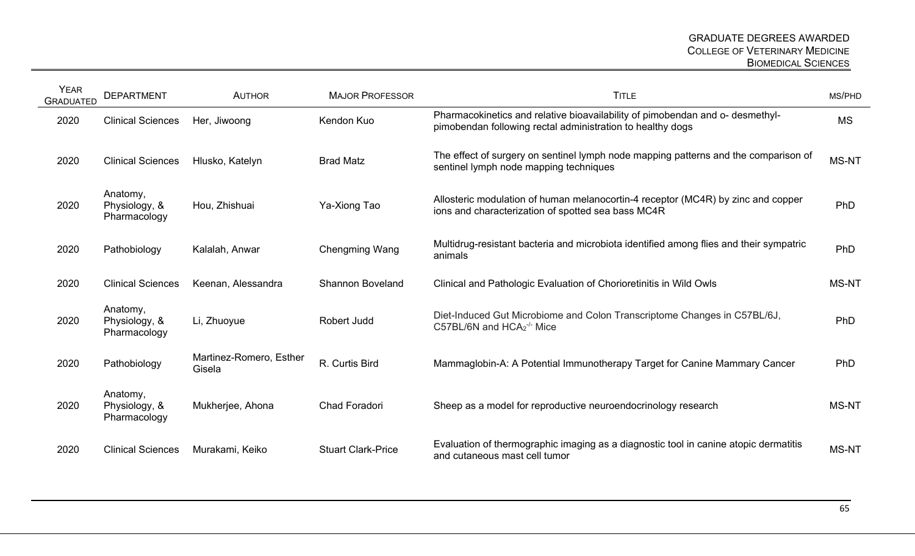| Year Graduated | Department | Author | Major Professor | Title | MS/PhD |
| --- | --- | --- | --- | --- | --- |
| 2020 | Clinical Sciences | Her, Jiwoong | Kendon Kuo | Pharmacokinetics and relative bioavailability of pimobendan and o- desmethyl-pimobendan following rectal administration to healthy dogs | MS |
| 2020 | Clinical Sciences | Hlusko, Katelyn | Brad Matz | The effect of surgery on sentinel lymph node mapping patterns and the comparison of sentinel lymph node mapping techniques | MS-NT |
| 2020 | Anatomy, Physiology, & Pharmacology | Hou, Zhishuai | Ya-Xiong Tao | Allosteric modulation of human melanocortin-4 receptor (MC4R) by zinc and copper ions and characterization of spotted sea bass MC4R | PhD |
| 2020 | Pathobiology | Kalalah, Anwar | Chengming Wang | Multidrug-resistant bacteria and microbiota identified among flies and their sympatric animals | PhD |
| 2020 | Clinical Sciences | Keenan, Alessandra | Shannon Boveland | Clinical and Pathologic Evaluation of Chorioretinitis in Wild Owls | MS-NT |
| 2020 | Anatomy, Physiology, & Pharmacology | Li, Zhuoyue | Robert Judd | Diet-Induced Gut Microbiome and Colon Transcriptome Changes in C57BL/6J, C57BL/6N and $HCA_2^{-/-}$ Mice | PhD |
| 2020 | Pathobiology | Martinez-Romero, Esther Gisela | R. Curtis Bird | Mammaglobin-A: A Potential Immunotherapy Target for Canine Mammary Cancer | PhD |
| 2020 | Anatomy, Physiology, & Pharmacology | Mukherjee, Ahona | Chad Foradori | Sheep as a model for reproductive neuroendocrinology research | MS-NT |
| 2020 | Clinical Sciences | Murakami, Keiko | Stuart Clark-Price | Evaluation of thermographic imaging as a diagnostic tool in canine atopic dermatitis and cutaneous mast cell tumor | MS-NT |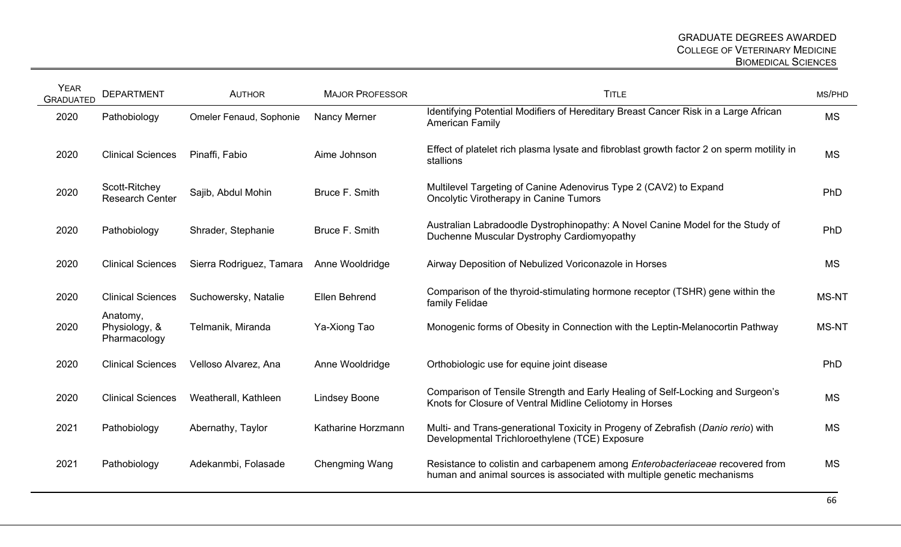| Year Graduated | Department | Author | Major Professor | Title | MS/PhD |
|---|---|---|---|---|---|
| 2020 | Pathobiology | Omeler Fenaud, Sophonie | Nancy Merner | Identifying Potential Modifiers of Hereditary Breast Cancer Risk in a Large African American Family | MS |
| 2020 | Clinical Sciences | Pinaffi, Fabio | Aime Johnson | Effect of platelet rich plasma lysate and fibroblast growth factor 2 on sperm motility in stallions | MS |
| 2020 | Scott-Ritchey Research Center | Sajib, Abdul Mohin | Bruce F. Smith | Multilevel Targeting of Canine Adenovirus Type 2 (CAV2) to Expand Oncolytic Virotherapy in Canine Tumors | PhD |
| 2020 | Pathobiology | Shrader, Stephanie | Bruce F. Smith | Australian Labradoodle Dystrophinopathy: A Novel Canine Model for the Study of Duchenne Muscular Dystrophy Cardiomyopathy | PhD |
| 2020 | Clinical Sciences | Sierra Rodriguez, Tamara | Anne Wooldridge | Airway Deposition of Nebulized Voriconazole in Horses | MS |
| 2020 | Clinical Sciences | Suchowersky, Natalie | Ellen Behrend | Comparison of the thyroid-stimulating hormone receptor (TSHR) gene within the family Felidae | MS-NT |
| 2020 | Anatomy, Physiology, & Pharmacology | Telmanik, Miranda | Ya-Xiong Tao | Monogenic forms of Obesity in Connection with the Leptin-Melanocortin Pathway | MS-NT |
| 2020 | Clinical Sciences | Velloso Alvarez, Ana | Anne Wooldridge | Orthobiologic use for equine joint disease | PhD |
| 2020 | Clinical Sciences | Weatherall, Kathleen | Lindsey Boone | Comparison of Tensile Strength and Early Healing of Self-Locking and Surgeon's Knots for Closure of Ventral Midline Celiotomy in Horses | MS |
| 2021 | Pathobiology | Abernathy, Taylor | Katharine Horzmann | Multi- and Trans-generational Toxicity in Progeny of Zebrafish (*Danio rerio*) with Developmental Trichloroethylene (TCE) Exposure | MS |
| 2021 | Pathobiology | Adekanmbi, Folasade | Chengming Wang | Resistance to colistin and carbapenem among *Enterobacteriaceae* recovered from human and animal sources is associated with multiple genetic mechanisms | MS |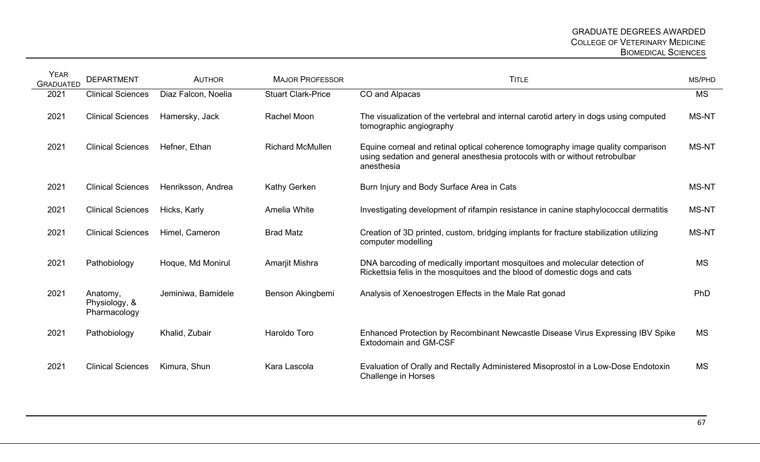| Year Graduated | Department | Author | Major Professor | Title | MS/PhD |
|---|---|---|---|---|---|
| 2021 | Clinical Sciences | Diaz Falcon, Noelia | Stuart Clark-Price | CO and Alpacas | MS |
| 2021 | Clinical Sciences | Hamersky, Jack | Rachel Moon | The visualization of the vertebral and internal carotid artery in dogs using computed tomographic angiography | MS-NT |
| 2021 | Clinical Sciences | Hefner, Ethan | Richard McMullen | Equine corneal and retinal optical coherence tomography image quality comparison using sedation and general anesthesia protocols with or without retrobulbar anesthesia | MS-NT |
| 2021 | Clinical Sciences | Henriksson, Andrea | Kathy Gerken | Burn Injury and Body Surface Area in Cats | MS-NT |
| 2021 | Clinical Sciences | Hicks, Karly | Amelia White | Investigating development of rifampin resistance in canine staphylococcal dermatitis | MS-NT |
| 2021 | Clinical Sciences | Himel, Cameron | Brad Matz | Creation of 3D printed, custom, bridging implants for fracture stabilization utilizing computer modelling | MS-NT |
| 2021 | Pathobiology | Hoque, Md Monirul | Amarjit Mishra | DNA barcoding of medically important mosquitoes and molecular detection of Rickettsia felis in the mosquitoes and the blood of domestic dogs and cats | MS |
| 2021 | Anatomy, Physiology, & Pharmacology | Jeminiwa, Bamidele | Benson Akingbemi | Analysis of Xenoestrogen Effects in the Male Rat gonad | PhD |
| 2021 | Pathobiology | Khalid, Zubair | Haroldo Toro | Enhanced Protection by Recombinant Newcastle Disease Virus Expressing IBV Spike Extodomain and GM-CSF | MS |
| 2021 | Clinical Sciences | Kimura, Shun | Kara Lascola | Evaluation of Orally and Rectally Administered Misoprostol in a Low-Dose Endotoxin Challenge in Horses | MS |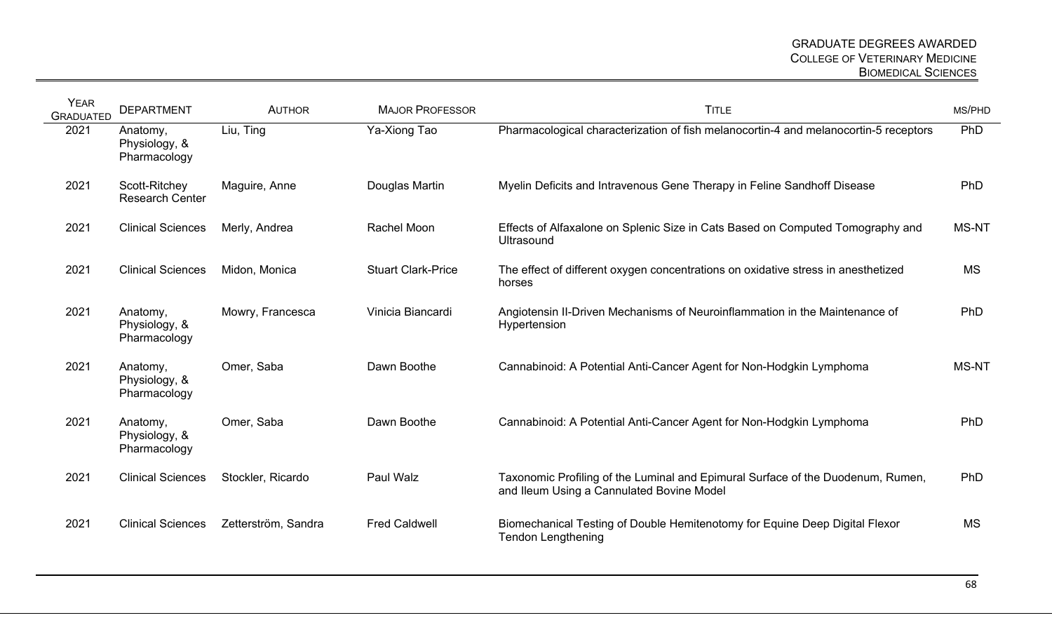| Year Graduated | Department | Author | Major Professor | Title | MS/PhD |
|---|---|---|---|---|---|
| 2021 | Anatomy, Physiology, & Pharmacology | Liu, Ting | Ya-Xiong Tao | Pharmacological characterization of fish melanocortin-4 and melanocortin-5 receptors | PhD |
| 2021 | Scott-Ritchey Research Center | Maguire, Anne | Douglas Martin | Myelin Deficits and Intravenous Gene Therapy in Feline Sandhoff Disease | PhD |
| 2021 | Clinical Sciences | Merly, Andrea | Rachel Moon | Effects of Alfaxalone on Splenic Size in Cats Based on Computed Tomography and Ultrasound | MS-NT |
| 2021 | Clinical Sciences | Midon, Monica | Stuart Clark-Price | The effect of different oxygen concentrations on oxidative stress in anesthetized horses | MS |
| 2021 | Anatomy, Physiology, & Pharmacology | Mowry, Francesca | Vinicia Biancardi | Angiotensin II-Driven Mechanisms of Neuroinflammation in the Maintenance of Hypertension | PhD |
| 2021 | Anatomy, Physiology, & Pharmacology | Omer, Saba | Dawn Boothe | Cannabinoid: A Potential Anti-Cancer Agent for Non-Hodgkin Lymphoma | MS-NT |
| 2021 | Anatomy, Physiology, & Pharmacology | Omer, Saba | Dawn Boothe | Cannabinoid: A Potential Anti-Cancer Agent for Non-Hodgkin Lymphoma | PhD |
| 2021 | Clinical Sciences | Stockler, Ricardo | Paul Walz | Taxonomic Profiling of the Luminal and Epimural Surface of the Duodenum, Rumen, and Ileum Using a Cannulated Bovine Model | PhD |
| 2021 | Clinical Sciences | Zetterström, Sandra | Fred Caldwell | Biomechanical Testing of Double Hemitenotomy for Equine Deep Digital Flexor Tendon Lengthening | MS |